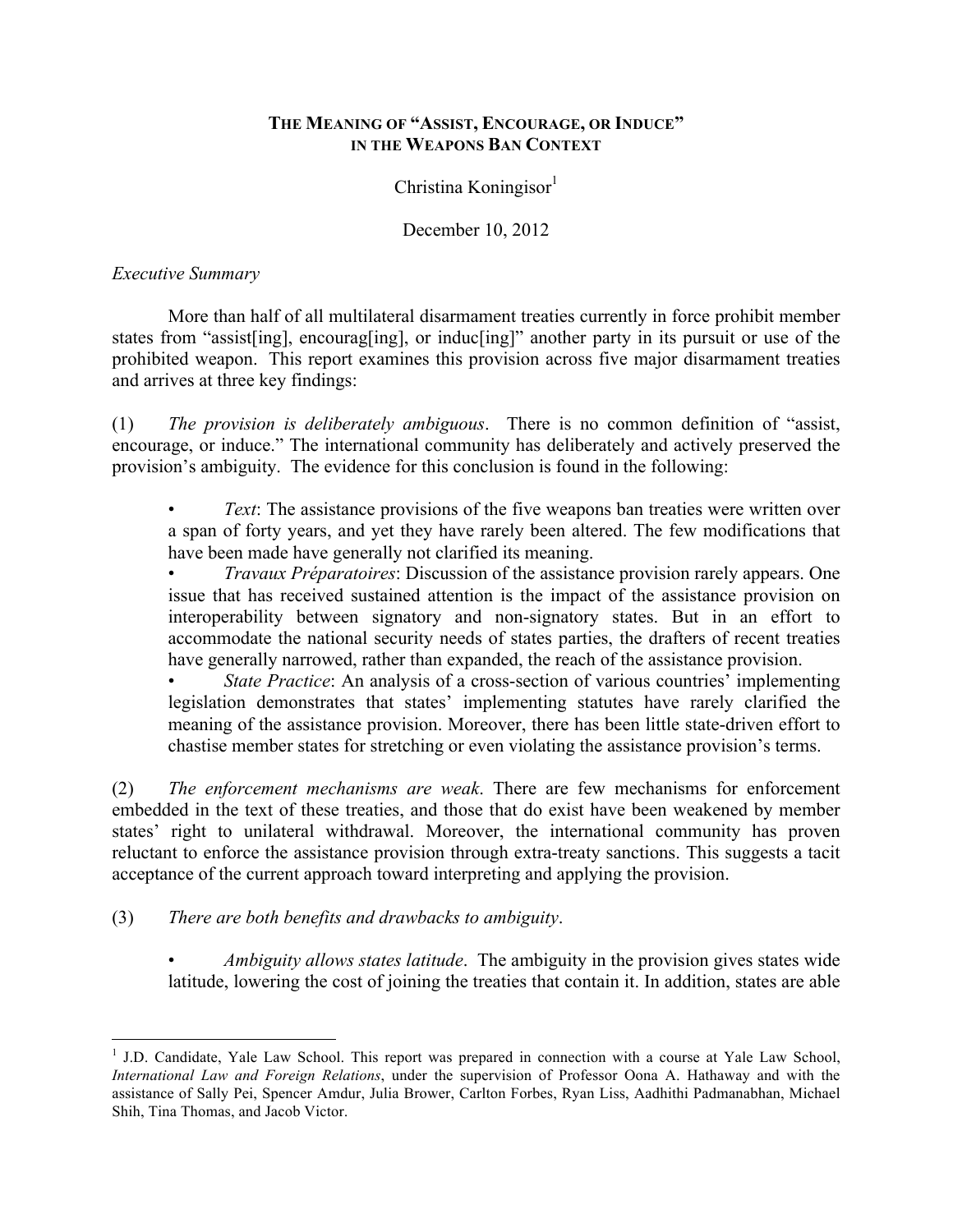# The Meaning of "Assist, Encourage, or Induce" in the Weapons Ban Context

Christina Koningisor[1]

December 10, 2012

*Executive Summary*

More than half of all multilateral disarmament treaties currently in force prohibit member states from "assist[ing], encourag[ing], or induc[ing]" another party in its pursuit or use of the prohibited weapon. This report examines this provision across five major disarmament treaties and arrives at three key findings:

(1) *The provision is deliberately ambiguous*. There is no common definition of "assist, encourage, or induce." The international community has deliberately and actively preserved the provision's ambiguity. The evidence for this conclusion is found in the following:

- *Text*: The assistance provisions of the five weapons ban treaties were written over a span of forty years, and yet they have rarely been altered. The few modifications that have been made have generally not clarified its meaning.
- *Travaux Préparatoires*: Discussion of the assistance provision rarely appears. One issue that has received sustained attention is the impact of the assistance provision on interoperability between signatory and non-signatory states. But in an effort to accommodate the national security needs of states parties, the drafters of recent treaties have generally narrowed, rather than expanded, the reach of the assistance provision.
- *State Practice*: An analysis of a cross-section of various countries' implementing legislation demonstrates that states' implementing statutes have rarely clarified the meaning of the assistance provision. Moreover, there has been little state-driven effort to chastise member states for stretching or even violating the assistance provision's terms.

(2) *The enforcement mechanisms are weak*. There are few mechanisms for enforcement embedded in the text of these treaties, and those that do exist have been weakened by member states' right to unilateral withdrawal. Moreover, the international community has proven reluctant to enforce the assistance provision through extra-treaty sanctions. This suggests a tacit acceptance of the current approach toward interpreting and applying the provision.

(3) *There are both benefits and drawbacks to ambiguity*.

- *Ambiguity allows states latitude*. The ambiguity in the provision gives states wide latitude, lowering the cost of joining the treaties that contain it. In addition, states are able

---

[1] J.D. Candidate, Yale Law School. This report was prepared in connection with a course at Yale Law School, *International Law and Foreign Relations*, under the supervision of Professor Oona A. Hathaway and with the assistance of Sally Pei, Spencer Amdur, Julia Brower, Carlton Forbes, Ryan Liss, Aadhithi Padmanabhan, Michael Shih, Tina Thomas, and Jacob Victor.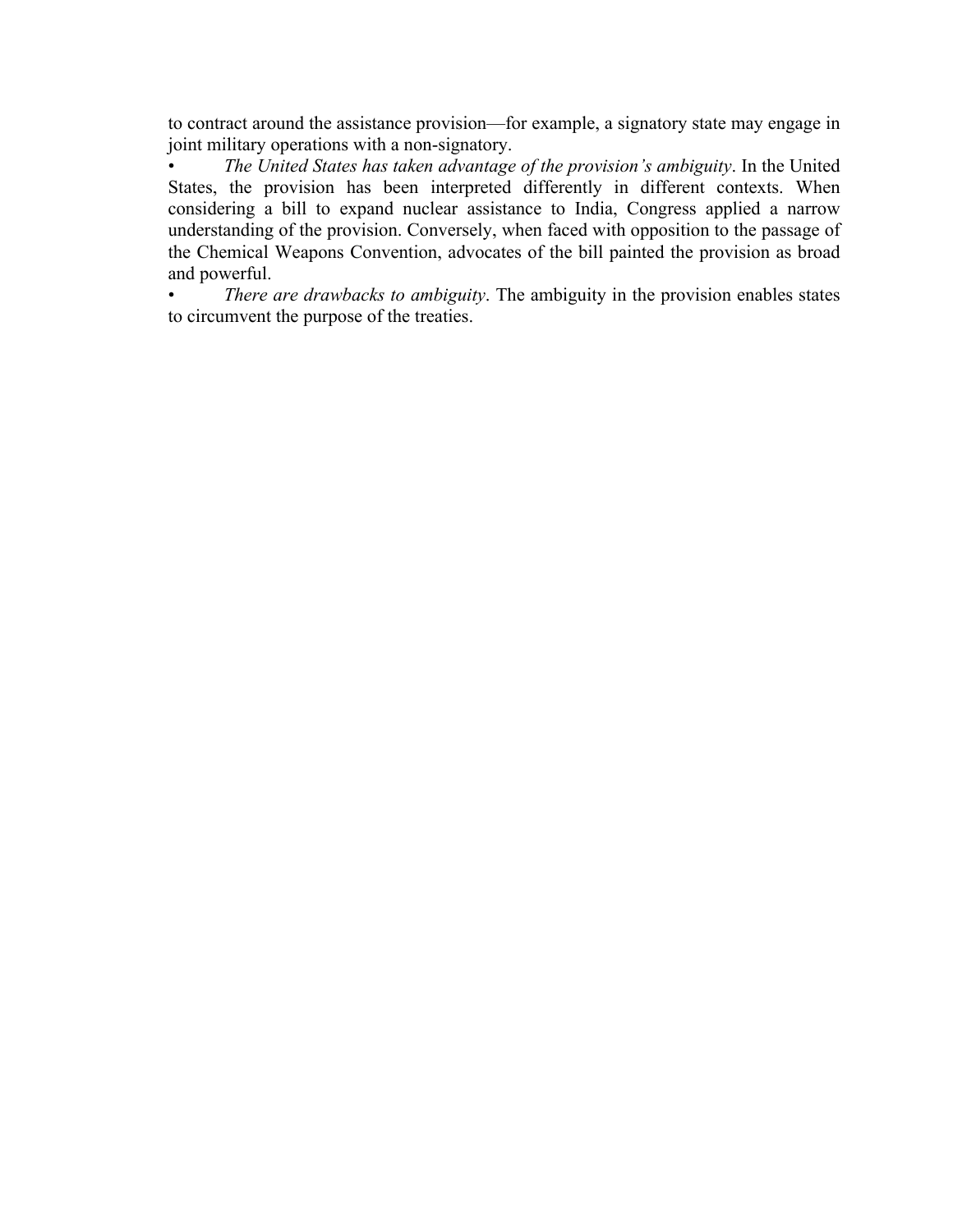to contract around the assistance provision—for example, a signatory state may engage in joint military operations with a non-signatory.

- *The United States has taken advantage of the provision's ambiguity*. In the United States, the provision has been interpreted differently in different contexts. When considering a bill to expand nuclear assistance to India, Congress applied a narrow understanding of the provision. Conversely, when faced with opposition to the passage of the Chemical Weapons Convention, advocates of the bill painted the provision as broad and powerful.
- *There are drawbacks to ambiguity*. The ambiguity in the provision enables states to circumvent the purpose of the treaties.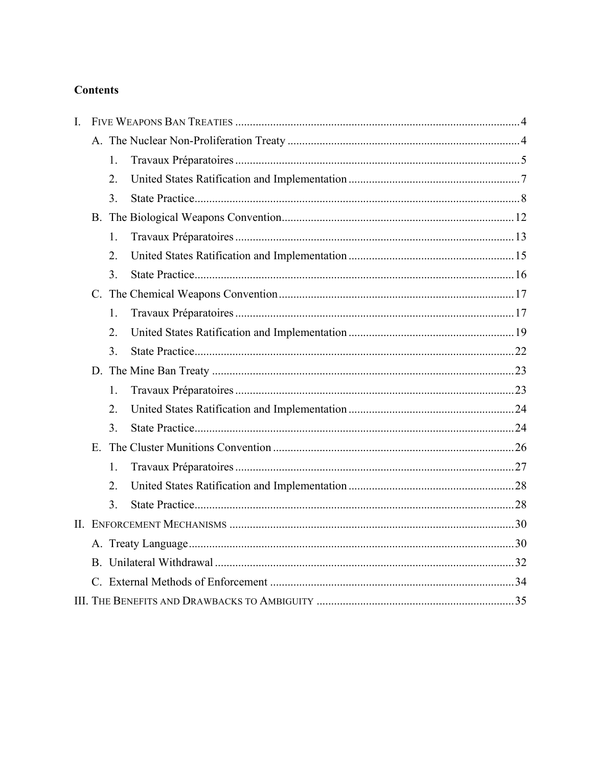**Contents**

- I. FIVE WEAPONS BAN TREATIES ... 4
  - A. The Nuclear Non-Proliferation Treaty ... 4
    1. Travaux Préparatoires ... 5
    2. United States Ratification and Implementation ... 7
    3. State Practice ... 8
  - B. The Biological Weapons Convention ... 12
    1. Travaux Préparatoires ... 13
    2. United States Ratification and Implementation ... 15
    3. State Practice ... 16
  - C. The Chemical Weapons Convention ... 17
    1. Travaux Préparatoires ... 17
    2. United States Ratification and Implementation ... 19
    3. State Practice ... 22
  - D. The Mine Ban Treaty ... 23
    1. Travaux Préparatoires ... 23
    2. United States Ratification and Implementation ... 24
    3. State Practice ... 24
  - E. The Cluster Munitions Convention ... 26
    1. Travaux Préparatoires ... 27
    2. United States Ratification and Implementation ... 28
    3. State Practice ... 28
- II. ENFORCEMENT MECHANISMS ... 30
  - A. Treaty Language ... 30
  - B. Unilateral Withdrawal ... 32
  - C. External Methods of Enforcement ... 34
- III. THE BENEFITS AND DRAWBACKS TO AMBIGUITY ... 35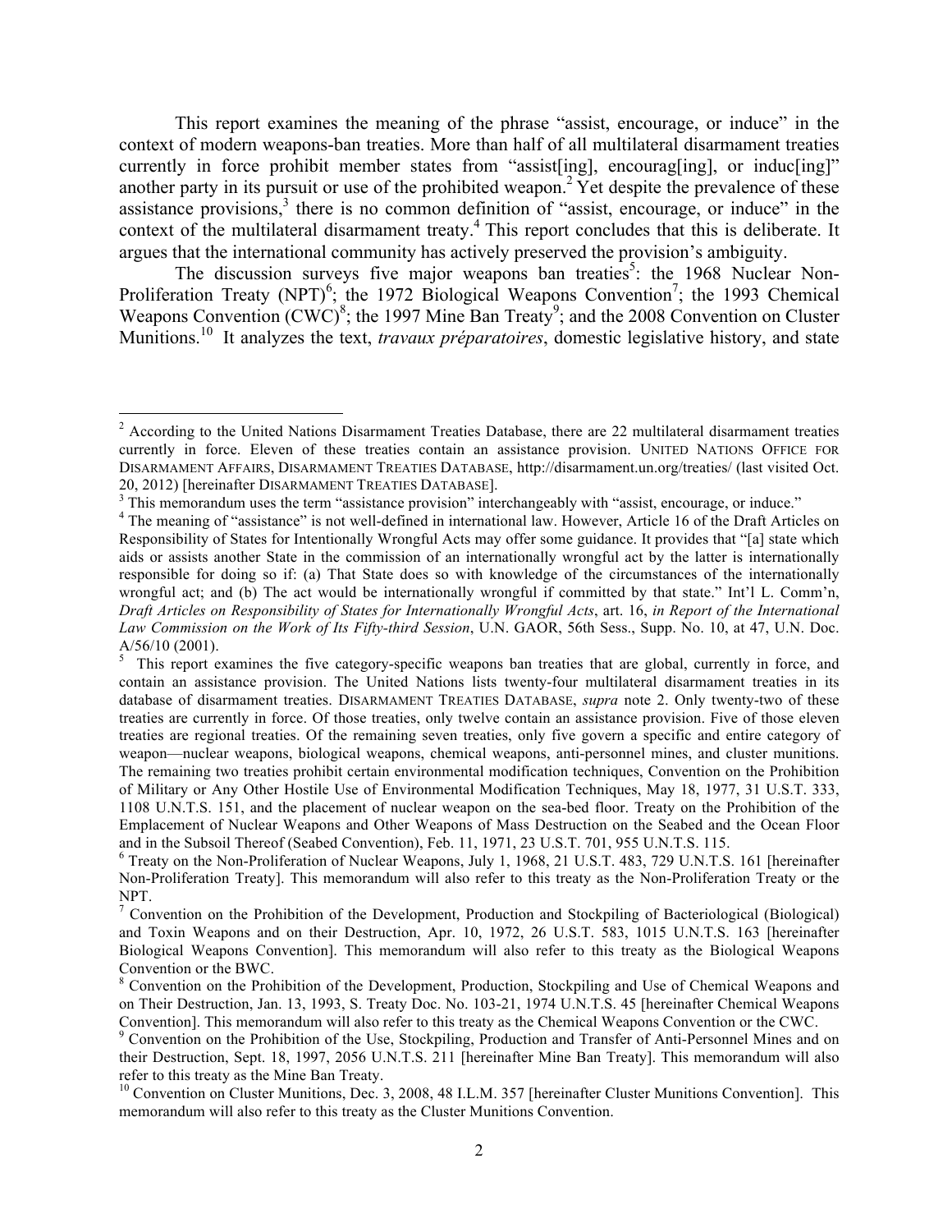This report examines the meaning of the phrase "assist, encourage, or induce" in the context of modern weapons-ban treaties. More than half of all multilateral disarmament treaties currently in force prohibit member states from "assist[ing], encourag[ing], or induc[ing]" another party in its pursuit or use of the prohibited weapon.[2] Yet despite the prevalence of these assistance provisions,[3] there is no common definition of "assist, encourage, or induce" in the context of the multilateral disarmament treaty.[4] This report concludes that this is deliberate. It argues that the international community has actively preserved the provision's ambiguity.

The discussion surveys five major weapons ban treaties[5]: the 1968 Nuclear Non-Proliferation Treaty (NPT)[6]; the 1972 Biological Weapons Convention[7]; the 1993 Chemical Weapons Convention (CWC)[8]; the 1997 Mine Ban Treaty[9]; and the 2008 Convention on Cluster Munitions.[10] It analyzes the text, *travaux préparatoires*, domestic legislative history, and state

---

[2] According to the United Nations Disarmament Treaties Database, there are 22 multilateral disarmament treaties currently in force. Eleven of these treaties contain an assistance provision. UNITED NATIONS OFFICE FOR DISARMAMENT AFFAIRS, DISARMAMENT TREATIES DATABASE, http://disarmament.un.org/treaties/ (last visited Oct. 20, 2012) [hereinafter DISARMAMENT TREATIES DATABASE].

[3] This memorandum uses the term "assistance provision" interchangeably with "assist, encourage, or induce."

[4] The meaning of "assistance" is not well-defined in international law. However, Article 16 of the Draft Articles on Responsibility of States for Intentionally Wrongful Acts may offer some guidance. It provides that "[a] state which aids or assists another State in the commission of an internationally wrongful act by the latter is internationally responsible for doing so if: (a) That State does so with knowledge of the circumstances of the internationally wrongful act; and (b) The act would be internationally wrongful if committed by that state." Int'l L. Comm'n, *Draft Articles on Responsibility of States for Internationally Wrongful Acts*, art. 16, *in Report of the International Law Commission on the Work of Its Fifty-third Session*, U.N. GAOR, 56th Sess., Supp. No. 10, at 47, U.N. Doc. A/56/10 (2001).

[5] This report examines the five category-specific weapons ban treaties that are global, currently in force, and contain an assistance provision. The United Nations lists twenty-four multilateral disarmament treaties in its database of disarmament treaties. DISARMAMENT TREATIES DATABASE, *supra* note 2. Only twenty-two of these treaties are currently in force. Of those treaties, only twelve contain an assistance provision. Five of those eleven treaties are regional treaties. Of the remaining seven treaties, only five govern a specific and entire category of weapon—nuclear weapons, biological weapons, chemical weapons, anti-personnel mines, and cluster munitions. The remaining two treaties prohibit certain environmental modification techniques, Convention on the Prohibition of Military or Any Other Hostile Use of Environmental Modification Techniques, May 18, 1977, 31 U.S.T. 333, 1108 U.N.T.S. 151, and the placement of nuclear weapon on the sea-bed floor. Treaty on the Prohibition of the Emplacement of Nuclear Weapons and Other Weapons of Mass Destruction on the Seabed and the Ocean Floor and in the Subsoil Thereof (Seabed Convention), Feb. 11, 1971, 23 U.S.T. 701, 955 U.N.T.S. 115.

[6] Treaty on the Non-Proliferation of Nuclear Weapons, July 1, 1968, 21 U.S.T. 483, 729 U.N.T.S. 161 [hereinafter Non-Proliferation Treaty]. This memorandum will also refer to this treaty as the Non-Proliferation Treaty or the NPT.

[7] Convention on the Prohibition of the Development, Production and Stockpiling of Bacteriological (Biological) and Toxin Weapons and on their Destruction, Apr. 10, 1972, 26 U.S.T. 583, 1015 U.N.T.S. 163 [hereinafter Biological Weapons Convention]. This memorandum will also refer to this treaty as the Biological Weapons Convention or the BWC.

[8] Convention on the Prohibition of the Development, Production, Stockpiling and Use of Chemical Weapons and on Their Destruction, Jan. 13, 1993, S. Treaty Doc. No. 103-21, 1974 U.N.T.S. 45 [hereinafter Chemical Weapons Convention]. This memorandum will also refer to this treaty as the Chemical Weapons Convention or the CWC.

[9] Convention on the Prohibition of the Use, Stockpiling, Production and Transfer of Anti-Personnel Mines and on their Destruction, Sept. 18, 1997, 2056 U.N.T.S. 211 [hereinafter Mine Ban Treaty]. This memorandum will also refer to this treaty as the Mine Ban Treaty.

[10] Convention on Cluster Munitions, Dec. 3, 2008, 48 I.L.M. 357 [hereinafter Cluster Munitions Convention]. This memorandum will also refer to this treaty as the Cluster Munitions Convention.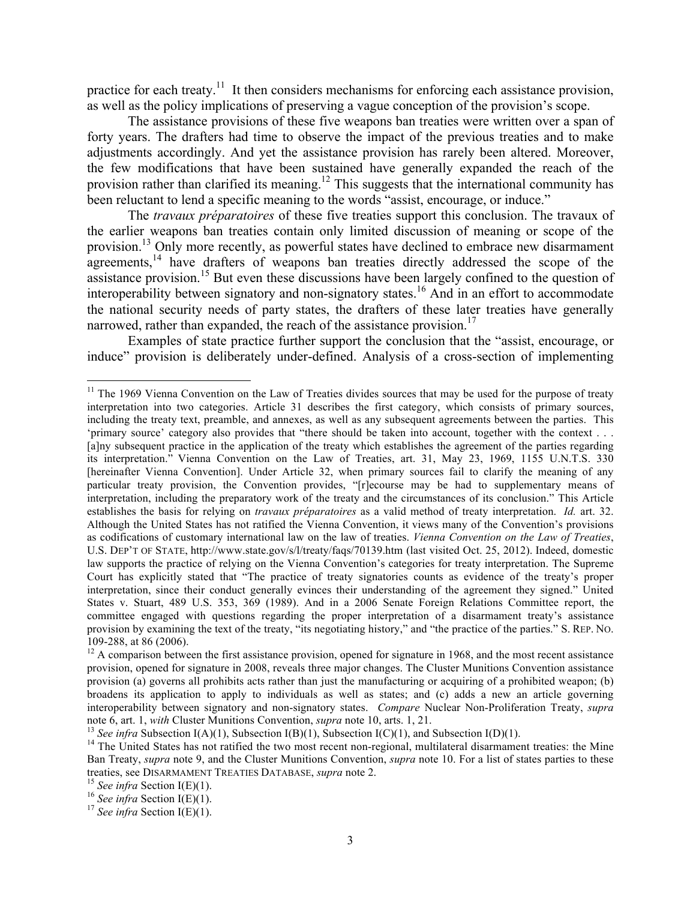practice for each treaty.[11] It then considers mechanisms for enforcing each assistance provision, as well as the policy implications of preserving a vague conception of the provision's scope.

The assistance provisions of these five weapons ban treaties were written over a span of forty years. The drafters had time to observe the impact of the previous treaties and to make adjustments accordingly. And yet the assistance provision has rarely been altered. Moreover, the few modifications that have been sustained have generally expanded the reach of the provision rather than clarified its meaning.[12] This suggests that the international community has been reluctant to lend a specific meaning to the words "assist, encourage, or induce."

The *travaux préparatoires* of these five treaties support this conclusion. The travaux of the earlier weapons ban treaties contain only limited discussion of meaning or scope of the provision.[13] Only more recently, as powerful states have declined to embrace new disarmament agreements,[14] have drafters of weapons ban treaties directly addressed the scope of the assistance provision.[15] But even these discussions have been largely confined to the question of interoperability between signatory and non-signatory states.[16] And in an effort to accommodate the national security needs of party states, the drafters of these later treaties have generally narrowed, rather than expanded, the reach of the assistance provision.[17]

Examples of state practice further support the conclusion that the "assist, encourage, or induce" provision is deliberately under-defined. Analysis of a cross-section of implementing

---

[11] The 1969 Vienna Convention on the Law of Treaties divides sources that may be used for the purpose of treaty interpretation into two categories. Article 31 describes the first category, which consists of primary sources, including the treaty text, preamble, and annexes, as well as any subsequent agreements between the parties. This 'primary source' category also provides that "there should be taken into account, together with the context . . . [a]ny subsequent practice in the application of the treaty which establishes the agreement of the parties regarding its interpretation." Vienna Convention on the Law of Treaties, art. 31, May 23, 1969, 1155 U.N.T.S. 330 [hereinafter Vienna Convention]. Under Article 32, when primary sources fail to clarify the meaning of any particular treaty provision, the Convention provides, "[r]ecourse may be had to supplementary means of interpretation, including the preparatory work of the treaty and the circumstances of its conclusion." This Article establishes the basis for relying on *travaux préparatoires* as a valid method of treaty interpretation. *Id.* art. 32. Although the United States has not ratified the Vienna Convention, it views many of the Convention's provisions as codifications of customary international law on the law of treaties. *Vienna Convention on the Law of Treaties*, U.S. DEP'T OF STATE, http://www.state.gov/s/l/treaty/faqs/70139.htm (last visited Oct. 25, 2012). Indeed, domestic law supports the practice of relying on the Vienna Convention's categories for treaty interpretation. The Supreme Court has explicitly stated that "The practice of treaty signatories counts as evidence of the treaty's proper interpretation, since their conduct generally evinces their understanding of the agreement they signed." United States v. Stuart, 489 U.S. 353, 369 (1989). And in a 2006 Senate Foreign Relations Committee report, the committee engaged with questions regarding the proper interpretation of a disarmament treaty's assistance provision by examining the text of the treaty, "its negotiating history," and "the practice of the parties." S. REP. NO. 109-288, at 86 (2006).

[12] A comparison between the first assistance provision, opened for signature in 1968, and the most recent assistance provision, opened for signature in 2008, reveals three major changes. The Cluster Munitions Convention assistance provision (a) governs all prohibits acts rather than just the manufacturing or acquiring of a prohibited weapon; (b) broadens its application to apply to individuals as well as states; and (c) adds a new an article governing interoperability between signatory and non-signatory states. *Compare* Nuclear Non-Proliferation Treaty, *supra* note 6, art. 1, *with* Cluster Munitions Convention, *supra* note 10, arts. 1, 21.

[13] *See infra* Subsection I(A)(1), Subsection I(B)(1), Subsection I(C)(1), and Subsection I(D)(1).

[14] The United States has not ratified the two most recent non-regional, multilateral disarmament treaties: the Mine Ban Treaty, *supra* note 9, and the Cluster Munitions Convention, *supra* note 10. For a list of states parties to these treaties, see DISARMAMENT TREATIES DATABASE, *supra* note 2.

[15] *See infra* Section I(E)(1).

[16] *See infra* Section I(E)(1).

[17] *See infra* Section I(E)(1).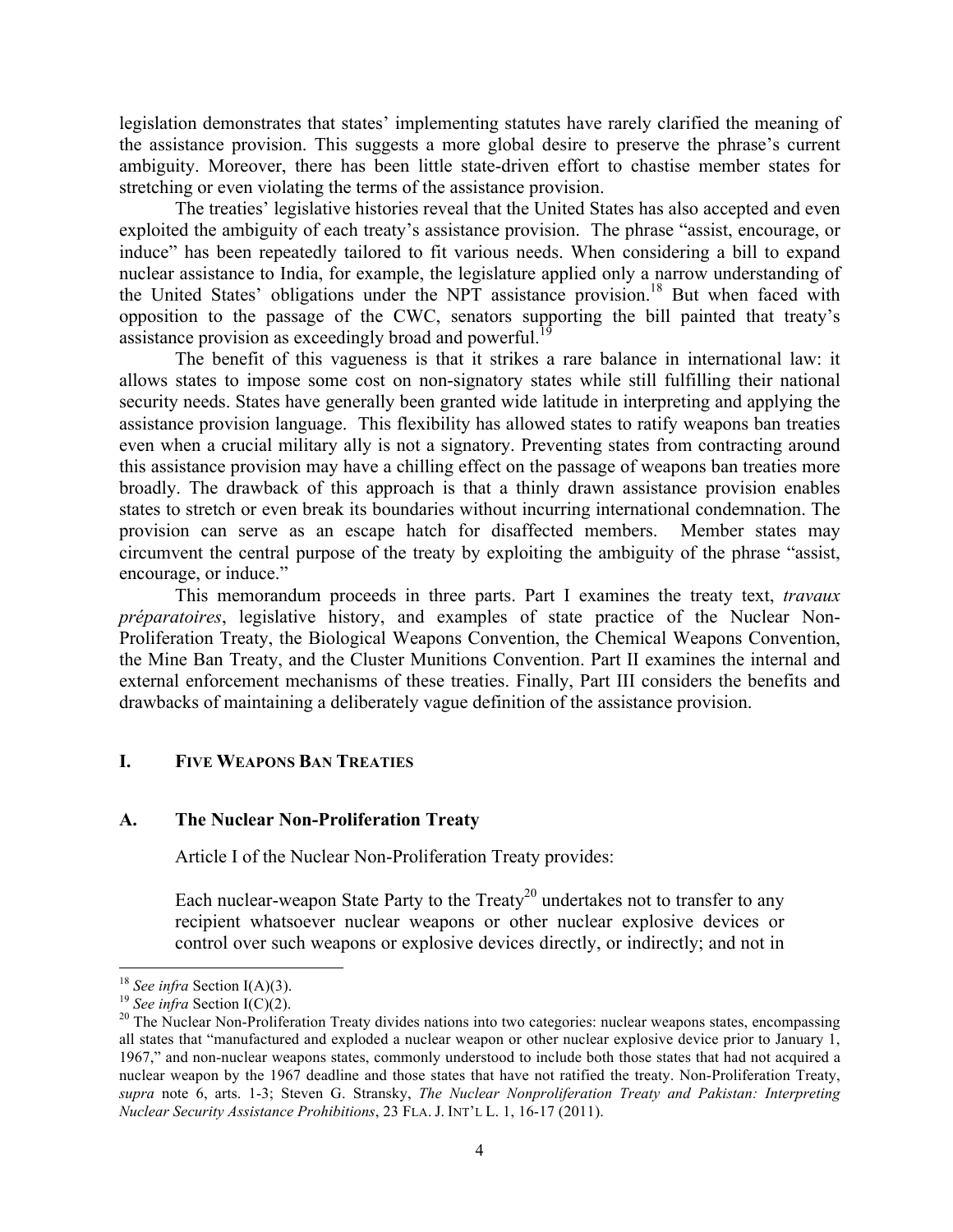legislation demonstrates that states' implementing statutes have rarely clarified the meaning of the assistance provision. This suggests a more global desire to preserve the phrase's current ambiguity. Moreover, there has been little state-driven effort to chastise member states for stretching or even violating the terms of the assistance provision.

The treaties' legislative histories reveal that the United States has also accepted and even exploited the ambiguity of each treaty's assistance provision. The phrase "assist, encourage, or induce" has been repeatedly tailored to fit various needs. When considering a bill to expand nuclear assistance to India, for example, the legislature applied only a narrow understanding of the United States' obligations under the NPT assistance provision.[18] But when faced with opposition to the passage of the CWC, senators supporting the bill painted that treaty's assistance provision as exceedingly broad and powerful.[19]

The benefit of this vagueness is that it strikes a rare balance in international law: it allows states to impose some cost on non-signatory states while still fulfilling their national security needs. States have generally been granted wide latitude in interpreting and applying the assistance provision language. This flexibility has allowed states to ratify weapons ban treaties even when a crucial military ally is not a signatory. Preventing states from contracting around this assistance provision may have a chilling effect on the passage of weapons ban treaties more broadly. The drawback of this approach is that a thinly drawn assistance provision enables states to stretch or even break its boundaries without incurring international condemnation. The provision can serve as an escape hatch for disaffected members. Member states may circumvent the central purpose of the treaty by exploiting the ambiguity of the phrase "assist, encourage, or induce."

This memorandum proceeds in three parts. Part I examines the treaty text, *travaux préparatoires*, legislative history, and examples of state practice of the Nuclear Non-Proliferation Treaty, the Biological Weapons Convention, the Chemical Weapons Convention, the Mine Ban Treaty, and the Cluster Munitions Convention. Part II examines the internal and external enforcement mechanisms of these treaties. Finally, Part III considers the benefits and drawbacks of maintaining a deliberately vague definition of the assistance provision.

## I. FIVE WEAPONS BAN TREATIES

### A. The Nuclear Non-Proliferation Treaty

Article I of the Nuclear Non-Proliferation Treaty provides:

> Each nuclear-weapon State Party to the Treaty[20] undertakes not to transfer to any recipient whatsoever nuclear weapons or other nuclear explosive devices or control over such weapons or explosive devices directly, or indirectly; and not in

---

[18] *See infra* Section I(A)(3).

[19] *See infra* Section I(C)(2).

[20] The Nuclear Non-Proliferation Treaty divides nations into two categories: nuclear weapons states, encompassing all states that "manufactured and exploded a nuclear weapon or other nuclear explosive device prior to January 1, 1967," and non-nuclear weapons states, commonly understood to include both those states that had not acquired a nuclear weapon by the 1967 deadline and those states that have not ratified the treaty. Non-Proliferation Treaty, *supra* note 6, arts. 1-3; Steven G. Stransky, *The Nuclear Nonproliferation Treaty and Pakistan: Interpreting Nuclear Security Assistance Prohibitions*, 23 FLA. J. INT'L L. 1, 16-17 (2011).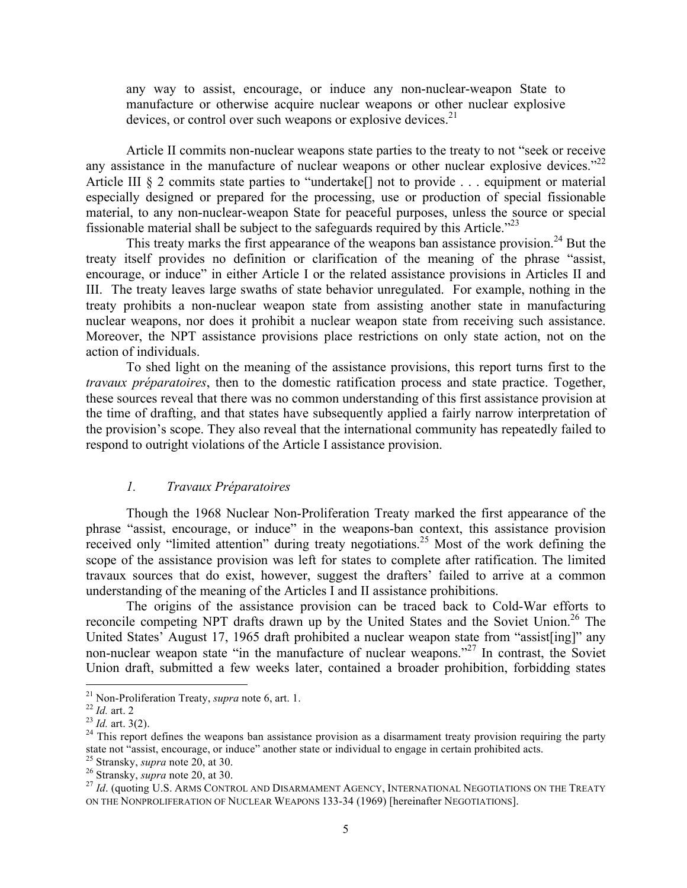any way to assist, encourage, or induce any non-nuclear-weapon State to manufacture or otherwise acquire nuclear weapons or other nuclear explosive devices, or control over such weapons or explosive devices.[21]

Article II commits non-nuclear weapons state parties to the treaty to not "seek or receive any assistance in the manufacture of nuclear weapons or other nuclear explosive devices."[22] Article III § 2 commits state parties to "undertake[] not to provide . . . equipment or material especially designed or prepared for the processing, use or production of special fissionable material, to any non-nuclear-weapon State for peaceful purposes, unless the source or special fissionable material shall be subject to the safeguards required by this Article."[23]

This treaty marks the first appearance of the weapons ban assistance provision.[24] But the treaty itself provides no definition or clarification of the meaning of the phrase "assist, encourage, or induce" in either Article I or the related assistance provisions in Articles II and III. The treaty leaves large swaths of state behavior unregulated. For example, nothing in the treaty prohibits a non-nuclear weapon state from assisting another state in manufacturing nuclear weapons, nor does it prohibit a nuclear weapon state from receiving such assistance. Moreover, the NPT assistance provisions place restrictions on only state action, not on the action of individuals.

To shed light on the meaning of the assistance provisions, this report turns first to the *travaux préparatoires*, then to the domestic ratification process and state practice. Together, these sources reveal that there was no common understanding of this first assistance provision at the time of drafting, and that states have subsequently applied a fairly narrow interpretation of the provision's scope. They also reveal that the international community has repeatedly failed to respond to outright violations of the Article I assistance provision.

### *1. Travaux Préparatoires*

Though the 1968 Nuclear Non-Proliferation Treaty marked the first appearance of the phrase "assist, encourage, or induce" in the weapons-ban context, this assistance provision received only "limited attention" during treaty negotiations.[25] Most of the work defining the scope of the assistance provision was left for states to complete after ratification. The limited travaux sources that do exist, however, suggest the drafters' failed to arrive at a common understanding of the meaning of the Articles I and II assistance prohibitions.

The origins of the assistance provision can be traced back to Cold-War efforts to reconcile competing NPT drafts drawn up by the United States and the Soviet Union.[26] The United States' August 17, 1965 draft prohibited a nuclear weapon state from "assist[ing]" any non-nuclear weapon state "in the manufacture of nuclear weapons."[27] In contrast, the Soviet Union draft, submitted a few weeks later, contained a broader prohibition, forbidding states

---

[21] Non-Proliferation Treaty, *supra* note 6, art. 1.

[22] *Id.* art. 2

[23] *Id.* art. 3(2).

[24] This report defines the weapons ban assistance provision as a disarmament treaty provision requiring the party state not "assist, encourage, or induce" another state or individual to engage in certain prohibited acts.

[25] Stransky, *supra* note 20, at 30.

[26] Stransky, *supra* note 20, at 30.

[27] *Id*. (quoting U.S. ARMS CONTROL AND DISARMAMENT AGENCY, INTERNATIONAL NEGOTIATIONS ON THE TREATY ON THE NONPROLIFERATION OF NUCLEAR WEAPONS 133-34 (1969) [hereinafter NEGOTIATIONS].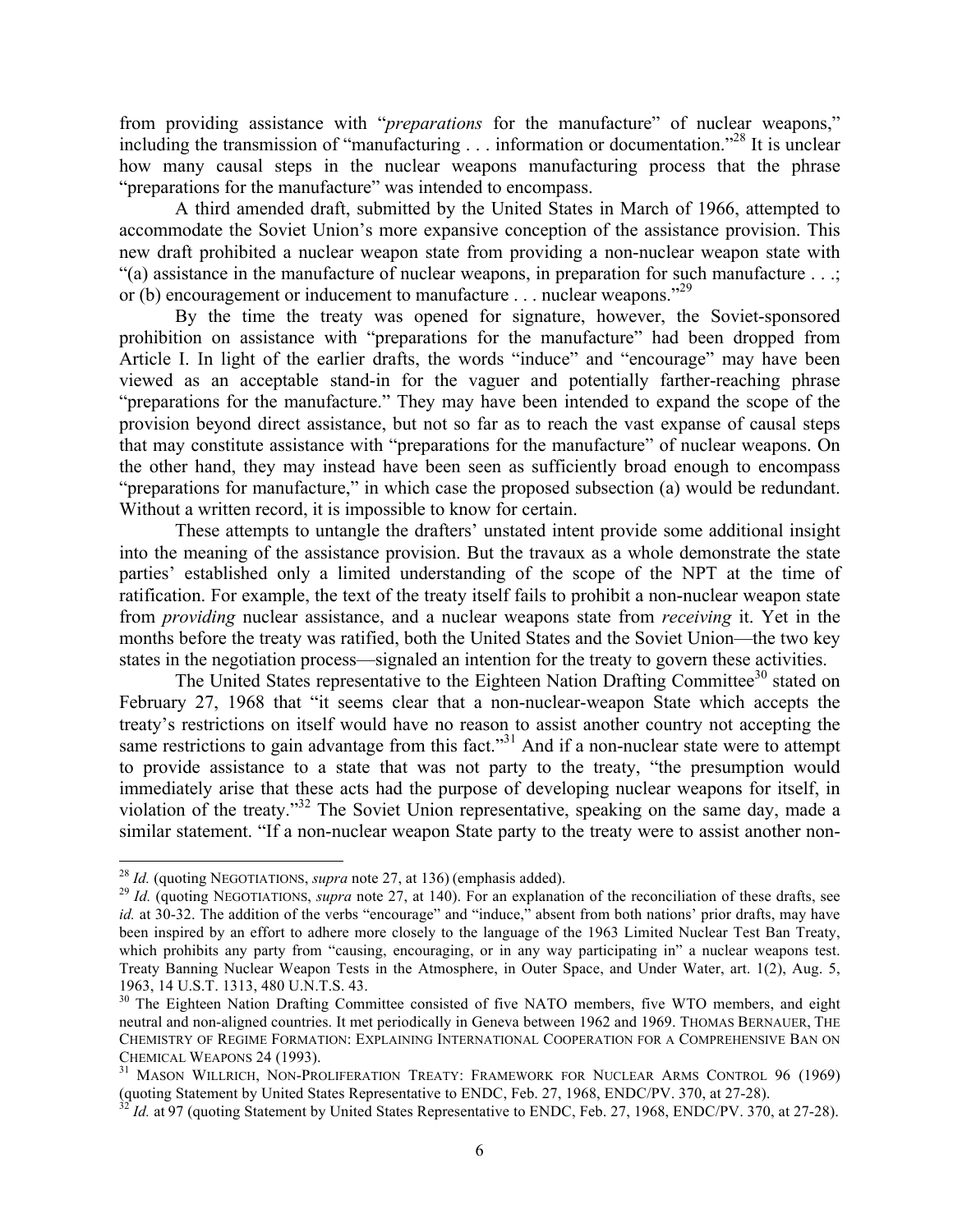from providing assistance with "*preparations* for the manufacture" of nuclear weapons," including the transmission of "manufacturing . . . information or documentation."[28] It is unclear how many causal steps in the nuclear weapons manufacturing process that the phrase "preparations for the manufacture" was intended to encompass.

A third amended draft, submitted by the United States in March of 1966, attempted to accommodate the Soviet Union's more expansive conception of the assistance provision. This new draft prohibited a nuclear weapon state from providing a non-nuclear weapon state with "(a) assistance in the manufacture of nuclear weapons, in preparation for such manufacture . . .; or (b) encouragement or inducement to manufacture . . . nuclear weapons."[29]

By the time the treaty was opened for signature, however, the Soviet-sponsored prohibition on assistance with "preparations for the manufacture" had been dropped from Article I. In light of the earlier drafts, the words "induce" and "encourage" may have been viewed as an acceptable stand-in for the vaguer and potentially farther-reaching phrase "preparations for the manufacture." They may have been intended to expand the scope of the provision beyond direct assistance, but not so far as to reach the vast expanse of causal steps that may constitute assistance with "preparations for the manufacture" of nuclear weapons. On the other hand, they may instead have been seen as sufficiently broad enough to encompass "preparations for manufacture," in which case the proposed subsection (a) would be redundant. Without a written record, it is impossible to know for certain.

These attempts to untangle the drafters' unstated intent provide some additional insight into the meaning of the assistance provision. But the travaux as a whole demonstrate the state parties' established only a limited understanding of the scope of the NPT at the time of ratification. For example, the text of the treaty itself fails to prohibit a non-nuclear weapon state from *providing* nuclear assistance, and a nuclear weapons state from *receiving* it. Yet in the months before the treaty was ratified, both the United States and the Soviet Union—the two key states in the negotiation process—signaled an intention for the treaty to govern these activities.

The United States representative to the Eighteen Nation Drafting Committee[30] stated on February 27, 1968 that "it seems clear that a non-nuclear-weapon State which accepts the treaty's restrictions on itself would have no reason to assist another country not accepting the same restrictions to gain advantage from this fact."[31] And if a non-nuclear state were to attempt to provide assistance to a state that was not party to the treaty, "the presumption would immediately arise that these acts had the purpose of developing nuclear weapons for itself, in violation of the treaty."[32] The Soviet Union representative, speaking on the same day, made a similar statement. "If a non-nuclear weapon State party to the treaty were to assist another non-

---

[28] *Id.* (quoting NEGOTIATIONS, *supra* note 27, at 136) (emphasis added).

[29] *Id.* (quoting NEGOTIATIONS, *supra* note 27, at 140). For an explanation of the reconciliation of these drafts, see *id.* at 30-32. The addition of the verbs "encourage" and "induce," absent from both nations' prior drafts, may have been inspired by an effort to adhere more closely to the language of the 1963 Limited Nuclear Test Ban Treaty, which prohibits any party from "causing, encouraging, or in any way participating in" a nuclear weapons test. Treaty Banning Nuclear Weapon Tests in the Atmosphere, in Outer Space, and Under Water, art. 1(2), Aug. 5, 1963, 14 U.S.T. 1313, 480 U.N.T.S. 43.

[30] The Eighteen Nation Drafting Committee consisted of five NATO members, five WTO members, and eight neutral and non-aligned countries. It met periodically in Geneva between 1962 and 1969. THOMAS BERNAUER, THE CHEMISTRY OF REGIME FORMATION: EXPLAINING INTERNATIONAL COOPERATION FOR A COMPREHENSIVE BAN ON CHEMICAL WEAPONS 24 (1993).

[31] MASON WILLRICH, NON-PROLIFERATION TREATY: FRAMEWORK FOR NUCLEAR ARMS CONTROL 96 (1969) (quoting Statement by United States Representative to ENDC, Feb. 27, 1968, ENDC/PV. 370, at 27-28).

[32] *Id.* at 97 (quoting Statement by United States Representative to ENDC, Feb. 27, 1968, ENDC/PV. 370, at 27-28).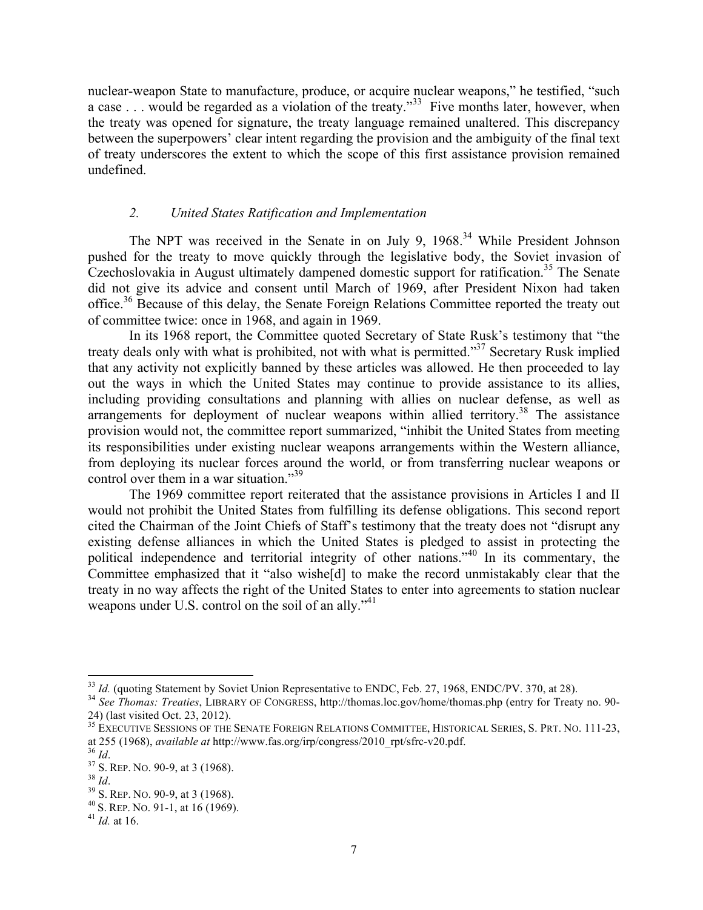nuclear-weapon State to manufacture, produce, or acquire nuclear weapons," he testified, "such a case . . . would be regarded as a violation of the treaty."[33] Five months later, however, when the treaty was opened for signature, the treaty language remained unaltered. This discrepancy between the superpowers' clear intent regarding the provision and the ambiguity of the final text of treaty underscores the extent to which the scope of this first assistance provision remained undefined.

### *2. United States Ratification and Implementation*

The NPT was received in the Senate in on July 9, 1968.[34] While President Johnson pushed for the treaty to move quickly through the legislative body, the Soviet invasion of Czechoslovakia in August ultimately dampened domestic support for ratification.[35] The Senate did not give its advice and consent until March of 1969, after President Nixon had taken office.[36] Because of this delay, the Senate Foreign Relations Committee reported the treaty out of committee twice: once in 1968, and again in 1969.

In its 1968 report, the Committee quoted Secretary of State Rusk's testimony that "the treaty deals only with what is prohibited, not with what is permitted."[37] Secretary Rusk implied that any activity not explicitly banned by these articles was allowed. He then proceeded to lay out the ways in which the United States may continue to provide assistance to its allies, including providing consultations and planning with allies on nuclear defense, as well as arrangements for deployment of nuclear weapons within allied territory.[38] The assistance provision would not, the committee report summarized, "inhibit the United States from meeting its responsibilities under existing nuclear weapons arrangements within the Western alliance, from deploying its nuclear forces around the world, or from transferring nuclear weapons or control over them in a war situation."[39]

The 1969 committee report reiterated that the assistance provisions in Articles I and II would not prohibit the United States from fulfilling its defense obligations. This second report cited the Chairman of the Joint Chiefs of Staff's testimony that the treaty does not "disrupt any existing defense alliances in which the United States is pledged to assist in protecting the political independence and territorial integrity of other nations."[40] In its commentary, the Committee emphasized that it "also wishe[d] to make the record unmistakably clear that the treaty in no way affects the right of the United States to enter into agreements to station nuclear weapons under U.S. control on the soil of an ally."[41]

---

[33] *Id.* (quoting Statement by Soviet Union Representative to ENDC, Feb. 27, 1968, ENDC/PV. 370, at 28).

[34] *See Thomas: Treaties*, LIBRARY OF CONGRESS, http://thomas.loc.gov/home/thomas.php (entry for Treaty no. 90-24) (last visited Oct. 23, 2012).

[35] EXECUTIVE SESSIONS OF THE SENATE FOREIGN RELATIONS COMMITTEE, HISTORICAL SERIES, S. PRT. NO. 111-23, at 255 (1968), *available at* http://www.fas.org/irp/congress/2010_rpt/sfrc-v20.pdf.

[36] *Id*.

[37] S. REP. NO. 90-9, at 3 (1968).

[38] *Id*.

[39] S. REP. NO. 90-9, at 3 (1968).

[40] S. REP. NO. 91-1, at 16 (1969).

[41] *Id.* at 16.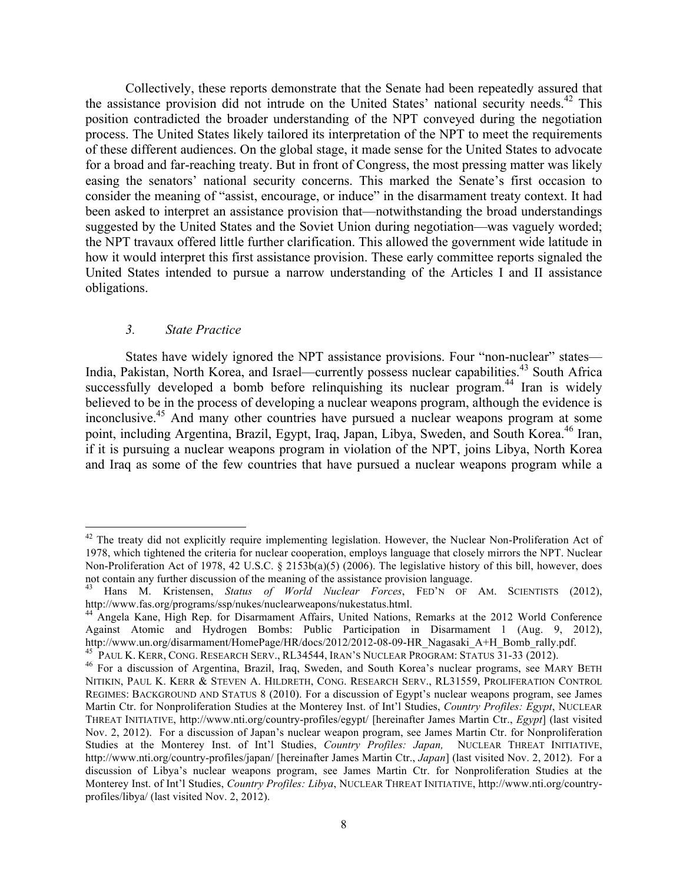Collectively, these reports demonstrate that the Senate had been repeatedly assured that the assistance provision did not intrude on the United States' national security needs.[42] This position contradicted the broader understanding of the NPT conveyed during the negotiation process. The United States likely tailored its interpretation of the NPT to meet the requirements of these different audiences. On the global stage, it made sense for the United States to advocate for a broad and far-reaching treaty. But in front of Congress, the most pressing matter was likely easing the senators' national security concerns. This marked the Senate's first occasion to consider the meaning of "assist, encourage, or induce" in the disarmament treaty context. It had been asked to interpret an assistance provision that—notwithstanding the broad understandings suggested by the United States and the Soviet Union during negotiation—was vaguely worded; the NPT travaux offered little further clarification. This allowed the government wide latitude in how it would interpret this first assistance provision. These early committee reports signaled the United States intended to pursue a narrow understanding of the Articles I and II assistance obligations.

### *3. State Practice*

States have widely ignored the NPT assistance provisions. Four "non-nuclear" states—India, Pakistan, North Korea, and Israel—currently possess nuclear capabilities.[43] South Africa successfully developed a bomb before relinquishing its nuclear program.[44] Iran is widely believed to be in the process of developing a nuclear weapons program, although the evidence is inconclusive.[45] And many other countries have pursued a nuclear weapons program at some point, including Argentina, Brazil, Egypt, Iraq, Japan, Libya, Sweden, and South Korea.[46] Iran, if it is pursuing a nuclear weapons program in violation of the NPT, joins Libya, North Korea and Iraq as some of the few countries that have pursued a nuclear weapons program while a

---

[42] The treaty did not explicitly require implementing legislation. However, the Nuclear Non-Proliferation Act of 1978, which tightened the criteria for nuclear cooperation, employs language that closely mirrors the NPT. Nuclear Non-Proliferation Act of 1978, 42 U.S.C. § 2153b(a)(5) (2006). The legislative history of this bill, however, does not contain any further discussion of the meaning of the assistance provision language.

[43] Hans M. Kristensen, *Status of World Nuclear Forces*, FED'N OF AM. SCIENTISTS (2012), http://www.fas.org/programs/ssp/nukes/nuclearweapons/nukestatus.html.

[44] Angela Kane, High Rep. for Disarmament Affairs, United Nations, Remarks at the 2012 World Conference Against Atomic and Hydrogen Bombs: Public Participation in Disarmament 1 (Aug. 9, 2012), http://www.un.org/disarmament/HomePage/HR/docs/2012/2012-08-09-HR_Nagasaki_A+H_Bomb_rally.pdf.

[45] PAUL K. KERR, CONG. RESEARCH SERV., RL34544, IRAN'S NUCLEAR PROGRAM: STATUS 31-33 (2012).

[46] For a discussion of Argentina, Brazil, Iraq, Sweden, and South Korea's nuclear programs, see MARY BETH NITIKIN, PAUL K. KERR & STEVEN A. HILDRETH, CONG. RESEARCH SERV., RL31559, PROLIFERATION CONTROL REGIMES: BACKGROUND AND STATUS 8 (2010). For a discussion of Egypt's nuclear weapons program, see James Martin Ctr. for Nonproliferation Studies at the Monterey Inst. of Int'l Studies, *Country Profiles: Egypt*, NUCLEAR THREAT INITIATIVE, http://www.nti.org/country-profiles/egypt/ [hereinafter James Martin Ctr., *Egypt*] (last visited Nov. 2, 2012). For a discussion of Japan's nuclear weapon program, see James Martin Ctr. for Nonproliferation Studies at the Monterey Inst. of Int'l Studies, *Country Profiles: Japan,* NUCLEAR THREAT INITIATIVE, http://www.nti.org/country-profiles/japan/ [hereinafter James Martin Ctr., *Japan*] (last visited Nov. 2, 2012). For a discussion of Libya's nuclear weapons program, see James Martin Ctr. for Nonproliferation Studies at the Monterey Inst. of Int'l Studies, *Country Profiles: Libya*, NUCLEAR THREAT INITIATIVE, http://www.nti.org/country-profiles/libya/ (last visited Nov. 2, 2012).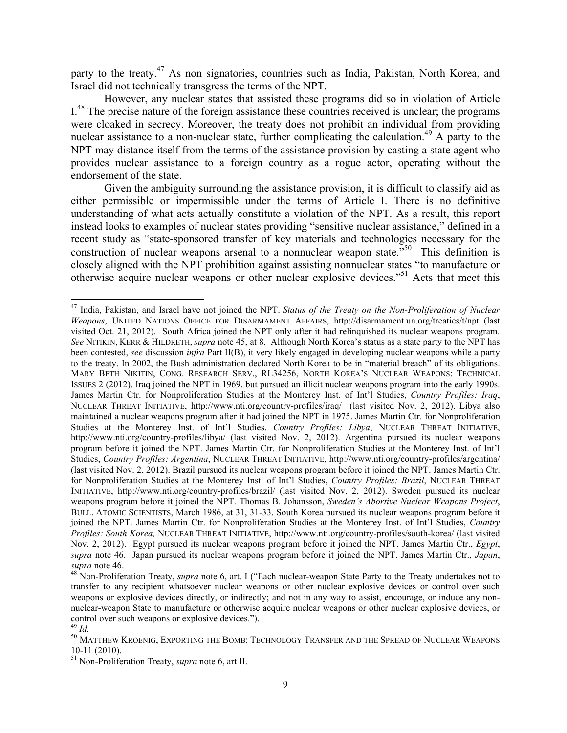party to the treaty.[47] As non signatories, countries such as India, Pakistan, North Korea, and Israel did not technically transgress the terms of the NPT.

However, any nuclear states that assisted these programs did so in violation of Article I.[48] The precise nature of the foreign assistance these countries received is unclear; the programs were cloaked in secrecy. Moreover, the treaty does not prohibit an individual from providing nuclear assistance to a non-nuclear state, further complicating the calculation.[49] A party to the NPT may distance itself from the terms of the assistance provision by casting a state agent who provides nuclear assistance to a foreign country as a rogue actor, operating without the endorsement of the state.

Given the ambiguity surrounding the assistance provision, it is difficult to classify aid as either permissible or impermissible under the terms of Article I. There is no definitive understanding of what acts actually constitute a violation of the NPT. As a result, this report instead looks to examples of nuclear states providing "sensitive nuclear assistance," defined in a recent study as "state-sponsored transfer of key materials and technologies necessary for the construction of nuclear weapons arsenal to a nonnuclear weapon state."[50] This definition is closely aligned with the NPT prohibition against assisting nonnuclear states "to manufacture or otherwise acquire nuclear weapons or other nuclear explosive devices."[51] Acts that meet this

---

[47] India, Pakistan, and Israel have not joined the NPT. *Status of the Treaty on the Non-Proliferation of Nuclear Weapons*, UNITED NATIONS OFFICE FOR DISARMAMENT AFFAIRS, http://disarmament.un.org/treaties/t/npt (last visited Oct. 21, 2012). South Africa joined the NPT only after it had relinquished its nuclear weapons program. *See* NITIKIN, KERR & HILDRETH, *supra* note 45, at 8. Although North Korea's status as a state party to the NPT has been contested, *see* discussion *infra* Part II(B), it very likely engaged in developing nuclear weapons while a party to the treaty. In 2002, the Bush administration declared North Korea to be in "material breach" of its obligations. MARY BETH NIKITIN, CONG. RESEARCH SERV., RL34256, NORTH KOREA'S NUCLEAR WEAPONS: TECHNICAL ISSUES 2 (2012). Iraq joined the NPT in 1969, but pursued an illicit nuclear weapons program into the early 1990s. James Martin Ctr. for Nonproliferation Studies at the Monterey Inst. of Int'l Studies, *Country Profiles: Iraq*, NUCLEAR THREAT INITIATIVE, http://www.nti.org/country-profiles/iraq/ (last visited Nov. 2, 2012). Libya also maintained a nuclear weapons program after it had joined the NPT in 1975. James Martin Ctr. for Nonproliferation Studies at the Monterey Inst. of Int'l Studies, *Country Profiles: Libya*, NUCLEAR THREAT INITIATIVE, http://www.nti.org/country-profiles/libya/ (last visited Nov. 2, 2012). Argentina pursued its nuclear weapons program before it joined the NPT. James Martin Ctr. for Nonproliferation Studies at the Monterey Inst. of Int'l Studies, *Country Profiles: Argentina*, NUCLEAR THREAT INITIATIVE, http://www.nti.org/country-profiles/argentina/ (last visited Nov. 2, 2012). Brazil pursued its nuclear weapons program before it joined the NPT. James Martin Ctr. for Nonproliferation Studies at the Monterey Inst. of Int'l Studies, *Country Profiles: Brazil*, NUCLEAR THREAT INITIATIVE, http://www.nti.org/country-profiles/brazil/ (last visited Nov. 2, 2012). Sweden pursued its nuclear weapons program before it joined the NPT. Thomas B. Johansson, *Sweden's Abortive Nuclear Weapons Project*, BULL. ATOMIC SCIENTISTS, March 1986, at 31, 31-33. South Korea pursued its nuclear weapons program before it joined the NPT. James Martin Ctr. for Nonproliferation Studies at the Monterey Inst. of Int'l Studies, *Country Profiles: South Korea,* NUCLEAR THREAT INITIATIVE, http://www.nti.org/country-profiles/south-korea/ (last visited Nov. 2, 2012). Egypt pursued its nuclear weapons program before it joined the NPT. James Martin Ctr., *Egypt*, *supra* note 46. Japan pursued its nuclear weapons program before it joined the NPT. James Martin Ctr., *Japan*, *supra* note 46.

[48] Non-Proliferation Treaty, *supra* note 6, art. I ("Each nuclear-weapon State Party to the Treaty undertakes not to transfer to any recipient whatsoever nuclear weapons or other nuclear explosive devices or control over such weapons or explosive devices directly, or indirectly; and not in any way to assist, encourage, or induce any non-nuclear-weapon State to manufacture or otherwise acquire nuclear weapons or other nuclear explosive devices, or control over such weapons or explosive devices.").

[49] *Id.*

[50] MATTHEW KROENIG, EXPORTING THE BOMB: TECHNOLOGY TRANSFER AND THE SPREAD OF NUCLEAR WEAPONS 10-11 (2010).

[51] Non-Proliferation Treaty, *supra* note 6, art II.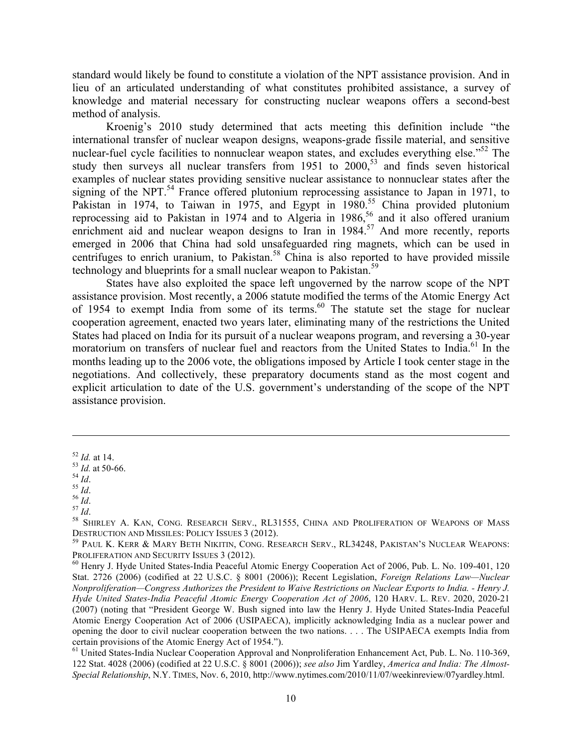standard would likely be found to constitute a violation of the NPT assistance provision. And in lieu of an articulated understanding of what constitutes prohibited assistance, a survey of knowledge and material necessary for constructing nuclear weapons offers a second-best method of analysis.

Kroenig's 2010 study determined that acts meeting this definition include "the international transfer of nuclear weapon designs, weapons-grade fissile material, and sensitive nuclear-fuel cycle facilities to nonnuclear weapon states, and excludes everything else."[52] The study then surveys all nuclear transfers from 1951 to 2000,[53] and finds seven historical examples of nuclear states providing sensitive nuclear assistance to nonnuclear states after the signing of the NPT.[54] France offered plutonium reprocessing assistance to Japan in 1971, to Pakistan in 1974, to Taiwan in 1975, and Egypt in 1980.[55] China provided plutonium reprocessing aid to Pakistan in 1974 and to Algeria in 1986,[56] and it also offered uranium enrichment aid and nuclear weapon designs to Iran in 1984.[57] And more recently, reports emerged in 2006 that China had sold unsafeguarded ring magnets, which can be used in centrifuges to enrich uranium, to Pakistan.[58] China is also reported to have provided missile technology and blueprints for a small nuclear weapon to Pakistan.[59]

States have also exploited the space left ungoverned by the narrow scope of the NPT assistance provision. Most recently, a 2006 statute modified the terms of the Atomic Energy Act of 1954 to exempt India from some of its terms.[60] The statute set the stage for nuclear cooperation agreement, enacted two years later, eliminating many of the restrictions the United States had placed on India for its pursuit of a nuclear weapons program, and reversing a 30-year moratorium on transfers of nuclear fuel and reactors from the United States to India.[61] In the months leading up to the 2006 vote, the obligations imposed by Article I took center stage in the negotiations. And collectively, these preparatory documents stand as the most cogent and explicit articulation to date of the U.S. government's understanding of the scope of the NPT assistance provision.

---

[52] *Id.* at 14.
[53] *Id.* at 50-66.
[54] *Id*.
[55] *Id*.
[56] *Id*.
[57] *Id*.
[58] SHIRLEY A. KAN, CONG. RESEARCH SERV., RL31555, CHINA AND PROLIFERATION OF WEAPONS OF MASS DESTRUCTION AND MISSILES: POLICY ISSUES 3 (2012).
[59] PAUL K. KERR & MARY BETH NIKITIN, CONG. RESEARCH SERV., RL34248, PAKISTAN'S NUCLEAR WEAPONS: PROLIFERATION AND SECURITY ISSUES 3 (2012).
[60] Henry J. Hyde United States-India Peaceful Atomic Energy Cooperation Act of 2006, Pub. L. No. 109-401, 120 Stat. 2726 (2006) (codified at 22 U.S.C. § 8001 (2006)); Recent Legislation, *Foreign Relations Law—Nuclear Nonproliferation—Congress Authorizes the President to Waive Restrictions on Nuclear Exports to India. - Henry J. Hyde United States-India Peaceful Atomic Energy Cooperation Act of 2006*, 120 HARV. L. REV. 2020, 2020-21 (2007) (noting that "President George W. Bush signed into law the Henry J. Hyde United States-India Peaceful Atomic Energy Cooperation Act of 2006 (USIPAECA), implicitly acknowledging India as a nuclear power and opening the door to civil nuclear cooperation between the two nations. . . . The USIPAECA exempts India from certain provisions of the Atomic Energy Act of 1954.").
[61] United States-India Nuclear Cooperation Approval and Nonproliferation Enhancement Act, Pub. L. No. 110-369, 122 Stat. 4028 (2006) (codified at 22 U.S.C. § 8001 (2006)); *see also* Jim Yardley, *America and India: The Almost-Special Relationship*, N.Y. TIMES, Nov. 6, 2010, http://www.nytimes.com/2010/11/07/weekinreview/07yardley.html.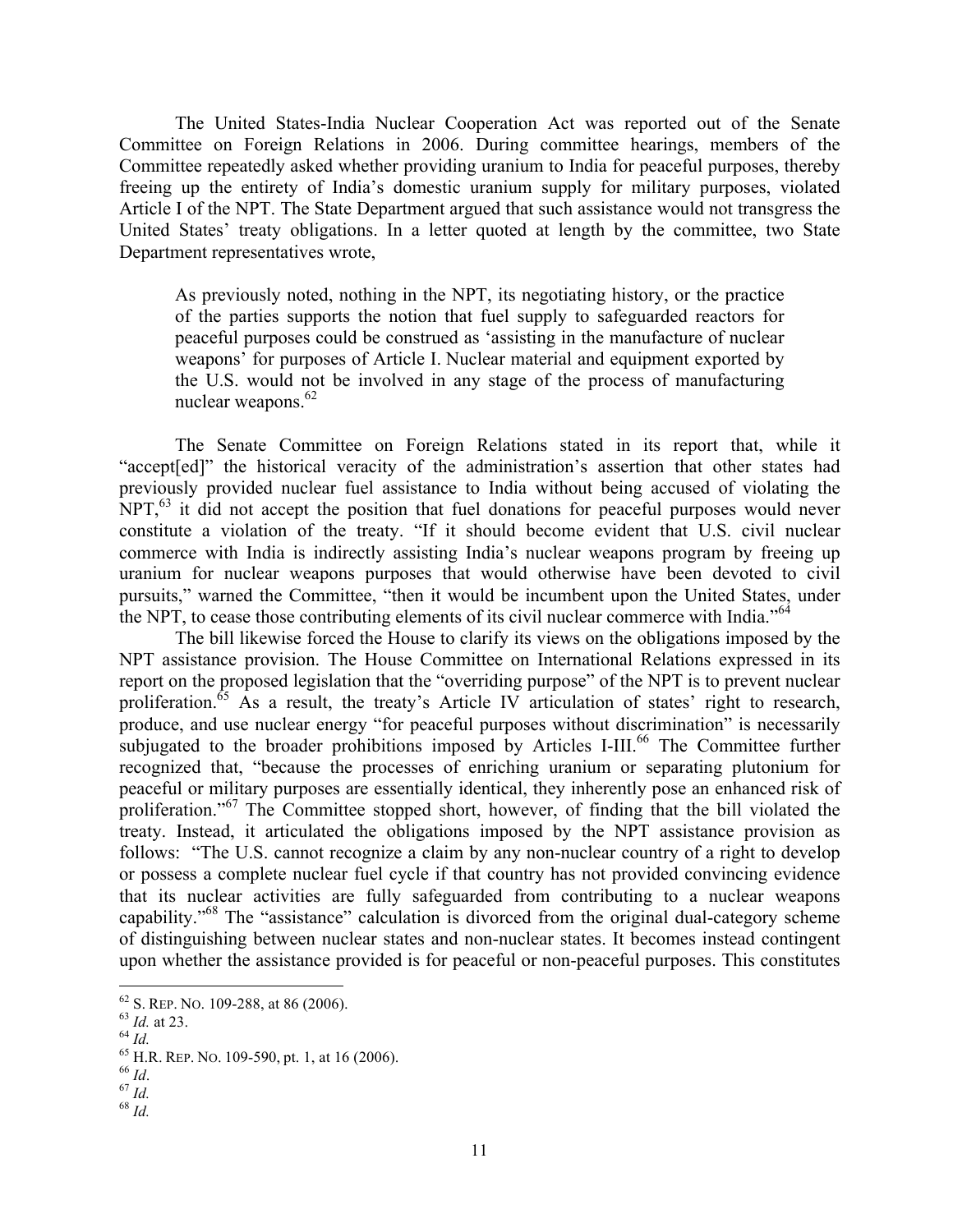The United States-India Nuclear Cooperation Act was reported out of the Senate Committee on Foreign Relations in 2006. During committee hearings, members of the Committee repeatedly asked whether providing uranium to India for peaceful purposes, thereby freeing up the entirety of India's domestic uranium supply for military purposes, violated Article I of the NPT. The State Department argued that such assistance would not transgress the United States' treaty obligations. In a letter quoted at length by the committee, two State Department representatives wrote,

> As previously noted, nothing in the NPT, its negotiating history, or the practice of the parties supports the notion that fuel supply to safeguarded reactors for peaceful purposes could be construed as 'assisting in the manufacture of nuclear weapons' for purposes of Article I. Nuclear material and equipment exported by the U.S. would not be involved in any stage of the process of manufacturing nuclear weapons.[62]

The Senate Committee on Foreign Relations stated in its report that, while it "accept[ed]" the historical veracity of the administration's assertion that other states had previously provided nuclear fuel assistance to India without being accused of violating the NPT,[63] it did not accept the position that fuel donations for peaceful purposes would never constitute a violation of the treaty. "If it should become evident that U.S. civil nuclear commerce with India is indirectly assisting India's nuclear weapons program by freeing up uranium for nuclear weapons purposes that would otherwise have been devoted to civil pursuits," warned the Committee, "then it would be incumbent upon the United States, under the NPT, to cease those contributing elements of its civil nuclear commerce with India."[64]

The bill likewise forced the House to clarify its views on the obligations imposed by the NPT assistance provision. The House Committee on International Relations expressed in its report on the proposed legislation that the "overriding purpose" of the NPT is to prevent nuclear proliferation.[65] As a result, the treaty's Article IV articulation of states' right to research, produce, and use nuclear energy "for peaceful purposes without discrimination" is necessarily subjugated to the broader prohibitions imposed by Articles I-III.[66] The Committee further recognized that, "because the processes of enriching uranium or separating plutonium for peaceful or military purposes are essentially identical, they inherently pose an enhanced risk of proliferation."[67] The Committee stopped short, however, of finding that the bill violated the treaty. Instead, it articulated the obligations imposed by the NPT assistance provision as follows: "The U.S. cannot recognize a claim by any non-nuclear country of a right to develop or possess a complete nuclear fuel cycle if that country has not provided convincing evidence that its nuclear activities are fully safeguarded from contributing to a nuclear weapons capability."[68] The "assistance" calculation is divorced from the original dual-category scheme of distinguishing between nuclear states and non-nuclear states. It becomes instead contingent upon whether the assistance provided is for peaceful or non-peaceful purposes. This constitutes

---

[62] S. REP. NO. 109-288, at 86 (2006).
[63] *Id.* at 23.
[64] *Id.*
[65] H.R. REP. NO. 109-590, pt. 1, at 16 (2006).
[66] *Id*.
[67] *Id.*
[68] *Id.*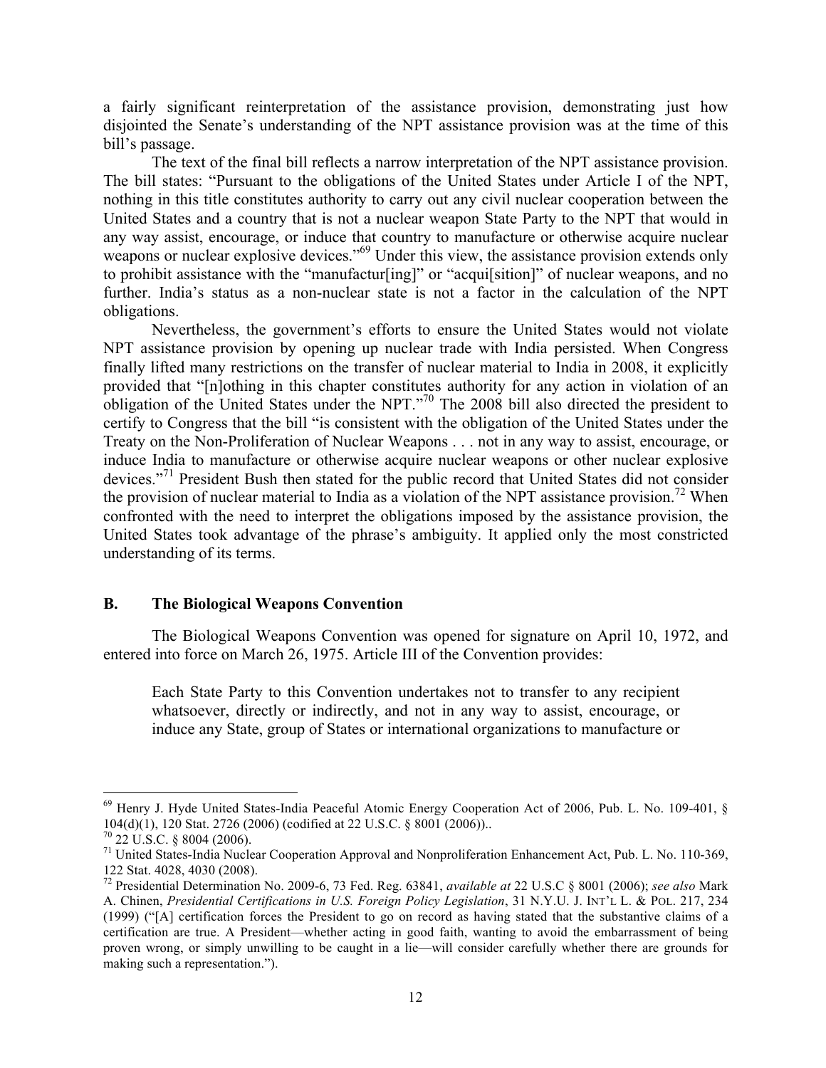a fairly significant reinterpretation of the assistance provision, demonstrating just how disjointed the Senate's understanding of the NPT assistance provision was at the time of this bill's passage.

The text of the final bill reflects a narrow interpretation of the NPT assistance provision. The bill states: "Pursuant to the obligations of the United States under Article I of the NPT, nothing in this title constitutes authority to carry out any civil nuclear cooperation between the United States and a country that is not a nuclear weapon State Party to the NPT that would in any way assist, encourage, or induce that country to manufacture or otherwise acquire nuclear weapons or nuclear explosive devices."[69] Under this view, the assistance provision extends only to prohibit assistance with the "manufactur[ing]" or "acqui[sition]" of nuclear weapons, and no further. India's status as a non-nuclear state is not a factor in the calculation of the NPT obligations.

Nevertheless, the government's efforts to ensure the United States would not violate NPT assistance provision by opening up nuclear trade with India persisted. When Congress finally lifted many restrictions on the transfer of nuclear material to India in 2008, it explicitly provided that "[n]othing in this chapter constitutes authority for any action in violation of an obligation of the United States under the NPT."[70] The 2008 bill also directed the president to certify to Congress that the bill "is consistent with the obligation of the United States under the Treaty on the Non-Proliferation of Nuclear Weapons . . . not in any way to assist, encourage, or induce India to manufacture or otherwise acquire nuclear weapons or other nuclear explosive devices."[71] President Bush then stated for the public record that United States did not consider the provision of nuclear material to India as a violation of the NPT assistance provision.[72] When confronted with the need to interpret the obligations imposed by the assistance provision, the United States took advantage of the phrase's ambiguity. It applied only the most constricted understanding of its terms.

### B. The Biological Weapons Convention

The Biological Weapons Convention was opened for signature on April 10, 1972, and entered into force on March 26, 1975. Article III of the Convention provides:

> Each State Party to this Convention undertakes not to transfer to any recipient whatsoever, directly or indirectly, and not in any way to assist, encourage, or induce any State, group of States or international organizations to manufacture or

---

[69] Henry J. Hyde United States-India Peaceful Atomic Energy Cooperation Act of 2006, Pub. L. No. 109-401, § 104(d)(1), 120 Stat. 2726 (2006) (codified at 22 U.S.C. § 8001 (2006))..

[70] 22 U.S.C. § 8004 (2006).

[71] United States-India Nuclear Cooperation Approval and Nonproliferation Enhancement Act, Pub. L. No. 110-369, 122 Stat. 4028, 4030 (2008).

[72] Presidential Determination No. 2009-6, 73 Fed. Reg. 63841, *available at* 22 U.S.C § 8001 (2006); *see also* Mark A. Chinen, *Presidential Certifications in U.S. Foreign Policy Legislation*, 31 N.Y.U. J. INT'L L. & POL. 217, 234 (1999) ("[A] certification forces the President to go on record as having stated that the substantive claims of a certification are true. A President—whether acting in good faith, wanting to avoid the embarrassment of being proven wrong, or simply unwilling to be caught in a lie—will consider carefully whether there are grounds for making such a representation.").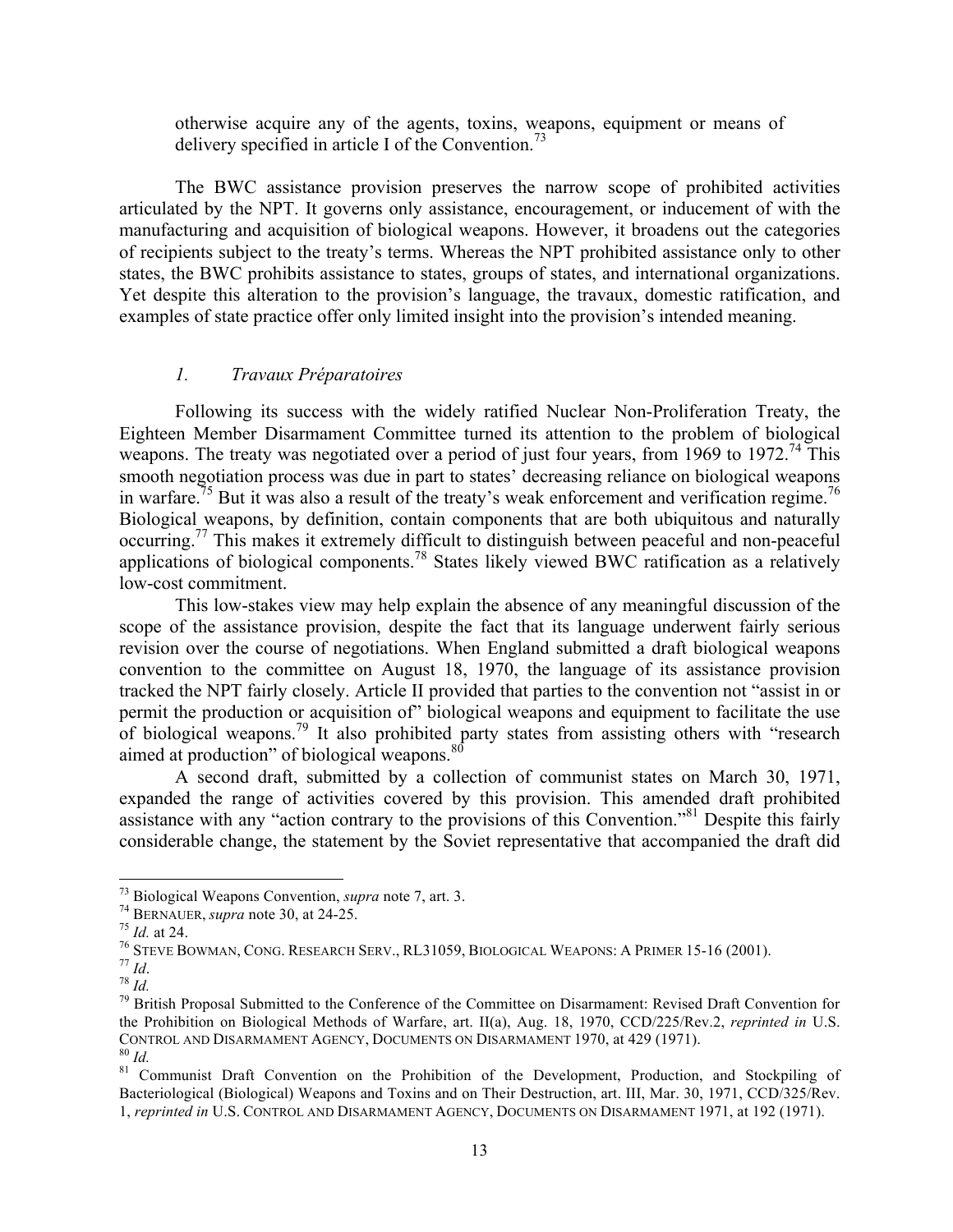> otherwise acquire any of the agents, toxins, weapons, equipment or means of delivery specified in article I of the Convention.[73]

The BWC assistance provision preserves the narrow scope of prohibited activities articulated by the NPT. It governs only assistance, encouragement, or inducement of with the manufacturing and acquisition of biological weapons. However, it broadens out the categories of recipients subject to the treaty's terms. Whereas the NPT prohibited assistance only to other states, the BWC prohibits assistance to states, groups of states, and international organizations. Yet despite this alteration to the provision's language, the travaux, domestic ratification, and examples of state practice offer only limited insight into the provision's intended meaning.

### *1. Travaux Préparatoires*

Following its success with the widely ratified Nuclear Non-Proliferation Treaty, the Eighteen Member Disarmament Committee turned its attention to the problem of biological weapons. The treaty was negotiated over a period of just four years, from 1969 to 1972.[74] This smooth negotiation process was due in part to states' decreasing reliance on biological weapons in warfare.[75] But it was also a result of the treaty's weak enforcement and verification regime.[76] Biological weapons, by definition, contain components that are both ubiquitous and naturally occurring.[77] This makes it extremely difficult to distinguish between peaceful and non-peaceful applications of biological components.[78] States likely viewed BWC ratification as a relatively low-cost commitment.

This low-stakes view may help explain the absence of any meaningful discussion of the scope of the assistance provision, despite the fact that its language underwent fairly serious revision over the course of negotiations. When England submitted a draft biological weapons convention to the committee on August 18, 1970, the language of its assistance provision tracked the NPT fairly closely. Article II provided that parties to the convention not "assist in or permit the production or acquisition of" biological weapons and equipment to facilitate the use of biological weapons.[79] It also prohibited party states from assisting others with "research aimed at production" of biological weapons.[80]

A second draft, submitted by a collection of communist states on March 30, 1971, expanded the range of activities covered by this provision. This amended draft prohibited assistance with any "action contrary to the provisions of this Convention."[81] Despite this fairly considerable change, the statement by the Soviet representative that accompanied the draft did

---

[73] Biological Weapons Convention, *supra* note 7, art. 3.

[74] BERNAUER, *supra* note 30, at 24-25.

[75] *Id.* at 24.

[76] STEVE BOWMAN, CONG. RESEARCH SERV., RL31059, BIOLOGICAL WEAPONS: A PRIMER 15-16 (2001).

[77] *Id*.

[78] *Id.*

[79] British Proposal Submitted to the Conference of the Committee on Disarmament: Revised Draft Convention for the Prohibition on Biological Methods of Warfare, art. II(a), Aug. 18, 1970, CCD/225/Rev.2, *reprinted in* U.S. CONTROL AND DISARMAMENT AGENCY, DOCUMENTS ON DISARMAMENT 1970, at 429 (1971).

[80] *Id.*

[81] Communist Draft Convention on the Prohibition of the Development, Production, and Stockpiling of Bacteriological (Biological) Weapons and Toxins and on Their Destruction, art. III, Mar. 30, 1971, CCD/325/Rev. 1, *reprinted in* U.S. CONTROL AND DISARMAMENT AGENCY, DOCUMENTS ON DISARMAMENT 1971, at 192 (1971).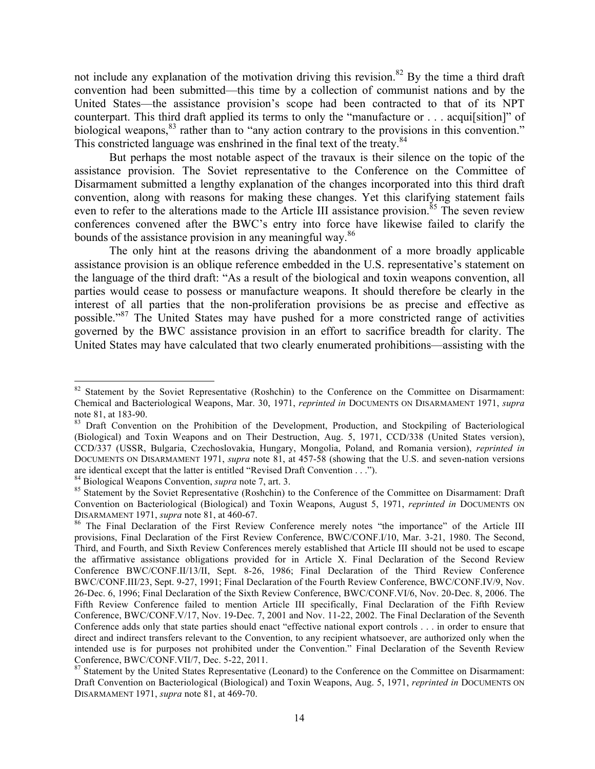not include any explanation of the motivation driving this revision.[82] By the time a third draft convention had been submitted—this time by a collection of communist nations and by the United States—the assistance provision's scope had been contracted to that of its NPT counterpart. This third draft applied its terms to only the "manufacture or . . . acqui[sition]" of biological weapons,[83] rather than to "any action contrary to the provisions in this convention." This constricted language was enshrined in the final text of the treaty.[84]

But perhaps the most notable aspect of the travaux is their silence on the topic of the assistance provision. The Soviet representative to the Conference on the Committee of Disarmament submitted a lengthy explanation of the changes incorporated into this third draft convention, along with reasons for making these changes. Yet this clarifying statement fails even to refer to the alterations made to the Article III assistance provision.[85] The seven review conferences convened after the BWC's entry into force have likewise failed to clarify the bounds of the assistance provision in any meaningful way.[86]

The only hint at the reasons driving the abandonment of a more broadly applicable assistance provision is an oblique reference embedded in the U.S. representative's statement on the language of the third draft: "As a result of the biological and toxin weapons convention, all parties would cease to possess or manufacture weapons. It should therefore be clearly in the interest of all parties that the non-proliferation provisions be as precise and effective as possible."[87] The United States may have pushed for a more constricted range of activities governed by the BWC assistance provision in an effort to sacrifice breadth for clarity. The United States may have calculated that two clearly enumerated prohibitions—assisting with the

---

[82] Statement by the Soviet Representative (Roshchin) to the Conference on the Committee on Disarmament: Chemical and Bacteriological Weapons, Mar. 30, 1971, *reprinted in* DOCUMENTS ON DISARMAMENT 1971, *supra* note 81, at 183-90.

[83] Draft Convention on the Prohibition of the Development, Production, and Stockpiling of Bacteriological (Biological) and Toxin Weapons and on Their Destruction, Aug. 5, 1971, CCD/338 (United States version), CCD/337 (USSR, Bulgaria, Czechoslovakia, Hungary, Mongolia, Poland, and Romania version), *reprinted in* DOCUMENTS ON DISARMAMENT 1971, *supra* note 81, at 457-58 (showing that the U.S. and seven-nation versions are identical except that the latter is entitled "Revised Draft Convention . . .").

[84] Biological Weapons Convention, *supra* note 7, art. 3.

[85] Statement by the Soviet Representative (Roshchin) to the Conference of the Committee on Disarmament: Draft Convention on Bacteriological (Biological) and Toxin Weapons, August 5, 1971, *reprinted in* DOCUMENTS ON DISARMAMENT 1971, *supra* note 81, at 460-67.

[86] The Final Declaration of the First Review Conference merely notes "the importance" of the Article III provisions, Final Declaration of the First Review Conference, BWC/CONF.I/10, Mar. 3-21, 1980. The Second, Third, and Fourth, and Sixth Review Conferences merely established that Article III should not be used to escape the affirmative assistance obligations provided for in Article X. Final Declaration of the Second Review Conference BWC/CONF.II/13/II, Sept. 8-26, 1986; Final Declaration of the Third Review Conference BWC/CONF.III/23, Sept. 9-27, 1991; Final Declaration of the Fourth Review Conference, BWC/CONF.IV/9, Nov. 26-Dec. 6, 1996; Final Declaration of the Sixth Review Conference, BWC/CONF.VI/6, Nov. 20-Dec. 8, 2006. The Fifth Review Conference failed to mention Article III specifically, Final Declaration of the Fifth Review Conference, BWC/CONF.V/17, Nov. 19-Dec. 7, 2001 and Nov. 11-22, 2002. The Final Declaration of the Seventh Conference adds only that state parties should enact "effective national export controls . . . in order to ensure that direct and indirect transfers relevant to the Convention, to any recipient whatsoever, are authorized only when the intended use is for purposes not prohibited under the Convention." Final Declaration of the Seventh Review Conference, BWC/CONF.VII/7, Dec. 5-22, 2011.

[87] Statement by the United States Representative (Leonard) to the Conference on the Committee on Disarmament: Draft Convention on Bacteriological (Biological) and Toxin Weapons, Aug. 5, 1971, *reprinted in* DOCUMENTS ON DISARMAMENT 1971, *supra* note 81, at 469-70.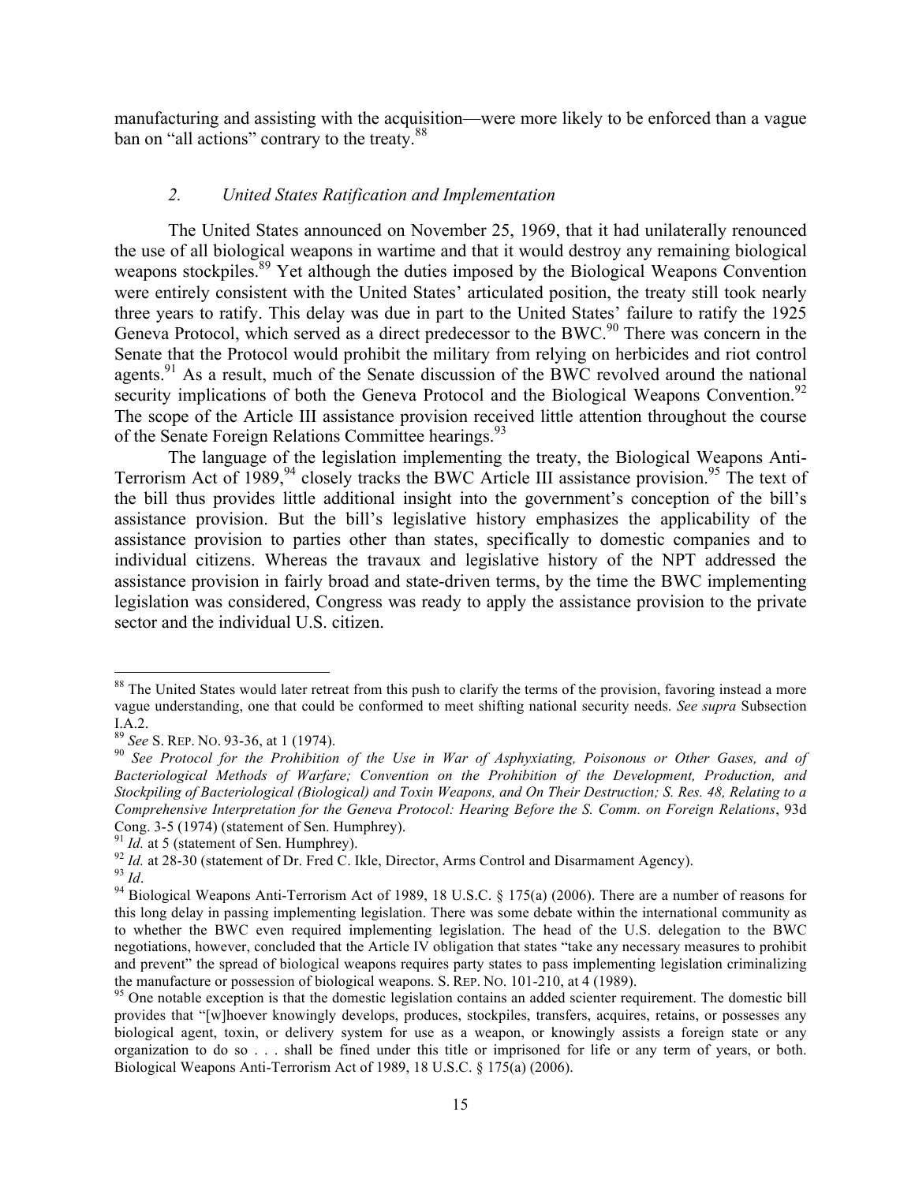manufacturing and assisting with the acquisition—were more likely to be enforced than a vague ban on "all actions" contrary to the treaty.[88]

### *2. United States Ratification and Implementation*

The United States announced on November 25, 1969, that it had unilaterally renounced the use of all biological weapons in wartime and that it would destroy any remaining biological weapons stockpiles.[89] Yet although the duties imposed by the Biological Weapons Convention were entirely consistent with the United States' articulated position, the treaty still took nearly three years to ratify. This delay was due in part to the United States' failure to ratify the 1925 Geneva Protocol, which served as a direct predecessor to the BWC.[90] There was concern in the Senate that the Protocol would prohibit the military from relying on herbicides and riot control agents.[91] As a result, much of the Senate discussion of the BWC revolved around the national security implications of both the Geneva Protocol and the Biological Weapons Convention.[92] The scope of the Article III assistance provision received little attention throughout the course of the Senate Foreign Relations Committee hearings.[93]

The language of the legislation implementing the treaty, the Biological Weapons Anti-Terrorism Act of 1989,[94] closely tracks the BWC Article III assistance provision.[95] The text of the bill thus provides little additional insight into the government's conception of the bill's assistance provision. But the bill's legislative history emphasizes the applicability of the assistance provision to parties other than states, specifically to domestic companies and to individual citizens. Whereas the travaux and legislative history of the NPT addressed the assistance provision in fairly broad and state-driven terms, by the time the BWC implementing legislation was considered, Congress was ready to apply the assistance provision to the private sector and the individual U.S. citizen.

---

[88] The United States would later retreat from this push to clarify the terms of the provision, favoring instead a more vague understanding, one that could be conformed to meet shifting national security needs. *See supra* Subsection I.A.2.

[89] *See* S. REP. NO. 93-36, at 1 (1974).

[90] *See Protocol for the Prohibition of the Use in War of Asphyxiating, Poisonous or Other Gases, and of Bacteriological Methods of Warfare; Convention on the Prohibition of the Development, Production, and Stockpiling of Bacteriological (Biological) and Toxin Weapons, and On Their Destruction; S. Res. 48, Relating to a Comprehensive Interpretation for the Geneva Protocol: Hearing Before the S. Comm. on Foreign Relations*, 93d Cong. 3-5 (1974) (statement of Sen. Humphrey).

[91] *Id.* at 5 (statement of Sen. Humphrey).

[92] *Id.* at 28-30 (statement of Dr. Fred C. Ikle, Director, Arms Control and Disarmament Agency).

[93] *Id*.

[94] Biological Weapons Anti-Terrorism Act of 1989, 18 U.S.C. § 175(a) (2006). There are a number of reasons for this long delay in passing implementing legislation. There was some debate within the international community as to whether the BWC even required implementing legislation. The head of the U.S. delegation to the BWC negotiations, however, concluded that the Article IV obligation that states "take any necessary measures to prohibit and prevent" the spread of biological weapons requires party states to pass implementing legislation criminalizing the manufacture or possession of biological weapons. S. REP. NO. 101-210, at 4 (1989).

[95] One notable exception is that the domestic legislation contains an added scienter requirement. The domestic bill provides that "[w]hoever knowingly develops, produces, stockpiles, transfers, acquires, retains, or possesses any biological agent, toxin, or delivery system for use as a weapon, or knowingly assists a foreign state or any organization to do so . . . shall be fined under this title or imprisoned for life or any term of years, or both. Biological Weapons Anti-Terrorism Act of 1989, 18 U.S.C. § 175(a) (2006).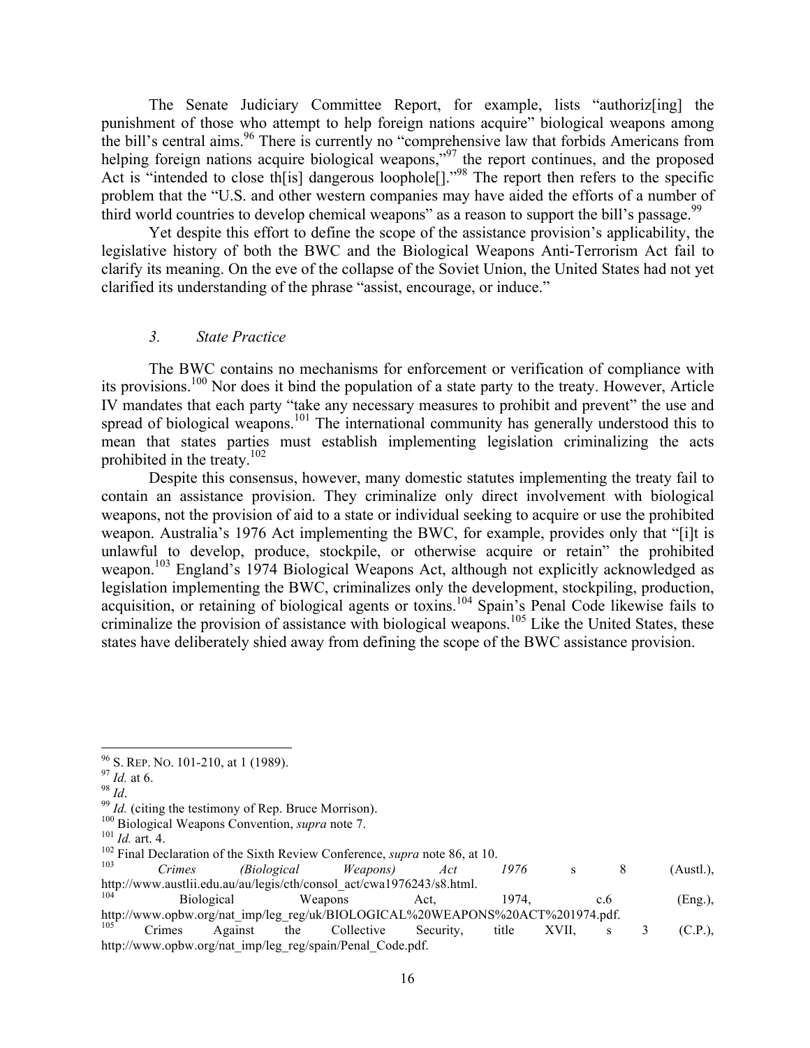The Senate Judiciary Committee Report, for example, lists "authoriz[ing] the punishment of those who attempt to help foreign nations acquire" biological weapons among the bill's central aims.[96] There is currently no "comprehensive law that forbids Americans from helping foreign nations acquire biological weapons,"[97] the report continues, and the proposed Act is "intended to close th[is] dangerous loophole[]."[98] The report then refers to the specific problem that the "U.S. and other western companies may have aided the efforts of a number of third world countries to develop chemical weapons" as a reason to support the bill's passage.[99]

Yet despite this effort to define the scope of the assistance provision's applicability, the legislative history of both the BWC and the Biological Weapons Anti-Terrorism Act fail to clarify its meaning. On the eve of the collapse of the Soviet Union, the United States had not yet clarified its understanding of the phrase "assist, encourage, or induce."

### *3. State Practice*

The BWC contains no mechanisms for enforcement or verification of compliance with its provisions.[100] Nor does it bind the population of a state party to the treaty. However, Article IV mandates that each party "take any necessary measures to prohibit and prevent" the use and spread of biological weapons.[101] The international community has generally understood this to mean that states parties must establish implementing legislation criminalizing the acts prohibited in the treaty.[102]

Despite this consensus, however, many domestic statutes implementing the treaty fail to contain an assistance provision. They criminalize only direct involvement with biological weapons, not the provision of aid to a state or individual seeking to acquire or use the prohibited weapon. Australia's 1976 Act implementing the BWC, for example, provides only that "[i]t is unlawful to develop, produce, stockpile, or otherwise acquire or retain" the prohibited weapon.[103] England's 1974 Biological Weapons Act, although not explicitly acknowledged as legislation implementing the BWC, criminalizes only the development, stockpiling, production, acquisition, or retaining of biological agents or toxins.[104] Spain's Penal Code likewise fails to criminalize the provision of assistance with biological weapons.[105] Like the United States, these states have deliberately shied away from defining the scope of the BWC assistance provision.

---

[96] S. REP. NO. 101-210, at 1 (1989).

[97] *Id.* at 6.

[98] *Id*.

[99] *Id.* (citing the testimony of Rep. Bruce Morrison).

[100] Biological Weapons Convention, *supra* note 7.

[101] *Id.* art. 4.

[102] Final Declaration of the Sixth Review Conference, *supra* note 86, at 10.

[103] *Crimes (Biological Weapons) Act 1976* s 8 (Austl.), http://www.austlii.edu.au/au/legis/cth/consol_act/cwa1976243/s8.html.

[104] Biological Weapons Act, 1974, c.6 (Eng.), http://www.opbw.org/nat_imp/leg_reg/uk/BIOLOGICAL%20WEAPONS%20ACT%201974.pdf.

[105] Crimes Against the Collective Security, title XVII, s 3 (C.P.), http://www.opbw.org/nat_imp/leg_reg/spain/Penal_Code.pdf.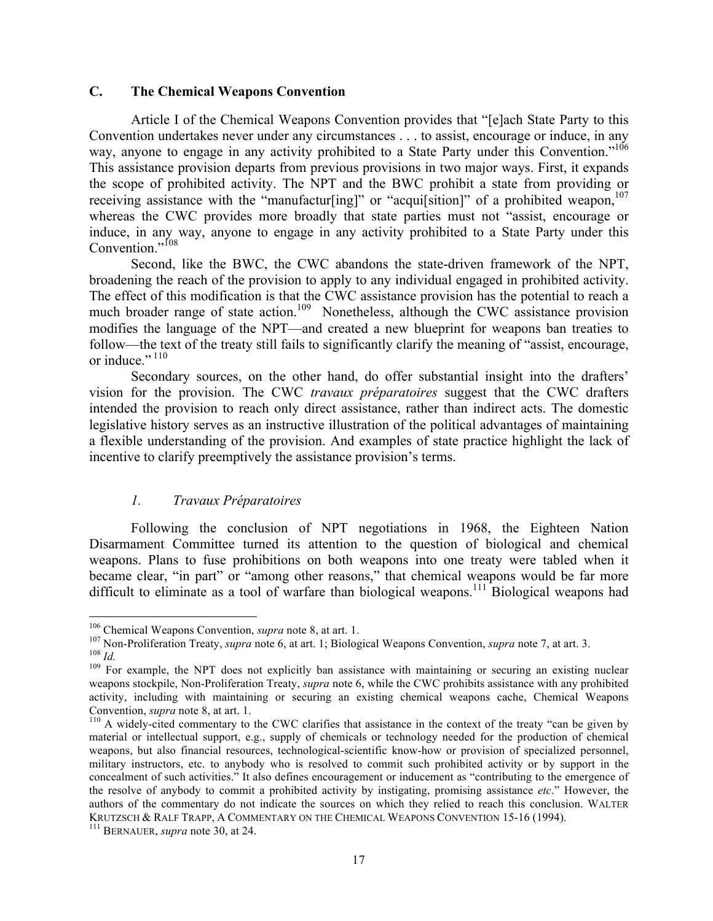### C. The Chemical Weapons Convention

Article I of the Chemical Weapons Convention provides that "[e]ach State Party to this Convention undertakes never under any circumstances . . . to assist, encourage or induce, in any way, anyone to engage in any activity prohibited to a State Party under this Convention."[106] This assistance provision departs from previous provisions in two major ways. First, it expands the scope of prohibited activity. The NPT and the BWC prohibit a state from providing or receiving assistance with the "manufactur[ing]" or "acqui[sition]" of a prohibited weapon,[107] whereas the CWC provides more broadly that state parties must not "assist, encourage or induce, in any way, anyone to engage in any activity prohibited to a State Party under this Convention."[108]

Second, like the BWC, the CWC abandons the state-driven framework of the NPT, broadening the reach of the provision to apply to any individual engaged in prohibited activity. The effect of this modification is that the CWC assistance provision has the potential to reach a much broader range of state action.[109] Nonetheless, although the CWC assistance provision modifies the language of the NPT—and created a new blueprint for weapons ban treaties to follow—the text of the treaty still fails to significantly clarify the meaning of "assist, encourage, or induce."[110]

Secondary sources, on the other hand, do offer substantial insight into the drafters' vision for the provision. The CWC *travaux préparatoires* suggest that the CWC drafters intended the provision to reach only direct assistance, rather than indirect acts. The domestic legislative history serves as an instructive illustration of the political advantages of maintaining a flexible understanding of the provision. And examples of state practice highlight the lack of incentive to clarify preemptively the assistance provision's terms.

#### *1. Travaux Préparatoires*

Following the conclusion of NPT negotiations in 1968, the Eighteen Nation Disarmament Committee turned its attention to the question of biological and chemical weapons. Plans to fuse prohibitions on both weapons into one treaty were tabled when it became clear, "in part" or "among other reasons," that chemical weapons would be far more difficult to eliminate as a tool of warfare than biological weapons.[111] Biological weapons had

---

[106] Chemical Weapons Convention, *supra* note 8, at art. 1.

[107] Non-Proliferation Treaty, *supra* note 6, at art. 1; Biological Weapons Convention, *supra* note 7, at art. 3.

[108] *Id.*

[109] For example, the NPT does not explicitly ban assistance with maintaining or securing an existing nuclear weapons stockpile, Non-Proliferation Treaty, *supra* note 6, while the CWC prohibits assistance with any prohibited activity, including with maintaining or securing an existing chemical weapons cache, Chemical Weapons Convention, *supra* note 8, at art. 1.

[110] A widely-cited commentary to the CWC clarifies that assistance in the context of the treaty "can be given by material or intellectual support, e.g., supply of chemicals or technology needed for the production of chemical weapons, but also financial resources, technological-scientific know-how or provision of specialized personnel, military instructors, etc. to anybody who is resolved to commit such prohibited activity or by support in the concealment of such activities." It also defines encouragement or inducement as "contributing to the emergence of the resolve of anybody to commit a prohibited activity by instigating, promising assistance *etc*." However, the authors of the commentary do not indicate the sources on which they relied to reach this conclusion. WALTER KRUTZSCH & RALF TRAPP, A COMMENTARY ON THE CHEMICAL WEAPONS CONVENTION 15-16 (1994).

[111] BERNAUER, *supra* note 30, at 24.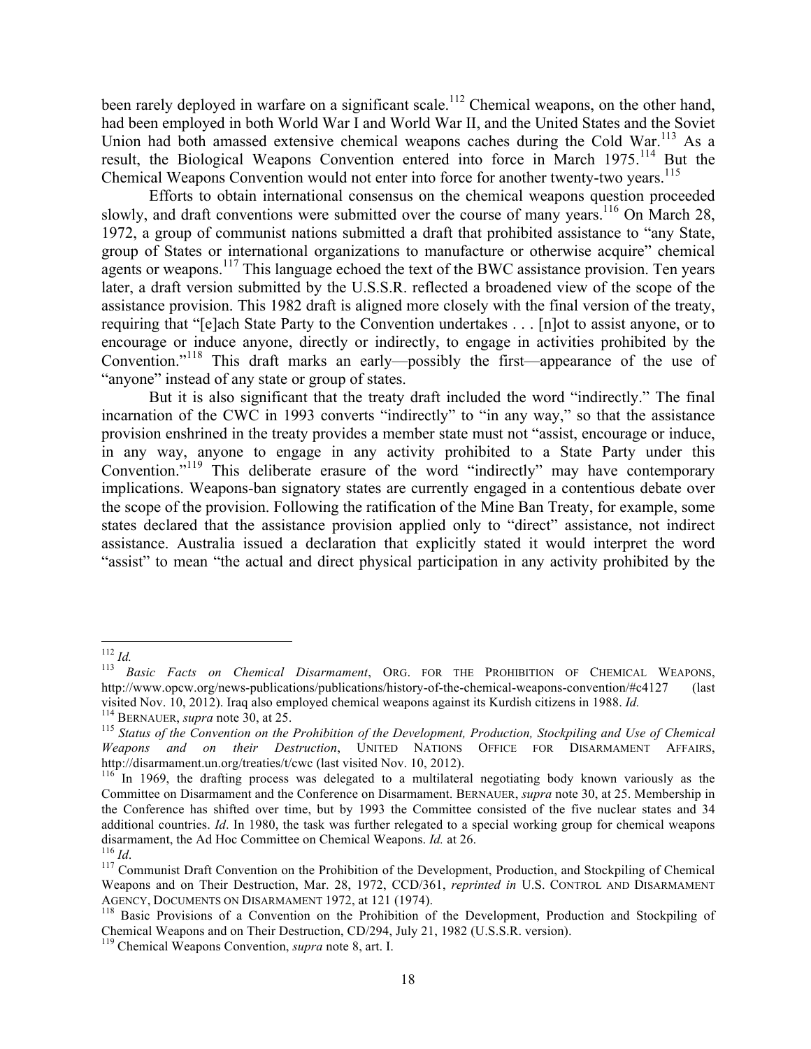been rarely deployed in warfare on a significant scale.[112] Chemical weapons, on the other hand, had been employed in both World War I and World War II, and the United States and the Soviet Union had both amassed extensive chemical weapons caches during the Cold War.[113] As a result, the Biological Weapons Convention entered into force in March 1975.[114] But the Chemical Weapons Convention would not enter into force for another twenty-two years.[115]

Efforts to obtain international consensus on the chemical weapons question proceeded slowly, and draft conventions were submitted over the course of many years.[116] On March 28, 1972, a group of communist nations submitted a draft that prohibited assistance to "any State, group of States or international organizations to manufacture or otherwise acquire" chemical agents or weapons.[117] This language echoed the text of the BWC assistance provision. Ten years later, a draft version submitted by the U.S.S.R. reflected a broadened view of the scope of the assistance provision. This 1982 draft is aligned more closely with the final version of the treaty, requiring that "[e]ach State Party to the Convention undertakes . . . [n]ot to assist anyone, or to encourage or induce anyone, directly or indirectly, to engage in activities prohibited by the Convention."[118] This draft marks an early—possibly the first—appearance of the use of "anyone" instead of any state or group of states.

But it is also significant that the treaty draft included the word "indirectly." The final incarnation of the CWC in 1993 converts "indirectly" to "in any way," so that the assistance provision enshrined in the treaty provides a member state must not "assist, encourage or induce, in any way, anyone to engage in any activity prohibited to a State Party under this Convention."[119] This deliberate erasure of the word "indirectly" may have contemporary implications. Weapons-ban signatory states are currently engaged in a contentious debate over the scope of the provision. Following the ratification of the Mine Ban Treaty, for example, some states declared that the assistance provision applied only to "direct" assistance, not indirect assistance. Australia issued a declaration that explicitly stated it would interpret the word "assist" to mean "the actual and direct physical participation in any activity prohibited by the

---

[112] *Id.*

[113] *Basic Facts on Chemical Disarmament*, ORG. FOR THE PROHIBITION OF CHEMICAL WEAPONS, http://www.opcw.org/news-publications/publications/history-of-the-chemical-weapons-convention/#c4127 (last visited Nov. 10, 2012). Iraq also employed chemical weapons against its Kurdish citizens in 1988. *Id.*

[114] BERNAUER, *supra* note 30, at 25.

[115] *Status of the Convention on the Prohibition of the Development, Production, Stockpiling and Use of Chemical Weapons and on their Destruction*, UNITED NATIONS OFFICE FOR DISARMAMENT AFFAIRS, http://disarmament.un.org/treaties/t/cwc (last visited Nov. 10, 2012).

[116] In 1969, the drafting process was delegated to a multilateral negotiating body known variously as the Committee on Disarmament and the Conference on Disarmament. BERNAUER, *supra* note 30, at 25. Membership in the Conference has shifted over time, but by 1993 the Committee consisted of the five nuclear states and 34 additional countries. *Id*. In 1980, the task was further relegated to a special working group for chemical weapons disarmament, the Ad Hoc Committee on Chemical Weapons. *Id.* at 26.

[116] *Id*.

[117] Communist Draft Convention on the Prohibition of the Development, Production, and Stockpiling of Chemical Weapons and on Their Destruction, Mar. 28, 1972, CCD/361, *reprinted in* U.S. CONTROL AND DISARMAMENT AGENCY, DOCUMENTS ON DISARMAMENT 1972, at 121 (1974).

[118] Basic Provisions of a Convention on the Prohibition of the Development, Production and Stockpiling of Chemical Weapons and on Their Destruction, CD/294, July 21, 1982 (U.S.S.R. version).

[119] Chemical Weapons Convention, *supra* note 8, art. I.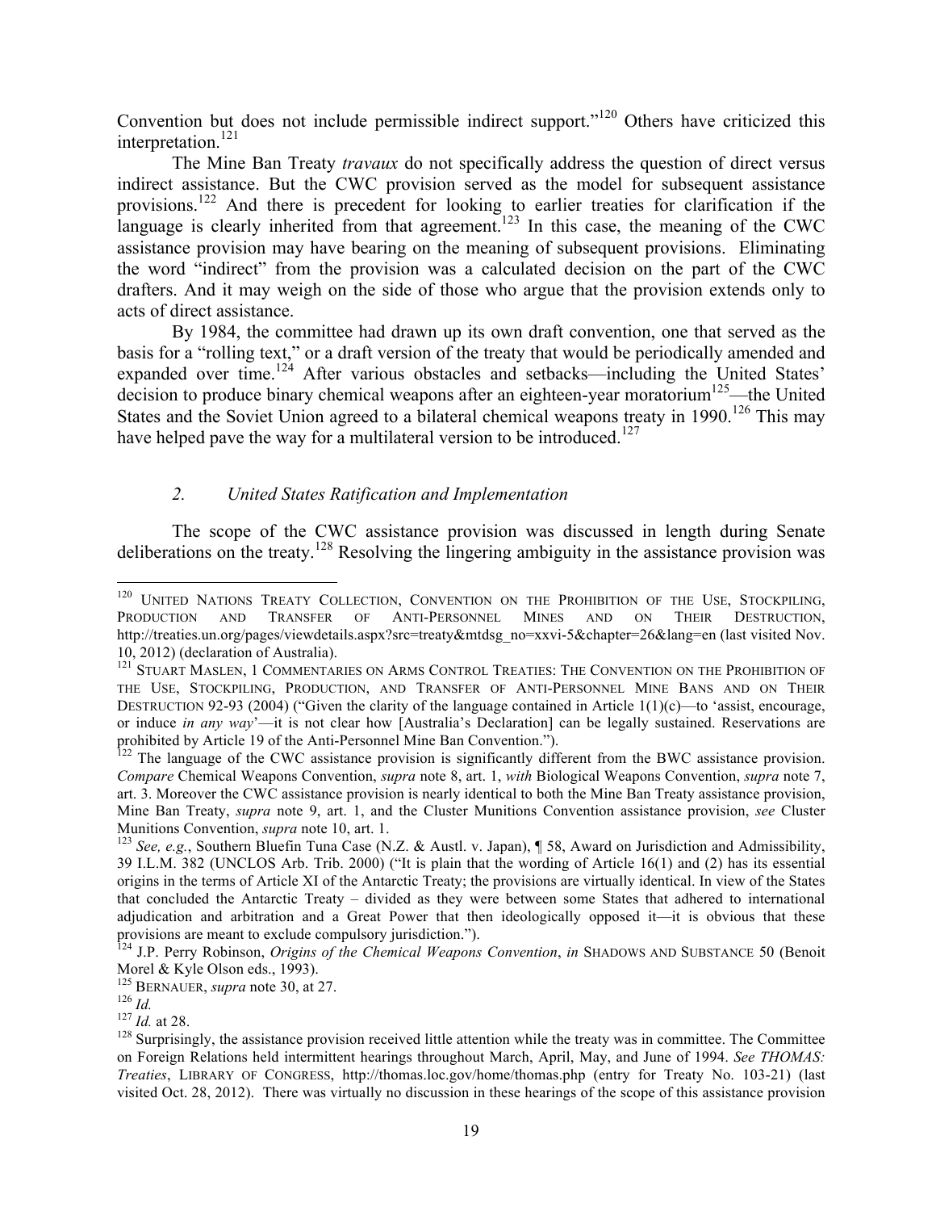Convention but does not include permissible indirect support."[120] Others have criticized this interpretation.[121]

The Mine Ban Treaty *travaux* do not specifically address the question of direct versus indirect assistance. But the CWC provision served as the model for subsequent assistance provisions.[122] And there is precedent for looking to earlier treaties for clarification if the language is clearly inherited from that agreement.[123] In this case, the meaning of the CWC assistance provision may have bearing on the meaning of subsequent provisions. Eliminating the word "indirect" from the provision was a calculated decision on the part of the CWC drafters. And it may weigh on the side of those who argue that the provision extends only to acts of direct assistance.

By 1984, the committee had drawn up its own draft convention, one that served as the basis for a "rolling text," or a draft version of the treaty that would be periodically amended and expanded over time.[124] After various obstacles and setbacks—including the United States' decision to produce binary chemical weapons after an eighteen-year moratorium[125]—the United States and the Soviet Union agreed to a bilateral chemical weapons treaty in 1990.[126] This may have helped pave the way for a multilateral version to be introduced.[127]

### *2. United States Ratification and Implementation*

The scope of the CWC assistance provision was discussed in length during Senate deliberations on the treaty.[128] Resolving the lingering ambiguity in the assistance provision was

---

[120] UNITED NATIONS TREATY COLLECTION, CONVENTION ON THE PROHIBITION OF THE USE, STOCKPILING, PRODUCTION AND TRANSFER OF ANTI-PERSONNEL MINES AND ON THEIR DESTRUCTION, http://treaties.un.org/pages/viewdetails.aspx?src=treaty&mtdsg_no=xxvi-5&chapter=26&lang=en (last visited Nov. 10, 2012) (declaration of Australia).

[121] STUART MASLEN, 1 COMMENTARIES ON ARMS CONTROL TREATIES: THE CONVENTION ON THE PROHIBITION OF THE USE, STOCKPILING, PRODUCTION, AND TRANSFER OF ANTI-PERSONNEL MINE BANS AND ON THEIR DESTRUCTION 92-93 (2004) ("Given the clarity of the language contained in Article 1(1)(c)—to 'assist, encourage, or induce *in any way*'—it is not clear how [Australia's Declaration] can be legally sustained. Reservations are prohibited by Article 19 of the Anti-Personnel Mine Ban Convention.").

[122] The language of the CWC assistance provision is significantly different from the BWC assistance provision. *Compare* Chemical Weapons Convention, *supra* note 8, art. 1, *with* Biological Weapons Convention, *supra* note 7, art. 3. Moreover the CWC assistance provision is nearly identical to both the Mine Ban Treaty assistance provision, Mine Ban Treaty, *supra* note 9, art. 1, and the Cluster Munitions Convention assistance provision, *see* Cluster Munitions Convention, *supra* note 10, art. 1.

[123] *See, e.g.*, Southern Bluefin Tuna Case (N.Z. & Austl. v. Japan), ¶ 58, Award on Jurisdiction and Admissibility, 39 I.L.M. 382 (UNCLOS Arb. Trib. 2000) ("It is plain that the wording of Article 16(1) and (2) has its essential origins in the terms of Article XI of the Antarctic Treaty; the provisions are virtually identical. In view of the States that concluded the Antarctic Treaty – divided as they were between some States that adhered to international adjudication and arbitration and a Great Power that then ideologically opposed it—it is obvious that these provisions are meant to exclude compulsory jurisdiction.").

[124] J.P. Perry Robinson, *Origins of the Chemical Weapons Convention*, *in* SHADOWS AND SUBSTANCE 50 (Benoit Morel & Kyle Olson eds., 1993).

[125] BERNAUER, *supra* note 30, at 27.

[126] *Id.*

[127] *Id.* at 28.

[128] Surprisingly, the assistance provision received little attention while the treaty was in committee. The Committee on Foreign Relations held intermittent hearings throughout March, April, May, and June of 1994. *See THOMAS: Treaties*, LIBRARY OF CONGRESS, http://thomas.loc.gov/home/thomas.php (entry for Treaty No. 103-21) (last visited Oct. 28, 2012). There was virtually no discussion in these hearings of the scope of this assistance provision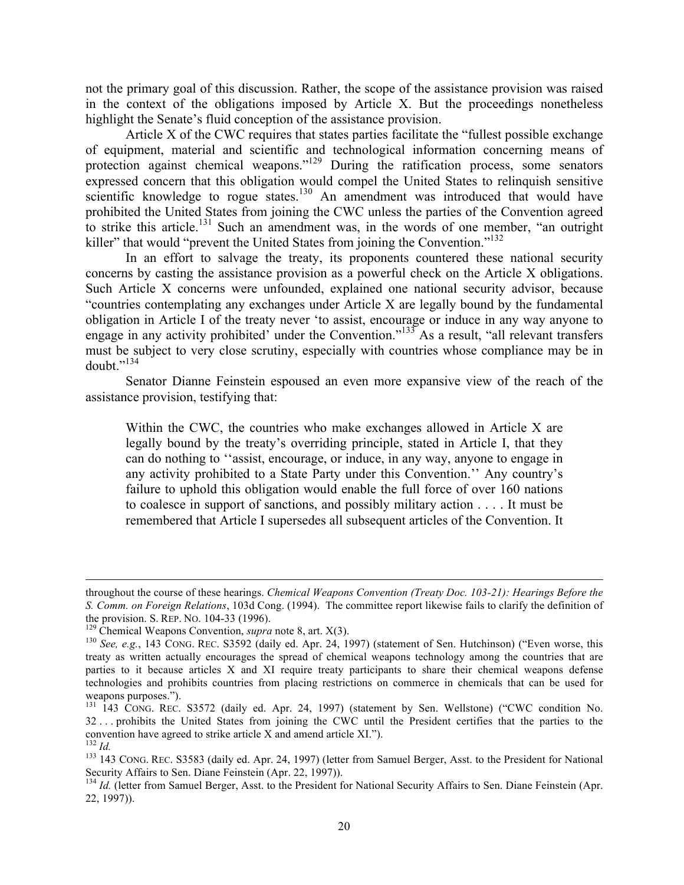not the primary goal of this discussion. Rather, the scope of the assistance provision was raised in the context of the obligations imposed by Article X. But the proceedings nonetheless highlight the Senate's fluid conception of the assistance provision.

Article X of the CWC requires that states parties facilitate the "fullest possible exchange of equipment, material and scientific and technological information concerning means of protection against chemical weapons."[129] During the ratification process, some senators expressed concern that this obligation would compel the United States to relinquish sensitive scientific knowledge to rogue states.[130] An amendment was introduced that would have prohibited the United States from joining the CWC unless the parties of the Convention agreed to strike this article.[131] Such an amendment was, in the words of one member, "an outright killer" that would "prevent the United States from joining the Convention."[132]

In an effort to salvage the treaty, its proponents countered these national security concerns by casting the assistance provision as a powerful check on the Article X obligations. Such Article X concerns were unfounded, explained one national security advisor, because "countries contemplating any exchanges under Article X are legally bound by the fundamental obligation in Article I of the treaty never 'to assist, encourage or induce in any way anyone to engage in any activity prohibited' under the Convention."[133] As a result, "all relevant transfers must be subject to very close scrutiny, especially with countries whose compliance may be in doubt."[134]

Senator Dianne Feinstein espoused an even more expansive view of the reach of the assistance provision, testifying that:

> Within the CWC, the countries who make exchanges allowed in Article X are legally bound by the treaty's overriding principle, stated in Article I, that they can do nothing to ''assist, encourage, or induce, in any way, anyone to engage in any activity prohibited to a State Party under this Convention.'' Any country's failure to uphold this obligation would enable the full force of over 160 nations to coalesce in support of sanctions, and possibly military action . . . . It must be remembered that Article I supersedes all subsequent articles of the Convention. It

---

throughout the course of these hearings. *Chemical Weapons Convention (Treaty Doc. 103-21): Hearings Before the S. Comm. on Foreign Relations*, 103d Cong. (1994). The committee report likewise fails to clarify the definition of the provision. S. REP. NO. 104-33 (1996).

[129] Chemical Weapons Convention, *supra* note 8, art. X(3).

[130] *See, e.g.*, 143 CONG. REC. S3592 (daily ed. Apr. 24, 1997) (statement of Sen. Hutchinson) ("Even worse, this treaty as written actually encourages the spread of chemical weapons technology among the countries that are parties to it because articles X and XI require treaty participants to share their chemical weapons defense technologies and prohibits countries from placing restrictions on commerce in chemicals that can be used for weapons purposes.").

[131] 143 CONG. REC. S3572 (daily ed. Apr. 24, 1997) (statement by Sen. Wellstone) ("CWC condition No. 32 . . . prohibits the United States from joining the CWC until the President certifies that the parties to the convention have agreed to strike article X and amend article XI.").

[132] *Id.*

[133] 143 CONG. REC. S3583 (daily ed. Apr. 24, 1997) (letter from Samuel Berger, Asst. to the President for National Security Affairs to Sen. Diane Feinstein (Apr. 22, 1997)).

[134] *Id.* (letter from Samuel Berger, Asst. to the President for National Security Affairs to Sen. Diane Feinstein (Apr. 22, 1997)).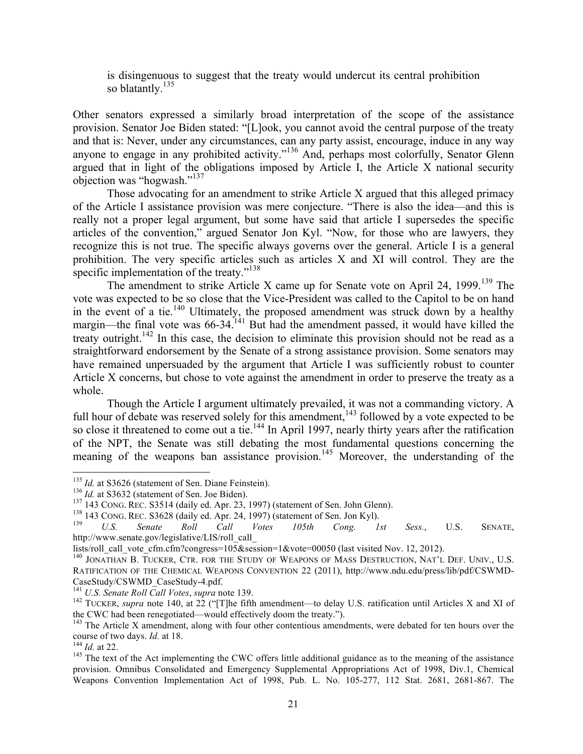is disingenuous to suggest that the treaty would undercut its central prohibition so blatantly.[135]

Other senators expressed a similarly broad interpretation of the scope of the assistance provision. Senator Joe Biden stated: "[L]ook, you cannot avoid the central purpose of the treaty and that is: Never, under any circumstances, can any party assist, encourage, induce in any way anyone to engage in any prohibited activity."[136] And, perhaps most colorfully, Senator Glenn argued that in light of the obligations imposed by Article I, the Article X national security objection was "hogwash."[137]

Those advocating for an amendment to strike Article X argued that this alleged primacy of the Article I assistance provision was mere conjecture. "There is also the idea—and this is really not a proper legal argument, but some have said that article I supersedes the specific articles of the convention," argued Senator Jon Kyl. "Now, for those who are lawyers, they recognize this is not true. The specific always governs over the general. Article I is a general prohibition. The very specific articles such as articles X and XI will control. They are the specific implementation of the treaty."[138]

The amendment to strike Article X came up for Senate vote on April 24, 1999.[139] The vote was expected to be so close that the Vice-President was called to the Capitol to be on hand in the event of a tie.[140] Ultimately, the proposed amendment was struck down by a healthy margin—the final vote was 66-34.[141] But had the amendment passed, it would have killed the treaty outright.[142] In this case, the decision to eliminate this provision should not be read as a straightforward endorsement by the Senate of a strong assistance provision. Some senators may have remained unpersuaded by the argument that Article I was sufficiently robust to counter Article X concerns, but chose to vote against the amendment in order to preserve the treaty as a whole.

Though the Article I argument ultimately prevailed, it was not a commanding victory. A full hour of debate was reserved solely for this amendment,[143] followed by a vote expected to be so close it threatened to come out a tie.[144] In April 1997, nearly thirty years after the ratification of the NPT, the Senate was still debating the most fundamental questions concerning the meaning of the weapons ban assistance provision.[145] Moreover, the understanding of the

---

[135] *Id.* at S3626 (statement of Sen. Diane Feinstein).

[136] *Id.* at S3632 (statement of Sen. Joe Biden).

[137] 143 CONG. REC. S3514 (daily ed. Apr. 23, 1997) (statement of Sen. John Glenn).

[138] 143 CONG. REC. S3628 (daily ed. Apr. 24, 1997) (statement of Sen. Jon Kyl).

[139] *U.S. Senate Roll Call Votes 105th Cong. 1st Sess.*, U.S. SENATE, http://www.senate.gov/legislative/LIS/roll_call_lists/roll_call_vote_cfm.cfm?congress=105&session=1&vote=00050 (last visited Nov. 12, 2012).

[140] JONATHAN B. TUCKER, CTR. FOR THE STUDY OF WEAPONS OF MASS DESTRUCTION, NAT'L DEF. UNIV., U.S. RATIFICATION OF THE CHEMICAL WEAPONS CONVENTION 22 (2011), http://www.ndu.edu/press/lib/pdf/CSWMD-CaseStudy/CSWMD_CaseStudy-4.pdf.

[141] *U.S. Senate Roll Call Votes*, *supra* note 139.

[142] TUCKER, *supra* note 140, at 22 ("[T]he fifth amendment—to delay U.S. ratification until Articles X and XI of the CWC had been renegotiated—would effectively doom the treaty.").

[143] The Article X amendment, along with four other contentious amendments, were debated for ten hours over the course of two days. *Id.* at 18.

[144] *Id.* at 22.

[145] The text of the Act implementing the CWC offers little additional guidance as to the meaning of the assistance provision. Omnibus Consolidated and Emergency Supplemental Appropriations Act of 1998, Div.1, Chemical Weapons Convention Implementation Act of 1998, Pub. L. No. 105-277, 112 Stat. 2681, 2681-867. The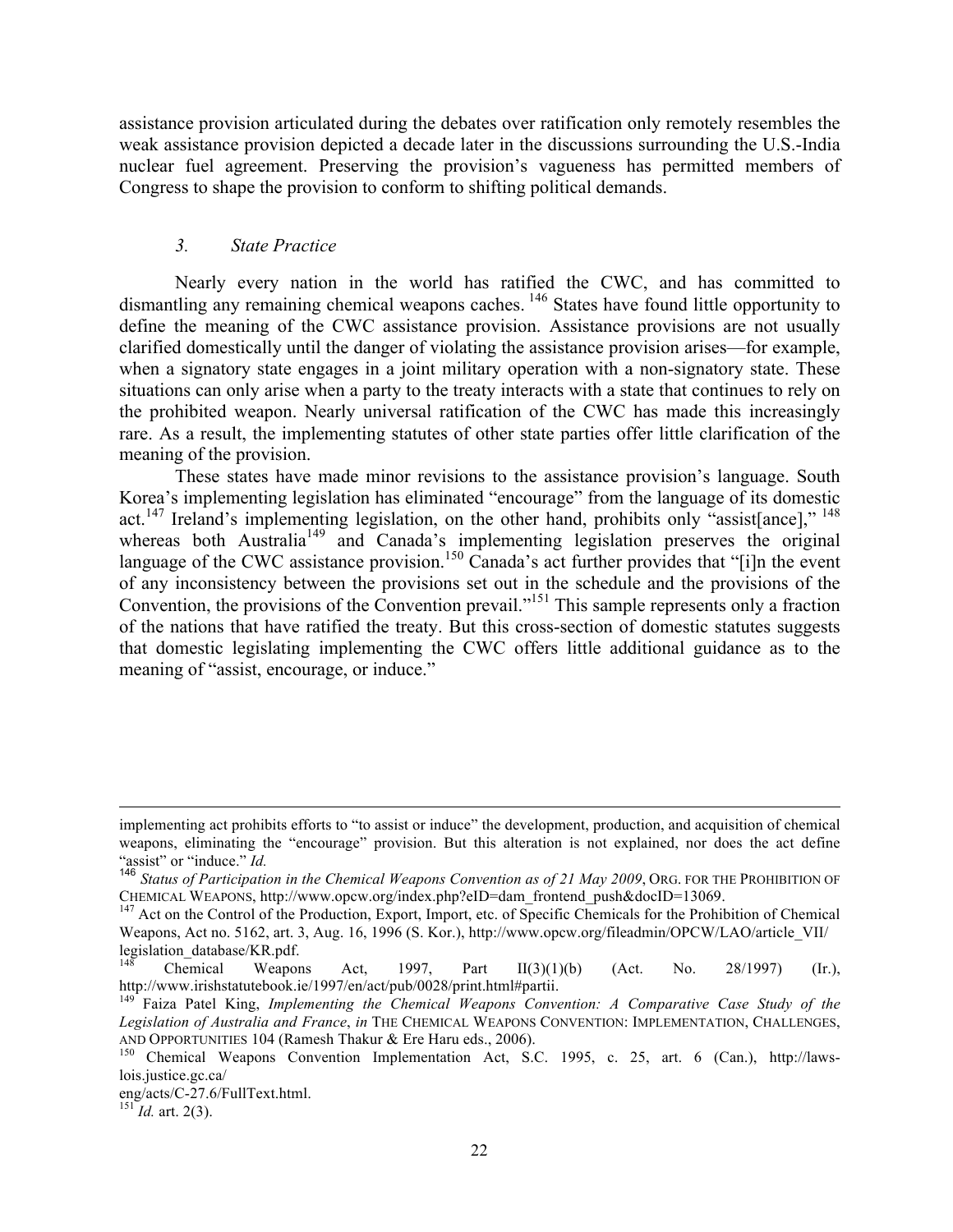assistance provision articulated during the debates over ratification only remotely resembles the weak assistance provision depicted a decade later in the discussions surrounding the U.S.-India nuclear fuel agreement. Preserving the provision's vagueness has permitted members of Congress to shape the provision to conform to shifting political demands.

### *3. State Practice*

Nearly every nation in the world has ratified the CWC, and has committed to dismantling any remaining chemical weapons caches.[146] States have found little opportunity to define the meaning of the CWC assistance provision. Assistance provisions are not usually clarified domestically until the danger of violating the assistance provision arises—for example, when a signatory state engages in a joint military operation with a non-signatory state. These situations can only arise when a party to the treaty interacts with a state that continues to rely on the prohibited weapon. Nearly universal ratification of the CWC has made this increasingly rare. As a result, the implementing statutes of other state parties offer little clarification of the meaning of the provision.

These states have made minor revisions to the assistance provision's language. South Korea's implementing legislation has eliminated "encourage" from the language of its domestic act.[147] Ireland's implementing legislation, on the other hand, prohibits only "assist[ance],"[148] whereas both Australia[149] and Canada's implementing legislation preserves the original language of the CWC assistance provision.[150] Canada's act further provides that "[i]n the event of any inconsistency between the provisions set out in the schedule and the provisions of the Convention, the provisions of the Convention prevail."[151] This sample represents only a fraction of the nations that have ratified the treaty. But this cross-section of domestic statutes suggests that domestic legislating implementing the CWC offers little additional guidance as to the meaning of "assist, encourage, or induce."

---

implementing act prohibits efforts to "to assist or induce" the development, production, and acquisition of chemical weapons, eliminating the "encourage" provision. But this alteration is not explained, nor does the act define "assist" or "induce." *Id.*

[146] *Status of Participation in the Chemical Weapons Convention as of 21 May 2009*, ORG. FOR THE PROHIBITION OF CHEMICAL WEAPONS, http://www.opcw.org/index.php?eID=dam_frontend_push&docID=13069.

[147] Act on the Control of the Production, Export, Import, etc. of Specific Chemicals for the Prohibition of Chemical Weapons, Act no. 5162, art. 3, Aug. 16, 1996 (S. Kor.), http://www.opcw.org/fileadmin/OPCW/LAO/article_VII/legislation_database/KR.pdf.

[148] Chemical Weapons Act, 1997, Part II(3)(1)(b) (Act. No. 28/1997) (Ir.), http://www.irishstatutebook.ie/1997/en/act/pub/0028/print.html#partii.

[149] Faiza Patel King, *Implementing the Chemical Weapons Convention: A Comparative Case Study of the Legislation of Australia and France*, *in* THE CHEMICAL WEAPONS CONVENTION: IMPLEMENTATION, CHALLENGES, AND OPPORTUNITIES 104 (Ramesh Thakur & Ere Haru eds., 2006).

[150] Chemical Weapons Convention Implementation Act, S.C. 1995, c. 25, art. 6 (Can.), http://laws-lois.justice.gc.ca/eng/acts/C-27.6/FullText.html.

[151] *Id.* art. 2(3).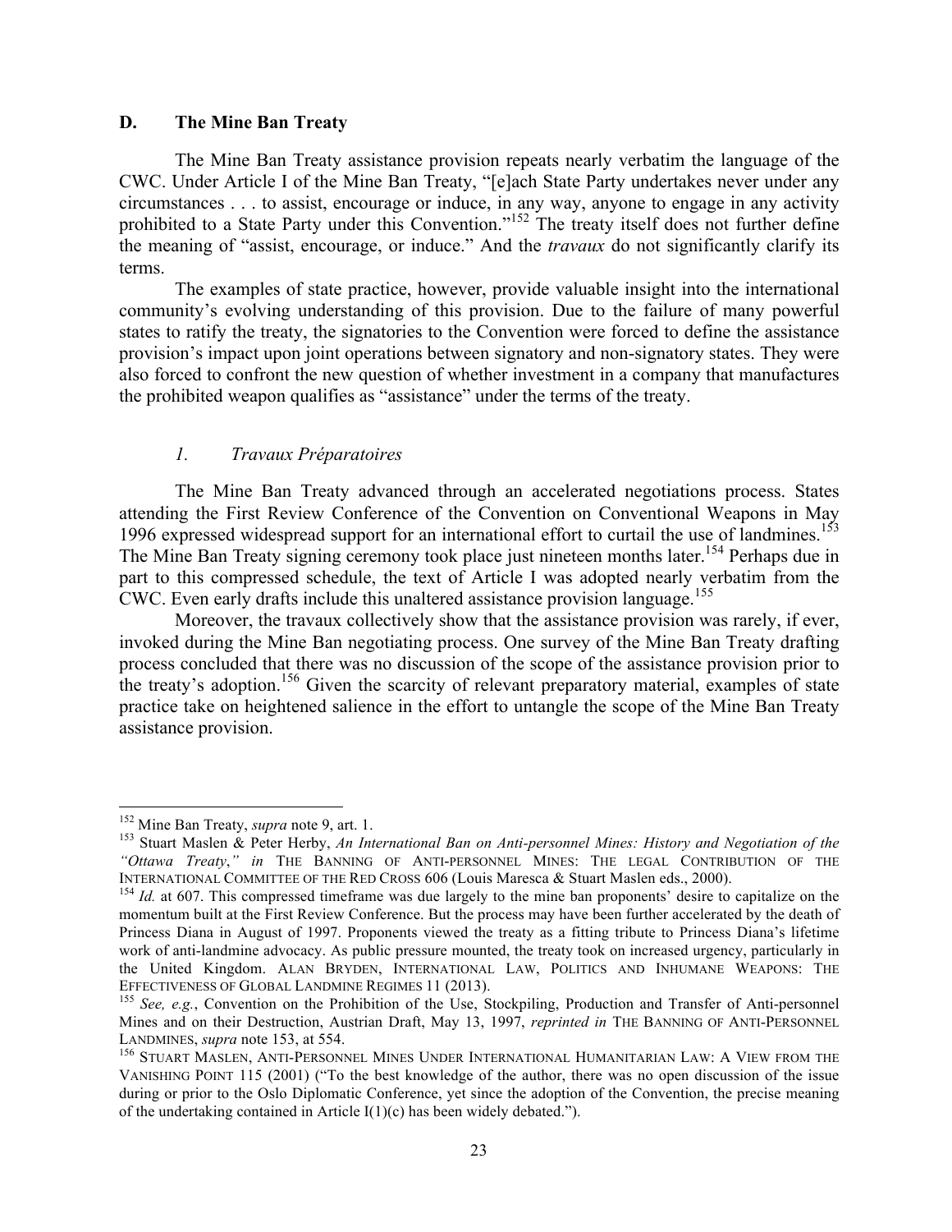### D. The Mine Ban Treaty

The Mine Ban Treaty assistance provision repeats nearly verbatim the language of the CWC. Under Article I of the Mine Ban Treaty, "[e]ach State Party undertakes never under any circumstances . . . to assist, encourage or induce, in any way, anyone to engage in any activity prohibited to a State Party under this Convention."[152] The treaty itself does not further define the meaning of "assist, encourage, or induce." And the *travaux* do not significantly clarify its terms.

The examples of state practice, however, provide valuable insight into the international community's evolving understanding of this provision. Due to the failure of many powerful states to ratify the treaty, the signatories to the Convention were forced to define the assistance provision's impact upon joint operations between signatory and non-signatory states. They were also forced to confront the new question of whether investment in a company that manufactures the prohibited weapon qualifies as "assistance" under the terms of the treaty.

#### *1. Travaux Préparatoires*

The Mine Ban Treaty advanced through an accelerated negotiations process. States attending the First Review Conference of the Convention on Conventional Weapons in May 1996 expressed widespread support for an international effort to curtail the use of landmines.[153] The Mine Ban Treaty signing ceremony took place just nineteen months later.[154] Perhaps due in part to this compressed schedule, the text of Article I was adopted nearly verbatim from the CWC. Even early drafts include this unaltered assistance provision language.[155]

Moreover, the travaux collectively show that the assistance provision was rarely, if ever, invoked during the Mine Ban negotiating process. One survey of the Mine Ban Treaty drafting process concluded that there was no discussion of the scope of the assistance provision prior to the treaty's adoption.[156] Given the scarcity of relevant preparatory material, examples of state practice take on heightened salience in the effort to untangle the scope of the Mine Ban Treaty assistance provision.

---

[152] Mine Ban Treaty, *supra* note 9, art. 1.

[153] Stuart Maslen & Peter Herby, *An International Ban on Anti-personnel Mines: History and Negotiation of the "Ottawa Treaty," in* THE BANNING OF ANTI-PERSONNEL MINES: THE LEGAL CONTRIBUTION OF THE INTERNATIONAL COMMITTEE OF THE RED CROSS 606 (Louis Maresca & Stuart Maslen eds., 2000).

[154] *Id.* at 607. This compressed timeframe was due largely to the mine ban proponents' desire to capitalize on the momentum built at the First Review Conference. But the process may have been further accelerated by the death of Princess Diana in August of 1997. Proponents viewed the treaty as a fitting tribute to Princess Diana's lifetime work of anti-landmine advocacy. As public pressure mounted, the treaty took on increased urgency, particularly in the United Kingdom. ALAN BRYDEN, INTERNATIONAL LAW, POLITICS AND INHUMANE WEAPONS: THE EFFECTIVENESS OF GLOBAL LANDMINE REGIMES 11 (2013).

[155] *See, e.g.*, Convention on the Prohibition of the Use, Stockpiling, Production and Transfer of Anti-personnel Mines and on their Destruction, Austrian Draft, May 13, 1997, *reprinted in* THE BANNING OF ANTI-PERSONNEL LANDMINES, *supra* note 153, at 554.

[156] STUART MASLEN, ANTI-PERSONNEL MINES UNDER INTERNATIONAL HUMANITARIAN LAW: A VIEW FROM THE VANISHING POINT 115 (2001) ("To the best knowledge of the author, there was no open discussion of the issue during or prior to the Oslo Diplomatic Conference, yet since the adoption of the Convention, the precise meaning of the undertaking contained in Article I(1)(c) has been widely debated.").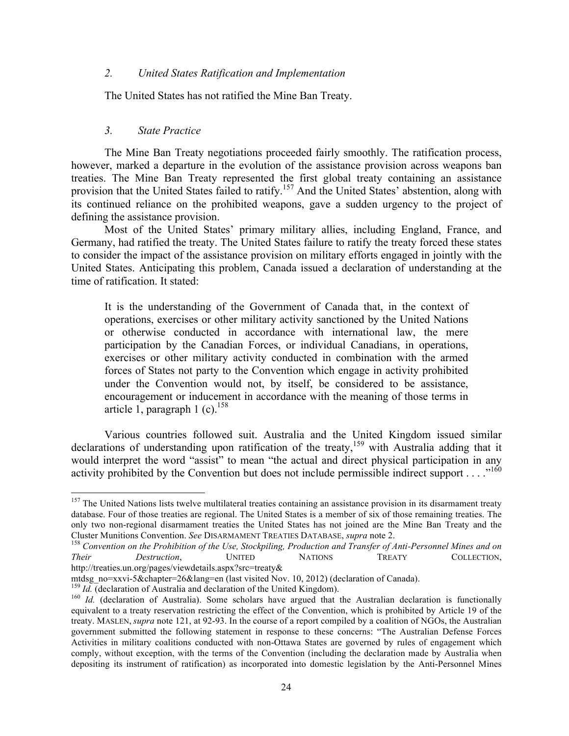*2. United States Ratification and Implementation*

The United States has not ratified the Mine Ban Treaty.

*3. State Practice*

The Mine Ban Treaty negotiations proceeded fairly smoothly. The ratification process, however, marked a departure in the evolution of the assistance provision across weapons ban treaties. The Mine Ban Treaty represented the first global treaty containing an assistance provision that the United States failed to ratify.[157] And the United States' abstention, along with its continued reliance on the prohibited weapons, gave a sudden urgency to the project of defining the assistance provision.

Most of the United States' primary military allies, including England, France, and Germany, had ratified the treaty. The United States failure to ratify the treaty forced these states to consider the impact of the assistance provision on military efforts engaged in jointly with the United States. Anticipating this problem, Canada issued a declaration of understanding at the time of ratification. It stated:

> It is the understanding of the Government of Canada that, in the context of operations, exercises or other military activity sanctioned by the United Nations or otherwise conducted in accordance with international law, the mere participation by the Canadian Forces, or individual Canadians, in operations, exercises or other military activity conducted in combination with the armed forces of States not party to the Convention which engage in activity prohibited under the Convention would not, by itself, be considered to be assistance, encouragement or inducement in accordance with the meaning of those terms in article 1, paragraph 1 (c).[158]

Various countries followed suit. Australia and the United Kingdom issued similar declarations of understanding upon ratification of the treaty,[159] with Australia adding that it would interpret the word "assist" to mean "the actual and direct physical participation in any activity prohibited by the Convention but does not include permissible indirect support . . . ."[160]

---

[157] The United Nations lists twelve multilateral treaties containing an assistance provision in its disarmament treaty database. Four of those treaties are regional. The United States is a member of six of those remaining treaties. The only two non-regional disarmament treaties the United States has not joined are the Mine Ban Treaty and the Cluster Munitions Convention. *See* DISARMAMENT TREATIES DATABASE, *supra* note 2.

[158] *Convention on the Prohibition of the Use, Stockpiling, Production and Transfer of Anti-Personnel Mines and on Their Destruction*, UNITED NATIONS TREATY COLLECTION, http://treaties.un.org/pages/viewdetails.aspx?src=treaty&mtdsg_no=xxvi-5&chapter=26&lang=en (last visited Nov. 10, 2012) (declaration of Canada).

[159] *Id.* (declaration of Australia and declaration of the United Kingdom).

[160] *Id.* (declaration of Australia). Some scholars have argued that the Australian declaration is functionally equivalent to a treaty reservation restricting the effect of the Convention, which is prohibited by Article 19 of the treaty. MASLEN, *supra* note 121, at 92-93. In the course of a report compiled by a coalition of NGOs, the Australian government submitted the following statement in response to these concerns: "The Australian Defense Forces Activities in military coalitions conducted with non-Ottawa States are governed by rules of engagement which comply, without exception, with the terms of the Convention (including the declaration made by Australia when depositing its instrument of ratification) as incorporated into domestic legislation by the Anti-Personnel Mines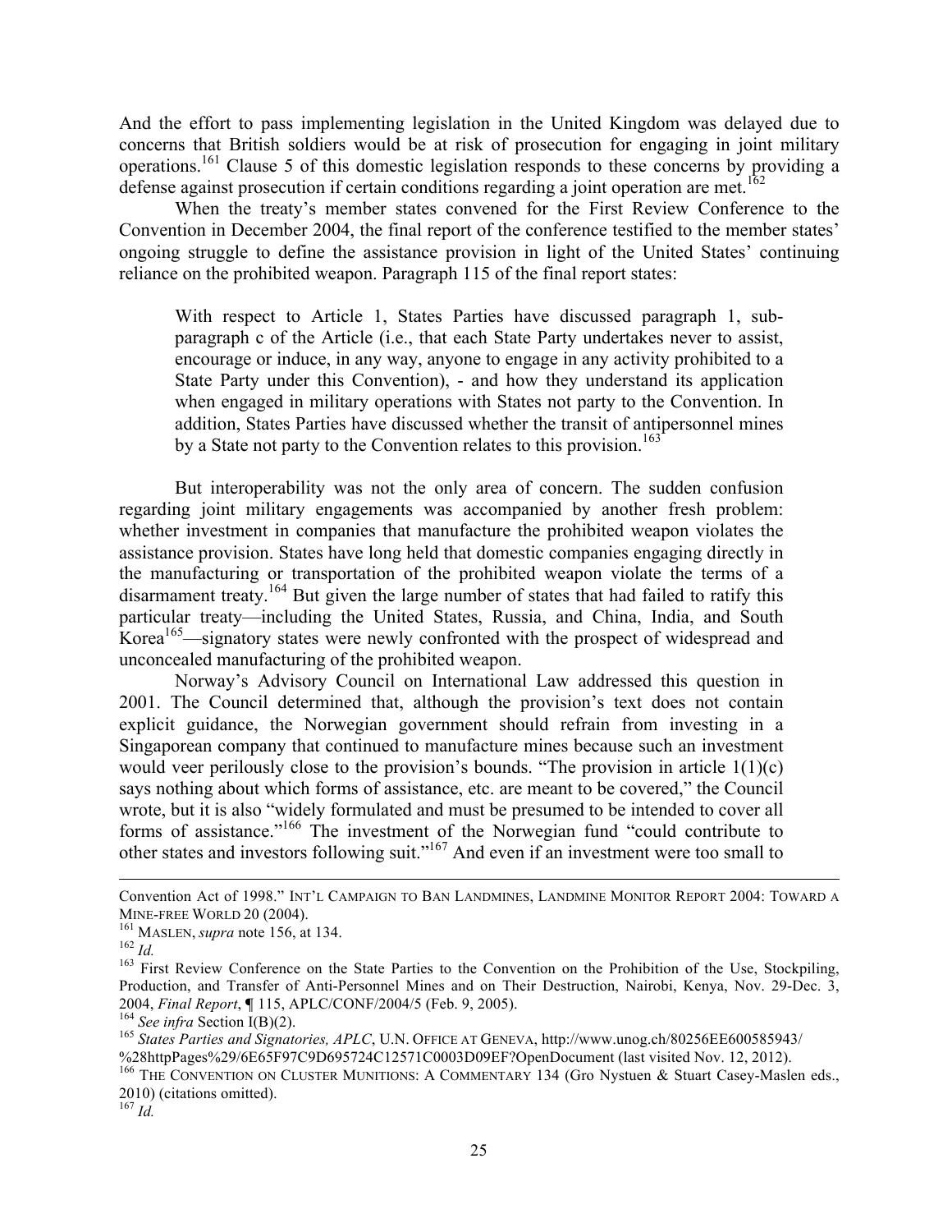And the effort to pass implementing legislation in the United Kingdom was delayed due to concerns that British soldiers would be at risk of prosecution for engaging in joint military operations.[161] Clause 5 of this domestic legislation responds to these concerns by providing a defense against prosecution if certain conditions regarding a joint operation are met.[162]

When the treaty's member states convened for the First Review Conference to the Convention in December 2004, the final report of the conference testified to the member states' ongoing struggle to define the assistance provision in light of the United States' continuing reliance on the prohibited weapon. Paragraph 115 of the final report states:

> With respect to Article 1, States Parties have discussed paragraph 1, sub-paragraph c of the Article (i.e., that each State Party undertakes never to assist, encourage or induce, in any way, anyone to engage in any activity prohibited to a State Party under this Convention), - and how they understand its application when engaged in military operations with States not party to the Convention. In addition, States Parties have discussed whether the transit of antipersonnel mines by a State not party to the Convention relates to this provision.[163]

But interoperability was not the only area of concern. The sudden confusion regarding joint military engagements was accompanied by another fresh problem: whether investment in companies that manufacture the prohibited weapon violates the assistance provision. States have long held that domestic companies engaging directly in the manufacturing or transportation of the prohibited weapon violate the terms of a disarmament treaty.[164] But given the large number of states that had failed to ratify this particular treaty—including the United States, Russia, and China, India, and South Korea[165]—signatory states were newly confronted with the prospect of widespread and unconcealed manufacturing of the prohibited weapon.

Norway's Advisory Council on International Law addressed this question in 2001. The Council determined that, although the provision's text does not contain explicit guidance, the Norwegian government should refrain from investing in a Singaporean company that continued to manufacture mines because such an investment would veer perilously close to the provision's bounds. "The provision in article 1(1)(c) says nothing about which forms of assistance, etc. are meant to be covered," the Council wrote, but it is also "widely formulated and must be presumed to be intended to cover all forms of assistance."[166] The investment of the Norwegian fund "could contribute to other states and investors following suit."[167] And even if an investment were too small to

---

Convention Act of 1998." INT'L CAMPAIGN TO BAN LANDMINES, LANDMINE MONITOR REPORT 2004: TOWARD A MINE-FREE WORLD 20 (2004).

[161] MASLEN, *supra* note 156, at 134.

[162] *Id.*

[163] First Review Conference on the State Parties to the Convention on the Prohibition of the Use, Stockpiling, Production, and Transfer of Anti-Personnel Mines and on Their Destruction, Nairobi, Kenya, Nov. 29-Dec. 3, 2004, *Final Report*, ¶ 115, APLC/CONF/2004/5 (Feb. 9, 2005).

[164] *See infra* Section I(B)(2).

[165] *States Parties and Signatories, APLC*, U.N. OFFICE AT GENEVA, http://www.unog.ch/80256EE600585943/%28httpPages%29/6E65F97C9D695724C12571C0003D09EF?OpenDocument (last visited Nov. 12, 2012).

[166] THE CONVENTION ON CLUSTER MUNITIONS: A COMMENTARY 134 (Gro Nystuen & Stuart Casey-Maslen eds., 2010) (citations omitted).

[167] *Id.*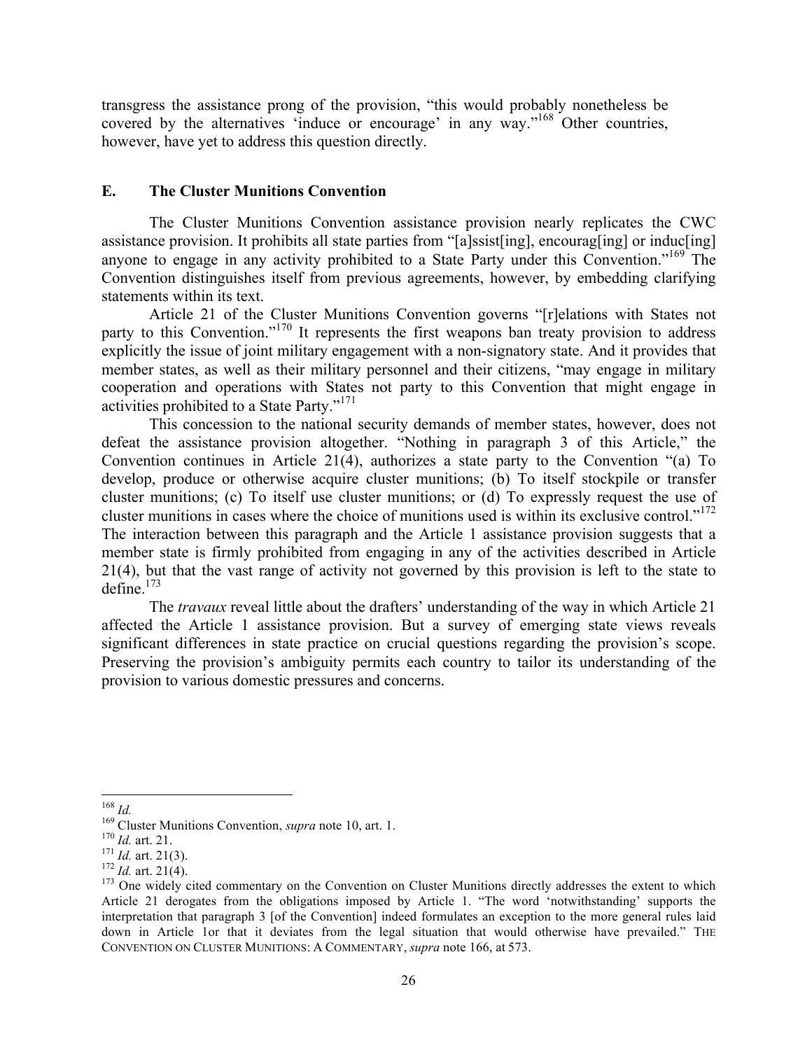transgress the assistance prong of the provision, "this would probably nonetheless be covered by the alternatives 'induce or encourage' in any way."[168] Other countries, however, have yet to address this question directly.

### E. The Cluster Munitions Convention

The Cluster Munitions Convention assistance provision nearly replicates the CWC assistance provision. It prohibits all state parties from "[a]ssist[ing], encourag[ing] or induc[ing] anyone to engage in any activity prohibited to a State Party under this Convention."[169] The Convention distinguishes itself from previous agreements, however, by embedding clarifying statements within its text.

Article 21 of the Cluster Munitions Convention governs "[r]elations with States not party to this Convention."[170] It represents the first weapons ban treaty provision to address explicitly the issue of joint military engagement with a non-signatory state. And it provides that member states, as well as their military personnel and their citizens, "may engage in military cooperation and operations with States not party to this Convention that might engage in activities prohibited to a State Party."[171]

This concession to the national security demands of member states, however, does not defeat the assistance provision altogether. "Nothing in paragraph 3 of this Article," the Convention continues in Article 21(4), authorizes a state party to the Convention "(a) To develop, produce or otherwise acquire cluster munitions; (b) To itself stockpile or transfer cluster munitions; (c) To itself use cluster munitions; or (d) To expressly request the use of cluster munitions in cases where the choice of munitions used is within its exclusive control."[172] The interaction between this paragraph and the Article 1 assistance provision suggests that a member state is firmly prohibited from engaging in any of the activities described in Article 21(4), but that the vast range of activity not governed by this provision is left to the state to define.[173]

The *travaux* reveal little about the drafters' understanding of the way in which Article 21 affected the Article 1 assistance provision. But a survey of emerging state views reveals significant differences in state practice on crucial questions regarding the provision's scope. Preserving the provision's ambiguity permits each country to tailor its understanding of the provision to various domestic pressures and concerns.

---

[168] *Id.*

[169] Cluster Munitions Convention, *supra* note 10, art. 1.

[170] *Id.* art. 21.

[171] *Id.* art. 21(3).

[172] *Id.* art. 21(4).

[173] One widely cited commentary on the Convention on Cluster Munitions directly addresses the extent to which Article 21 derogates from the obligations imposed by Article 1. "The word 'notwithstanding' supports the interpretation that paragraph 3 [of the Convention] indeed formulates an exception to the more general rules laid down in Article 1or that it deviates from the legal situation that would otherwise have prevailed." THE CONVENTION ON CLUSTER MUNITIONS: A COMMENTARY, *supra* note 166, at 573.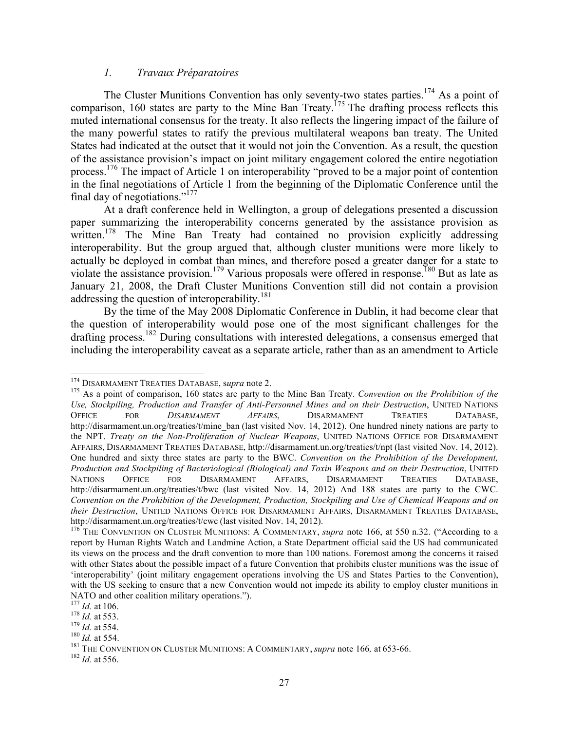### *1. Travaux Préparatoires*

The Cluster Munitions Convention has only seventy-two states parties.[174] As a point of comparison, 160 states are party to the Mine Ban Treaty.[175] The drafting process reflects this muted international consensus for the treaty. It also reflects the lingering impact of the failure of the many powerful states to ratify the previous multilateral weapons ban treaty. The United States had indicated at the outset that it would not join the Convention. As a result, the question of the assistance provision's impact on joint military engagement colored the entire negotiation process.[176] The impact of Article 1 on interoperability "proved to be a major point of contention in the final negotiations of Article 1 from the beginning of the Diplomatic Conference until the final day of negotiations."[177]

At a draft conference held in Wellington, a group of delegations presented a discussion paper summarizing the interoperability concerns generated by the assistance provision as written.[178] The Mine Ban Treaty had contained no provision explicitly addressing interoperability. But the group argued that, although cluster munitions were more likely to actually be deployed in combat than mines, and therefore posed a greater danger for a state to violate the assistance provision.[179] Various proposals were offered in response.[180] But as late as January 21, 2008, the Draft Cluster Munitions Convention still did not contain a provision addressing the question of interoperability.[181]

By the time of the May 2008 Diplomatic Conference in Dublin, it had become clear that the question of interoperability would pose one of the most significant challenges for the drafting process.[182] During consultations with interested delegations, a consensus emerged that including the interoperability caveat as a separate article, rather than as an amendment to Article

---

[174] DISARMAMENT TREATIES DATABASE, s*upra* note 2.

[175] As a point of comparison, 160 states are party to the Mine Ban Treaty. *Convention on the Prohibition of the Use, Stockpiling, Production and Transfer of Anti-Personnel Mines and on their Destruction*, UNITED NATIONS OFFICE FOR *DISARMAMENT AFFAIRS*, DISARMAMENT TREATIES DATABASE, http://disarmament.un.org/treaties/t/mine_ban (last visited Nov. 14, 2012). One hundred ninety nations are party to the NPT. *Treaty on the Non-Proliferation of Nuclear Weapons*, UNITED NATIONS OFFICE FOR DISARMAMENT AFFAIRS, DISARMAMENT TREATIES DATABASE, http://disarmament.un.org/treaties/t/npt (last visited Nov. 14, 2012). One hundred and sixty three states are party to the BWC. *Convention on the Prohibition of the Development, Production and Stockpiling of Bacteriological (Biological) and Toxin Weapons and on their Destruction*, UNITED NATIONS OFFICE FOR DISARMAMENT AFFAIRS, DISARMAMENT TREATIES DATABASE, http://disarmament.un.org/treaties/t/bwc (last visited Nov. 14, 2012) And 188 states are party to the CWC. *Convention on the Prohibition of the Development, Production, Stockpiling and Use of Chemical Weapons and on their Destruction*, UNITED NATIONS OFFICE FOR DISARMAMENT AFFAIRS, DISARMAMENT TREATIES DATABASE, http://disarmament.un.org/treaties/t/cwc (last visited Nov. 14, 2012).

[176] THE CONVENTION ON CLUSTER MUNITIONS: A COMMENTARY, *supra* note 166, at 550 n.32. ("According to a report by Human Rights Watch and Landmine Action, a State Department official said the US had communicated its views on the process and the draft convention to more than 100 nations. Foremost among the concerns it raised with other States about the possible impact of a future Convention that prohibits cluster munitions was the issue of 'interoperability' (joint military engagement operations involving the US and States Parties to the Convention), with the US seeking to ensure that a new Convention would not impede its ability to employ cluster munitions in NATO and other coalition military operations.").

[177] *Id.* at 106.

[178] *Id.* at 553.

[179] *Id.* at 554.

[180] *Id.* at 554.

[181] THE CONVENTION ON CLUSTER MUNITIONS: A COMMENTARY, *supra* note 166*,* at 653-66.

[182] *Id.* at 556.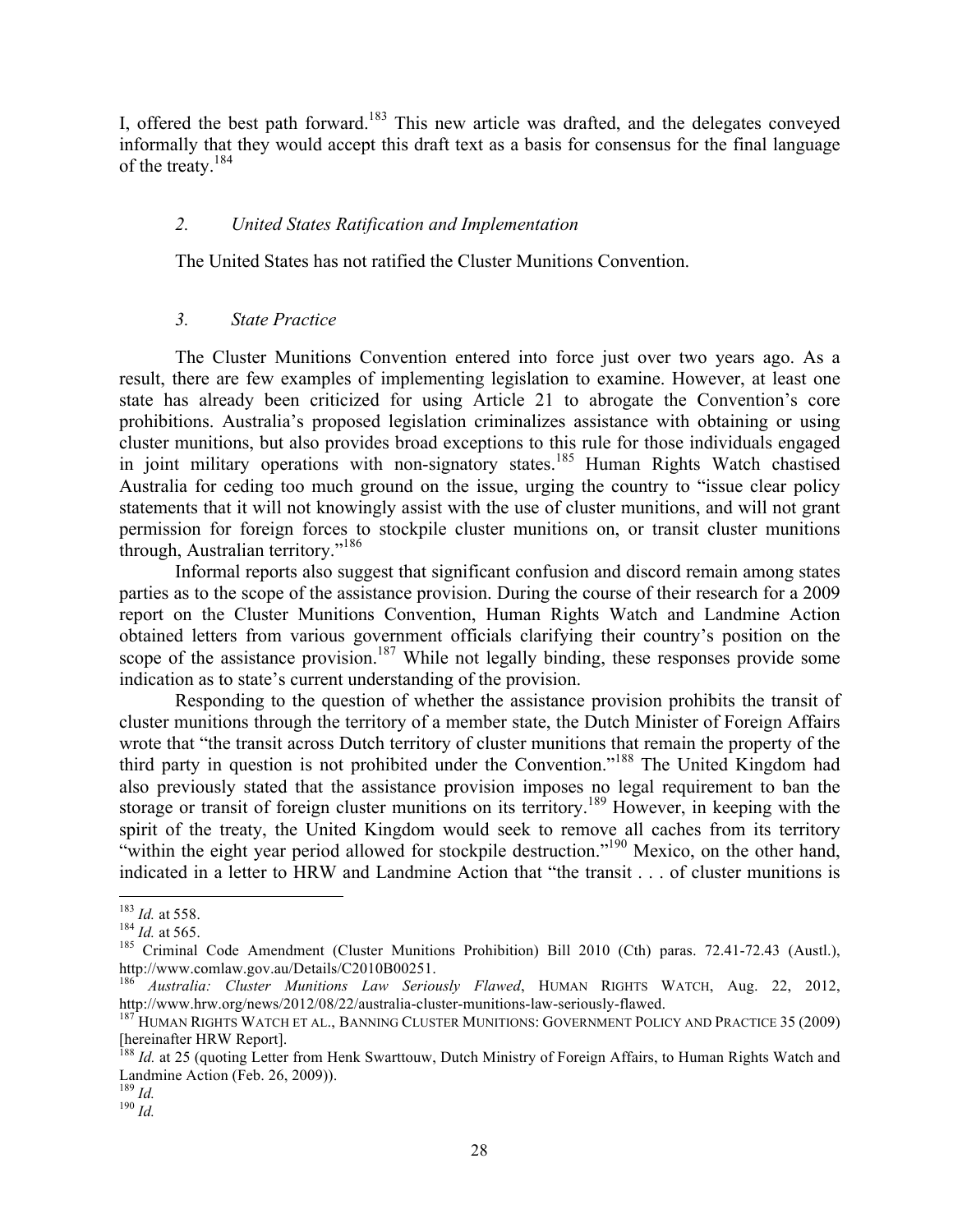I, offered the best path forward.[183] This new article was drafted, and the delegates conveyed informally that they would accept this draft text as a basis for consensus for the final language of the treaty.[184]

### *2. United States Ratification and Implementation*

The United States has not ratified the Cluster Munitions Convention.

### *3. State Practice*

The Cluster Munitions Convention entered into force just over two years ago. As a result, there are few examples of implementing legislation to examine. However, at least one state has already been criticized for using Article 21 to abrogate the Convention's core prohibitions. Australia's proposed legislation criminalizes assistance with obtaining or using cluster munitions, but also provides broad exceptions to this rule for those individuals engaged in joint military operations with non-signatory states.[185] Human Rights Watch chastised Australia for ceding too much ground on the issue, urging the country to "issue clear policy statements that it will not knowingly assist with the use of cluster munitions, and will not grant permission for foreign forces to stockpile cluster munitions on, or transit cluster munitions through, Australian territory."[186]

Informal reports also suggest that significant confusion and discord remain among states parties as to the scope of the assistance provision. During the course of their research for a 2009 report on the Cluster Munitions Convention, Human Rights Watch and Landmine Action obtained letters from various government officials clarifying their country's position on the scope of the assistance provision.[187] While not legally binding, these responses provide some indication as to state's current understanding of the provision.

Responding to the question of whether the assistance provision prohibits the transit of cluster munitions through the territory of a member state, the Dutch Minister of Foreign Affairs wrote that "the transit across Dutch territory of cluster munitions that remain the property of the third party in question is not prohibited under the Convention."[188] The United Kingdom had also previously stated that the assistance provision imposes no legal requirement to ban the storage or transit of foreign cluster munitions on its territory.[189] However, in keeping with the spirit of the treaty, the United Kingdom would seek to remove all caches from its territory "within the eight year period allowed for stockpile destruction."[190] Mexico, on the other hand, indicated in a letter to HRW and Landmine Action that "the transit . . . of cluster munitions is

---

[183] *Id.* at 558.

[184] *Id.* at 565.

[185] Criminal Code Amendment (Cluster Munitions Prohibition) Bill 2010 (Cth) paras. 72.41-72.43 (Austl.), http://www.comlaw.gov.au/Details/C2010B00251.

[186] *Australia: Cluster Munitions Law Seriously Flawed*, HUMAN RIGHTS WATCH, Aug. 22, 2012, http://www.hrw.org/news/2012/08/22/australia-cluster-munitions-law-seriously-flawed.

[187] HUMAN RIGHTS WATCH ET AL., BANNING CLUSTER MUNITIONS: GOVERNMENT POLICY AND PRACTICE 35 (2009) [hereinafter HRW Report].

[188] *Id.* at 25 (quoting Letter from Henk Swarttouw, Dutch Ministry of Foreign Affairs, to Human Rights Watch and Landmine Action (Feb. 26, 2009)).

[189] *Id.*

[190] *Id.*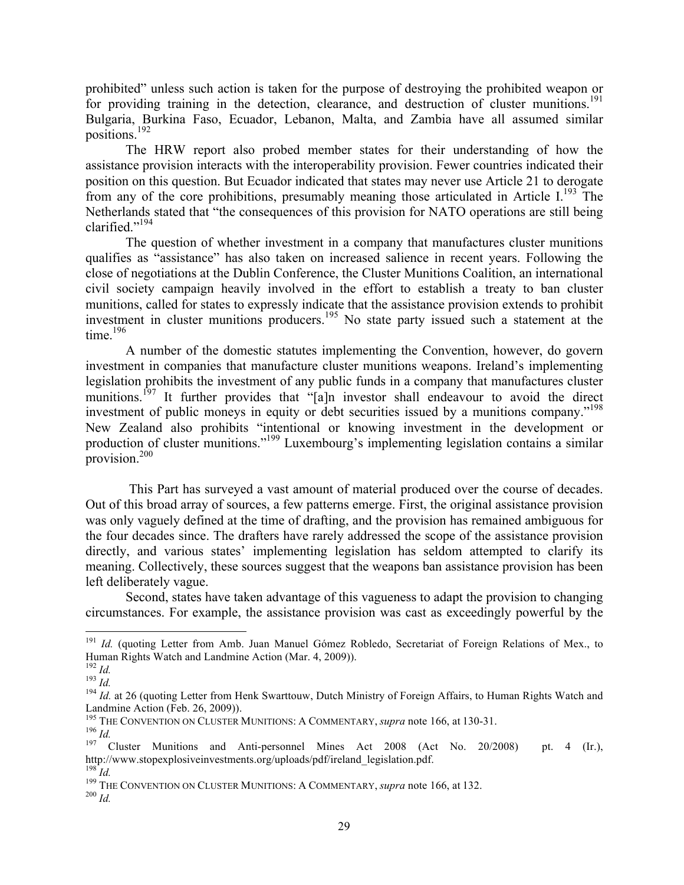prohibited" unless such action is taken for the purpose of destroying the prohibited weapon or for providing training in the detection, clearance, and destruction of cluster munitions.[191] Bulgaria, Burkina Faso, Ecuador, Lebanon, Malta, and Zambia have all assumed similar positions.[192]

The HRW report also probed member states for their understanding of how the assistance provision interacts with the interoperability provision. Fewer countries indicated their position on this question. But Ecuador indicated that states may never use Article 21 to derogate from any of the core prohibitions, presumably meaning those articulated in Article I.[193] The Netherlands stated that "the consequences of this provision for NATO operations are still being clarified."[194]

The question of whether investment in a company that manufactures cluster munitions qualifies as "assistance" has also taken on increased salience in recent years. Following the close of negotiations at the Dublin Conference, the Cluster Munitions Coalition, an international civil society campaign heavily involved in the effort to establish a treaty to ban cluster munitions, called for states to expressly indicate that the assistance provision extends to prohibit investment in cluster munitions producers.[195] No state party issued such a statement at the time.[196]

A number of the domestic statutes implementing the Convention, however, do govern investment in companies that manufacture cluster munitions weapons. Ireland's implementing legislation prohibits the investment of any public funds in a company that manufactures cluster munitions.[197] It further provides that "[a]n investor shall endeavour to avoid the direct investment of public moneys in equity or debt securities issued by a munitions company."[198] New Zealand also prohibits "intentional or knowing investment in the development or production of cluster munitions."[199] Luxembourg's implementing legislation contains a similar provision.[200]

This Part has surveyed a vast amount of material produced over the course of decades. Out of this broad array of sources, a few patterns emerge. First, the original assistance provision was only vaguely defined at the time of drafting, and the provision has remained ambiguous for the four decades since. The drafters have rarely addressed the scope of the assistance provision directly, and various states' implementing legislation has seldom attempted to clarify its meaning. Collectively, these sources suggest that the weapons ban assistance provision has been left deliberately vague.

Second, states have taken advantage of this vagueness to adapt the provision to changing circumstances. For example, the assistance provision was cast as exceedingly powerful by the

---

[191] *Id.* (quoting Letter from Amb. Juan Manuel Gómez Robledo, Secretariat of Foreign Relations of Mex., to Human Rights Watch and Landmine Action (Mar. 4, 2009)).

[192] *Id.*

[193] *Id.*

[194] *Id.* at 26 (quoting Letter from Henk Swarttouw, Dutch Ministry of Foreign Affairs, to Human Rights Watch and Landmine Action (Feb. 26, 2009)).

[195] THE CONVENTION ON CLUSTER MUNITIONS: A COMMENTARY, *supra* note 166, at 130-31.

[196] *Id.*

[197] Cluster Munitions and Anti-personnel Mines Act 2008 (Act No. 20/2008) pt. 4 (Ir.), http://www.stopexplosiveinvestments.org/uploads/pdf/ireland_legislation.pdf.

[198] *Id.*

[199] THE CONVENTION ON CLUSTER MUNITIONS: A COMMENTARY, *supra* note 166, at 132.

[200] *Id.*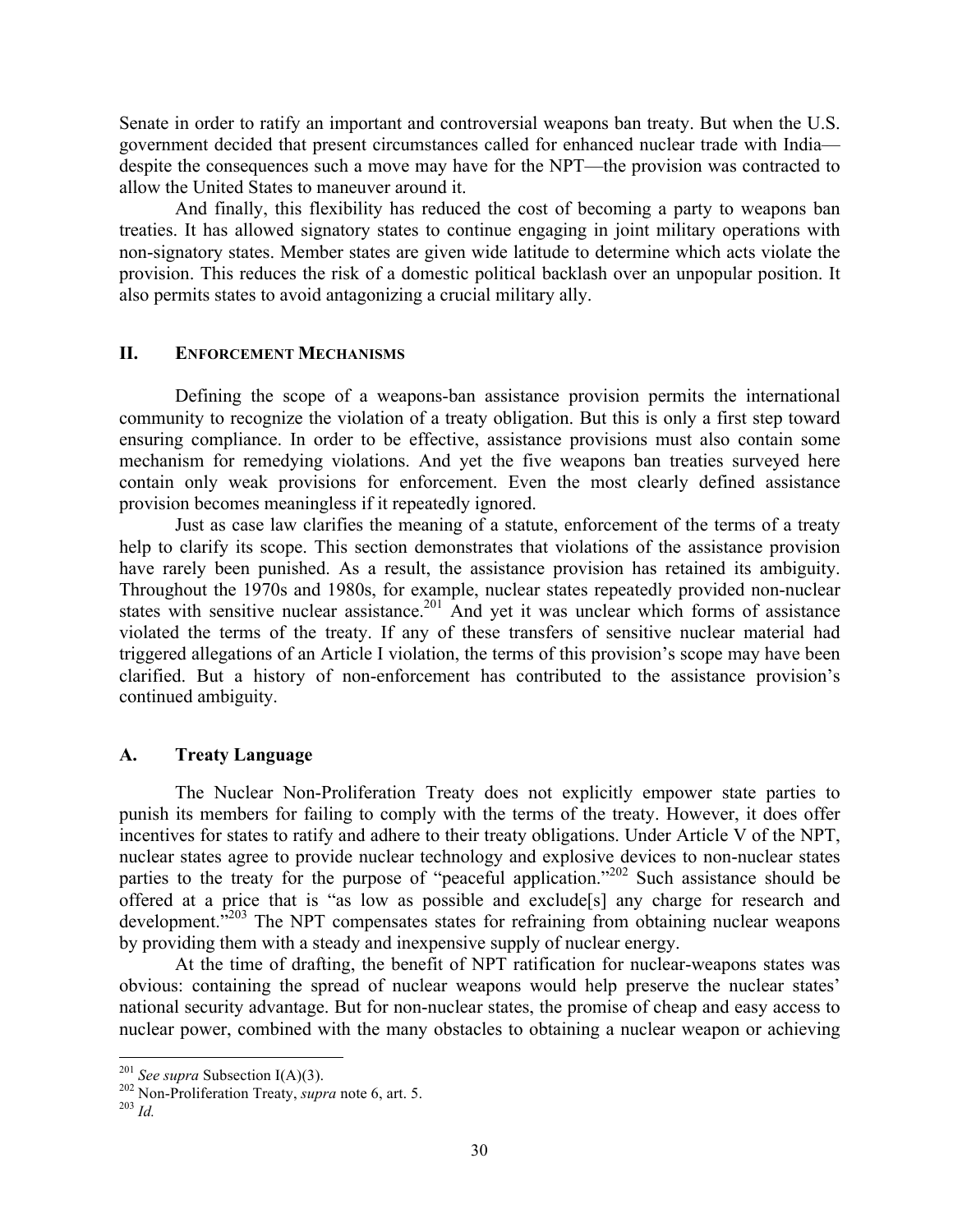Senate in order to ratify an important and controversial weapons ban treaty. But when the U.S. government decided that present circumstances called for enhanced nuclear trade with India—despite the consequences such a move may have for the NPT—the provision was contracted to allow the United States to maneuver around it.

And finally, this flexibility has reduced the cost of becoming a party to weapons ban treaties. It has allowed signatory states to continue engaging in joint military operations with non-signatory states. Member states are given wide latitude to determine which acts violate the provision. This reduces the risk of a domestic political backlash over an unpopular position. It also permits states to avoid antagonizing a crucial military ally.

## II. ENFORCEMENT MECHANISMS

Defining the scope of a weapons-ban assistance provision permits the international community to recognize the violation of a treaty obligation. But this is only a first step toward ensuring compliance. In order to be effective, assistance provisions must also contain some mechanism for remedying violations. And yet the five weapons ban treaties surveyed here contain only weak provisions for enforcement. Even the most clearly defined assistance provision becomes meaningless if it repeatedly ignored.

Just as case law clarifies the meaning of a statute, enforcement of the terms of a treaty help to clarify its scope. This section demonstrates that violations of the assistance provision have rarely been punished. As a result, the assistance provision has retained its ambiguity. Throughout the 1970s and 1980s, for example, nuclear states repeatedly provided non-nuclear states with sensitive nuclear assistance.[201] And yet it was unclear which forms of assistance violated the terms of the treaty. If any of these transfers of sensitive nuclear material had triggered allegations of an Article I violation, the terms of this provision's scope may have been clarified. But a history of non-enforcement has contributed to the assistance provision's continued ambiguity.

### A. Treaty Language

The Nuclear Non-Proliferation Treaty does not explicitly empower state parties to punish its members for failing to comply with the terms of the treaty. However, it does offer incentives for states to ratify and adhere to their treaty obligations. Under Article V of the NPT, nuclear states agree to provide nuclear technology and explosive devices to non-nuclear states parties to the treaty for the purpose of "peaceful application."[202] Such assistance should be offered at a price that is "as low as possible and exclude[s] any charge for research and development."[203] The NPT compensates states for refraining from obtaining nuclear weapons by providing them with a steady and inexpensive supply of nuclear energy.

At the time of drafting, the benefit of NPT ratification for nuclear-weapons states was obvious: containing the spread of nuclear weapons would help preserve the nuclear states' national security advantage. But for non-nuclear states, the promise of cheap and easy access to nuclear power, combined with the many obstacles to obtaining a nuclear weapon or achieving

---

[201] *See supra* Subsection I(A)(3).

[202] Non-Proliferation Treaty, *supra* note 6, art. 5.

[203] *Id.*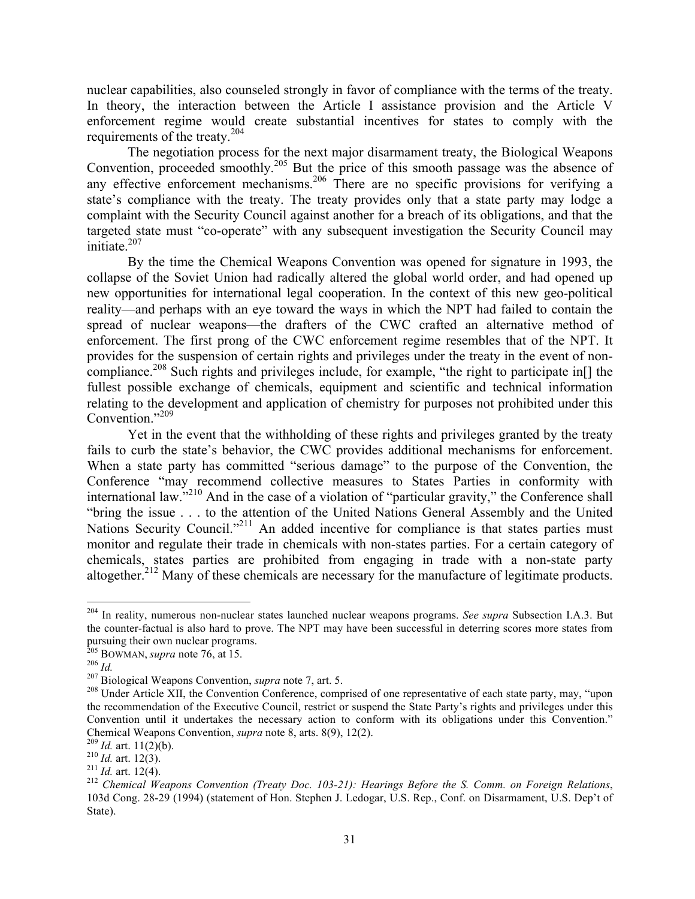nuclear capabilities, also counseled strongly in favor of compliance with the terms of the treaty. In theory, the interaction between the Article I assistance provision and the Article V enforcement regime would create substantial incentives for states to comply with the requirements of the treaty.[204]

The negotiation process for the next major disarmament treaty, the Biological Weapons Convention, proceeded smoothly.[205] But the price of this smooth passage was the absence of any effective enforcement mechanisms.[206] There are no specific provisions for verifying a state's compliance with the treaty. The treaty provides only that a state party may lodge a complaint with the Security Council against another for a breach of its obligations, and that the targeted state must "co-operate" with any subsequent investigation the Security Council may initiate.[207]

By the time the Chemical Weapons Convention was opened for signature in 1993, the collapse of the Soviet Union had radically altered the global world order, and had opened up new opportunities for international legal cooperation. In the context of this new geo-political reality—and perhaps with an eye toward the ways in which the NPT had failed to contain the spread of nuclear weapons—the drafters of the CWC crafted an alternative method of enforcement. The first prong of the CWC enforcement regime resembles that of the NPT. It provides for the suspension of certain rights and privileges under the treaty in the event of non-compliance.[208] Such rights and privileges include, for example, "the right to participate in[] the fullest possible exchange of chemicals, equipment and scientific and technical information relating to the development and application of chemistry for purposes not prohibited under this Convention."[209]

Yet in the event that the withholding of these rights and privileges granted by the treaty fails to curb the state's behavior, the CWC provides additional mechanisms for enforcement. When a state party has committed "serious damage" to the purpose of the Convention, the Conference "may recommend collective measures to States Parties in conformity with international law."[210] And in the case of a violation of "particular gravity," the Conference shall "bring the issue . . . to the attention of the United Nations General Assembly and the United Nations Security Council."[211] An added incentive for compliance is that states parties must monitor and regulate their trade in chemicals with non-states parties. For a certain category of chemicals, states parties are prohibited from engaging in trade with a non-state party altogether.[212] Many of these chemicals are necessary for the manufacture of legitimate products.

---

[204] In reality, numerous non-nuclear states launched nuclear weapons programs. *See supra* Subsection I.A.3. But the counter-factual is also hard to prove. The NPT may have been successful in deterring scores more states from pursuing their own nuclear programs.

[205] BOWMAN, *supra* note 76, at 15.

[206] *Id.*

[207] Biological Weapons Convention, *supra* note 7, art. 5.

[208] Under Article XII, the Convention Conference, comprised of one representative of each state party, may, "upon the recommendation of the Executive Council, restrict or suspend the State Party's rights and privileges under this Convention until it undertakes the necessary action to conform with its obligations under this Convention." Chemical Weapons Convention, *supra* note 8, arts. 8(9), 12(2).

[209] *Id.* art. 11(2)(b).

[210] *Id.* art. 12(3).

[211] *Id.* art. 12(4).

[212] *Chemical Weapons Convention (Treaty Doc. 103-21): Hearings Before the S. Comm. on Foreign Relations*, 103d Cong. 28-29 (1994) (statement of Hon. Stephen J. Ledogar, U.S. Rep., Conf. on Disarmament, U.S. Dep't of State).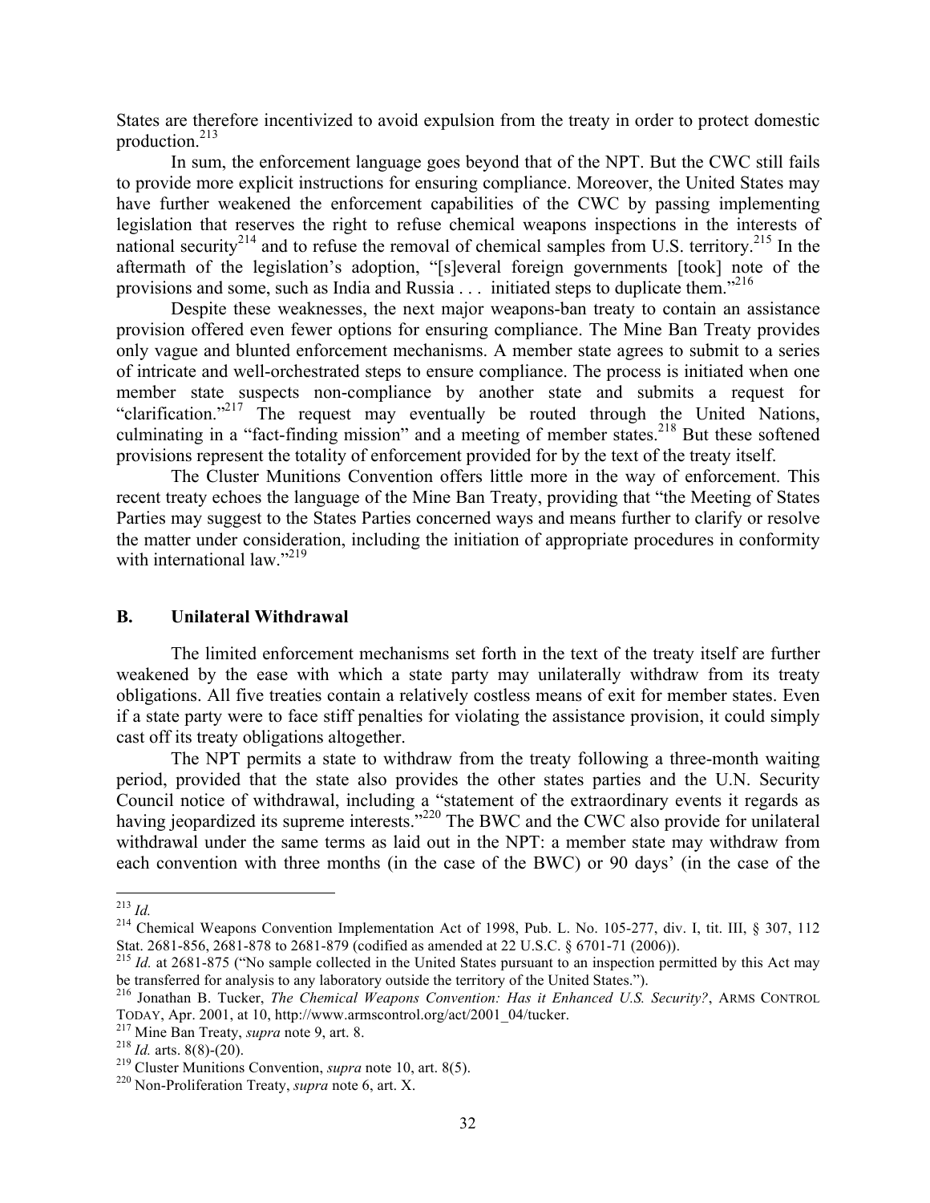States are therefore incentivized to avoid expulsion from the treaty in order to protect domestic production.[213]

In sum, the enforcement language goes beyond that of the NPT. But the CWC still fails to provide more explicit instructions for ensuring compliance. Moreover, the United States may have further weakened the enforcement capabilities of the CWC by passing implementing legislation that reserves the right to refuse chemical weapons inspections in the interests of national security[214] and to refuse the removal of chemical samples from U.S. territory.[215] In the aftermath of the legislation's adoption, "[s]everal foreign governments [took] note of the provisions and some, such as India and Russia . . . initiated steps to duplicate them."[216]

Despite these weaknesses, the next major weapons-ban treaty to contain an assistance provision offered even fewer options for ensuring compliance. The Mine Ban Treaty provides only vague and blunted enforcement mechanisms. A member state agrees to submit to a series of intricate and well-orchestrated steps to ensure compliance. The process is initiated when one member state suspects non-compliance by another state and submits a request for "clarification."[217] The request may eventually be routed through the United Nations, culminating in a "fact-finding mission" and a meeting of member states.[218] But these softened provisions represent the totality of enforcement provided for by the text of the treaty itself.

The Cluster Munitions Convention offers little more in the way of enforcement. This recent treaty echoes the language of the Mine Ban Treaty, providing that "the Meeting of States Parties may suggest to the States Parties concerned ways and means further to clarify or resolve the matter under consideration, including the initiation of appropriate procedures in conformity with international law."[219]

## B. Unilateral Withdrawal

The limited enforcement mechanisms set forth in the text of the treaty itself are further weakened by the ease with which a state party may unilaterally withdraw from its treaty obligations. All five treaties contain a relatively costless means of exit for member states. Even if a state party were to face stiff penalties for violating the assistance provision, it could simply cast off its treaty obligations altogether.

The NPT permits a state to withdraw from the treaty following a three-month waiting period, provided that the state also provides the other states parties and the U.N. Security Council notice of withdrawal, including a "statement of the extraordinary events it regards as having jeopardized its supreme interests."[220] The BWC and the CWC also provide for unilateral withdrawal under the same terms as laid out in the NPT: a member state may withdraw from each convention with three months (in the case of the BWC) or 90 days' (in the case of the

---

[213] *Id.*

[214] Chemical Weapons Convention Implementation Act of 1998, Pub. L. No. 105-277, div. I, tit. III, § 307, 112 Stat. 2681-856, 2681-878 to 2681-879 (codified as amended at 22 U.S.C. § 6701-71 (2006)).

[215] *Id.* at 2681-875 ("No sample collected in the United States pursuant to an inspection permitted by this Act may be transferred for analysis to any laboratory outside the territory of the United States.").

[216] Jonathan B. Tucker, *The Chemical Weapons Convention: Has it Enhanced U.S. Security?*, ARMS CONTROL TODAY, Apr. 2001, at 10, http://www.armscontrol.org/act/2001_04/tucker.

[217] Mine Ban Treaty, *supra* note 9, art. 8.

[218] *Id.* arts. 8(8)-(20).

[219] Cluster Munitions Convention, *supra* note 10, art. 8(5).

[220] Non-Proliferation Treaty, *supra* note 6, art. X.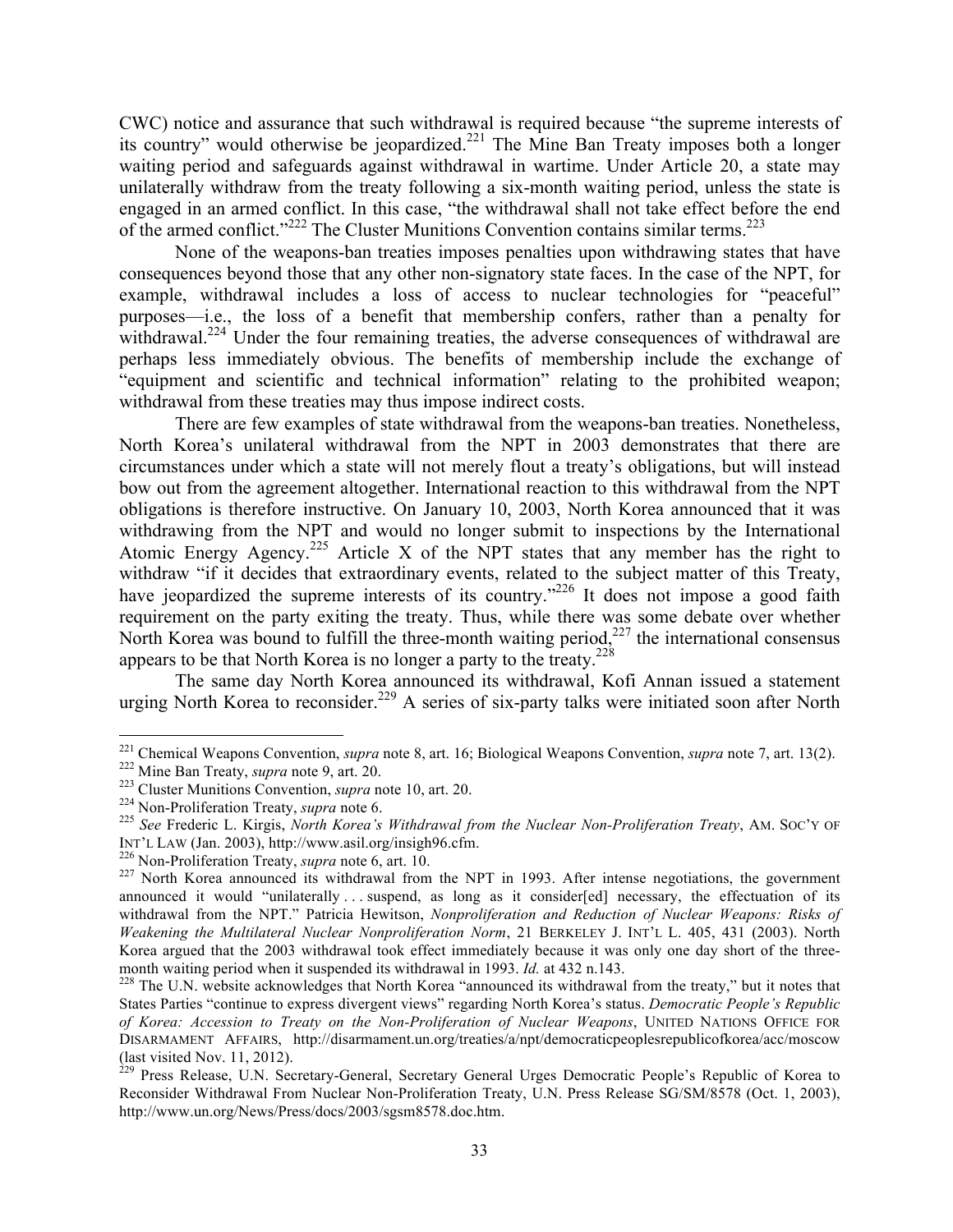CWC) notice and assurance that such withdrawal is required because "the supreme interests of its country" would otherwise be jeopardized.[221] The Mine Ban Treaty imposes both a longer waiting period and safeguards against withdrawal in wartime. Under Article 20, a state may unilaterally withdraw from the treaty following a six-month waiting period, unless the state is engaged in an armed conflict. In this case, "the withdrawal shall not take effect before the end of the armed conflict."[222] The Cluster Munitions Convention contains similar terms.[223]

None of the weapons-ban treaties imposes penalties upon withdrawing states that have consequences beyond those that any other non-signatory state faces. In the case of the NPT, for example, withdrawal includes a loss of access to nuclear technologies for "peaceful" purposes—i.e., the loss of a benefit that membership confers, rather than a penalty for withdrawal.[224] Under the four remaining treaties, the adverse consequences of withdrawal are perhaps less immediately obvious. The benefits of membership include the exchange of "equipment and scientific and technical information" relating to the prohibited weapon; withdrawal from these treaties may thus impose indirect costs.

There are few examples of state withdrawal from the weapons-ban treaties. Nonetheless, North Korea's unilateral withdrawal from the NPT in 2003 demonstrates that there are circumstances under which a state will not merely flout a treaty's obligations, but will instead bow out from the agreement altogether. International reaction to this withdrawal from the NPT obligations is therefore instructive. On January 10, 2003, North Korea announced that it was withdrawing from the NPT and would no longer submit to inspections by the International Atomic Energy Agency.[225] Article X of the NPT states that any member has the right to withdraw "if it decides that extraordinary events, related to the subject matter of this Treaty, have jeopardized the supreme interests of its country."[226] It does not impose a good faith requirement on the party exiting the treaty. Thus, while there was some debate over whether North Korea was bound to fulfill the three-month waiting period,[227] the international consensus appears to be that North Korea is no longer a party to the treaty.[228]

The same day North Korea announced its withdrawal, Kofi Annan issued a statement urging North Korea to reconsider.[229] A series of six-party talks were initiated soon after North

---

[221] Chemical Weapons Convention, *supra* note 8, art. 16; Biological Weapons Convention, *supra* note 7, art. 13(2).

[222] Mine Ban Treaty, *supra* note 9, art. 20.

[223] Cluster Munitions Convention, *supra* note 10, art. 20.

[224] Non-Proliferation Treaty, *supra* note 6.

[225] *See* Frederic L. Kirgis, *North Korea's Withdrawal from the Nuclear Non-Proliferation Treaty*, AM. SOC'Y OF INT'L LAW (Jan. 2003), http://www.asil.org/insigh96.cfm.

[226] Non-Proliferation Treaty, *supra* note 6, art. 10.

[227] North Korea announced its withdrawal from the NPT in 1993. After intense negotiations, the government announced it would "unilaterally . . . suspend, as long as it consider[ed] necessary, the effectuation of its withdrawal from the NPT." Patricia Hewitson, *Nonproliferation and Reduction of Nuclear Weapons: Risks of Weakening the Multilateral Nuclear Nonproliferation Norm*, 21 BERKELEY J. INT'L L. 405, 431 (2003). North Korea argued that the 2003 withdrawal took effect immediately because it was only one day short of the three-month waiting period when it suspended its withdrawal in 1993. *Id.* at 432 n.143.

[228] The U.N. website acknowledges that North Korea "announced its withdrawal from the treaty," but it notes that States Parties "continue to express divergent views" regarding North Korea's status. *Democratic People's Republic of Korea: Accession to Treaty on the Non-Proliferation of Nuclear Weapons*, UNITED NATIONS OFFICE FOR DISARMAMENT AFFAIRS, http://disarmament.un.org/treaties/a/npt/democraticpeoplesrepublicofkorea/acc/moscow (last visited Nov. 11, 2012).

[229] Press Release, U.N. Secretary-General, Secretary General Urges Democratic People's Republic of Korea to Reconsider Withdrawal From Nuclear Non-Proliferation Treaty, U.N. Press Release SG/SM/8578 (Oct. 1, 2003), http://www.un.org/News/Press/docs/2003/sgsm8578.doc.htm.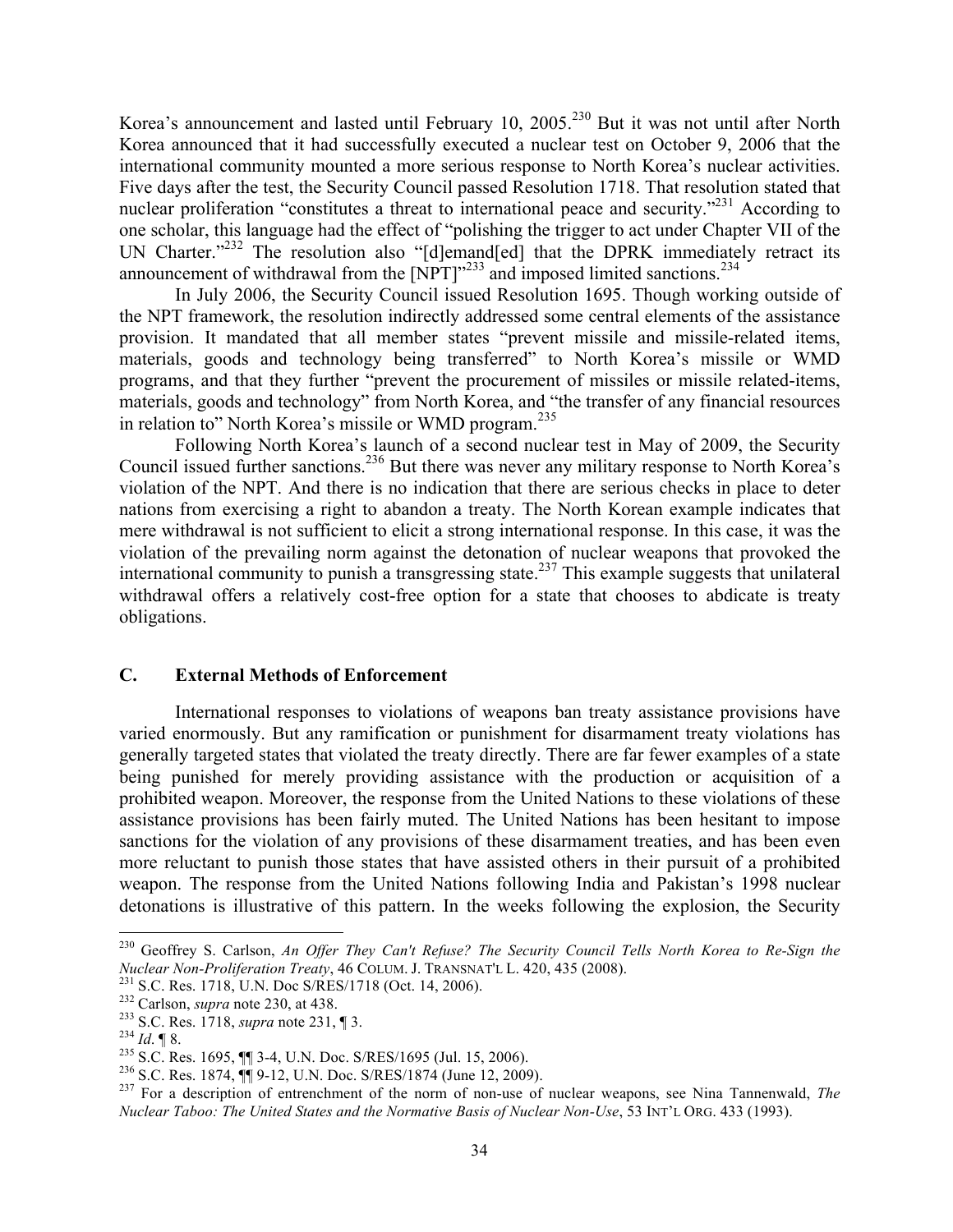Korea's announcement and lasted until February 10, 2005.[230] But it was not until after North Korea announced that it had successfully executed a nuclear test on October 9, 2006 that the international community mounted a more serious response to North Korea's nuclear activities. Five days after the test, the Security Council passed Resolution 1718. That resolution stated that nuclear proliferation "constitutes a threat to international peace and security."[231] According to one scholar, this language had the effect of "polishing the trigger to act under Chapter VII of the UN Charter."[232] The resolution also "[d]emand[ed] that the DPRK immediately retract its announcement of withdrawal from the [NPT]"[233] and imposed limited sanctions.[234]

In July 2006, the Security Council issued Resolution 1695. Though working outside of the NPT framework, the resolution indirectly addressed some central elements of the assistance provision. It mandated that all member states "prevent missile and missile-related items, materials, goods and technology being transferred" to North Korea's missile or WMD programs, and that they further "prevent the procurement of missiles or missile related-items, materials, goods and technology" from North Korea, and "the transfer of any financial resources in relation to" North Korea's missile or WMD program.[235]

Following North Korea's launch of a second nuclear test in May of 2009, the Security Council issued further sanctions.[236] But there was never any military response to North Korea's violation of the NPT. And there is no indication that there are serious checks in place to deter nations from exercising a right to abandon a treaty. The North Korean example indicates that mere withdrawal is not sufficient to elicit a strong international response. In this case, it was the violation of the prevailing norm against the detonation of nuclear weapons that provoked the international community to punish a transgressing state.[237] This example suggests that unilateral withdrawal offers a relatively cost-free option for a state that chooses to abdicate is treaty obligations.

## C. External Methods of Enforcement

International responses to violations of weapons ban treaty assistance provisions have varied enormously. But any ramification or punishment for disarmament treaty violations has generally targeted states that violated the treaty directly. There are far fewer examples of a state being punished for merely providing assistance with the production or acquisition of a prohibited weapon. Moreover, the response from the United Nations to these violations of these assistance provisions has been fairly muted. The United Nations has been hesitant to impose sanctions for the violation of any provisions of these disarmament treaties, and has been even more reluctant to punish those states that have assisted others in their pursuit of a prohibited weapon. The response from the United Nations following India and Pakistan's 1998 nuclear detonations is illustrative of this pattern. In the weeks following the explosion, the Security

---

[230] Geoffrey S. Carlson, *An Offer They Can't Refuse? The Security Council Tells North Korea to Re-Sign the Nuclear Non-Proliferation Treaty*, 46 COLUM. J. TRANSNAT'L L. 420, 435 (2008).

[231] S.C. Res. 1718, U.N. Doc S/RES/1718 (Oct. 14, 2006).

[232] Carlson, *supra* note 230, at 438.

[233] S.C. Res. 1718, *supra* note 231, ¶ 3.

[234] *Id*. ¶ 8.

[235] S.C. Res. 1695, ¶¶ 3-4, U.N. Doc. S/RES/1695 (Jul. 15, 2006).

[236] S.C. Res. 1874, ¶¶ 9-12, U.N. Doc. S/RES/1874 (June 12, 2009).

[237] For a description of entrenchment of the norm of non-use of nuclear weapons, see Nina Tannenwald, *The Nuclear Taboo: The United States and the Normative Basis of Nuclear Non-Use*, 53 INT'L ORG. 433 (1993).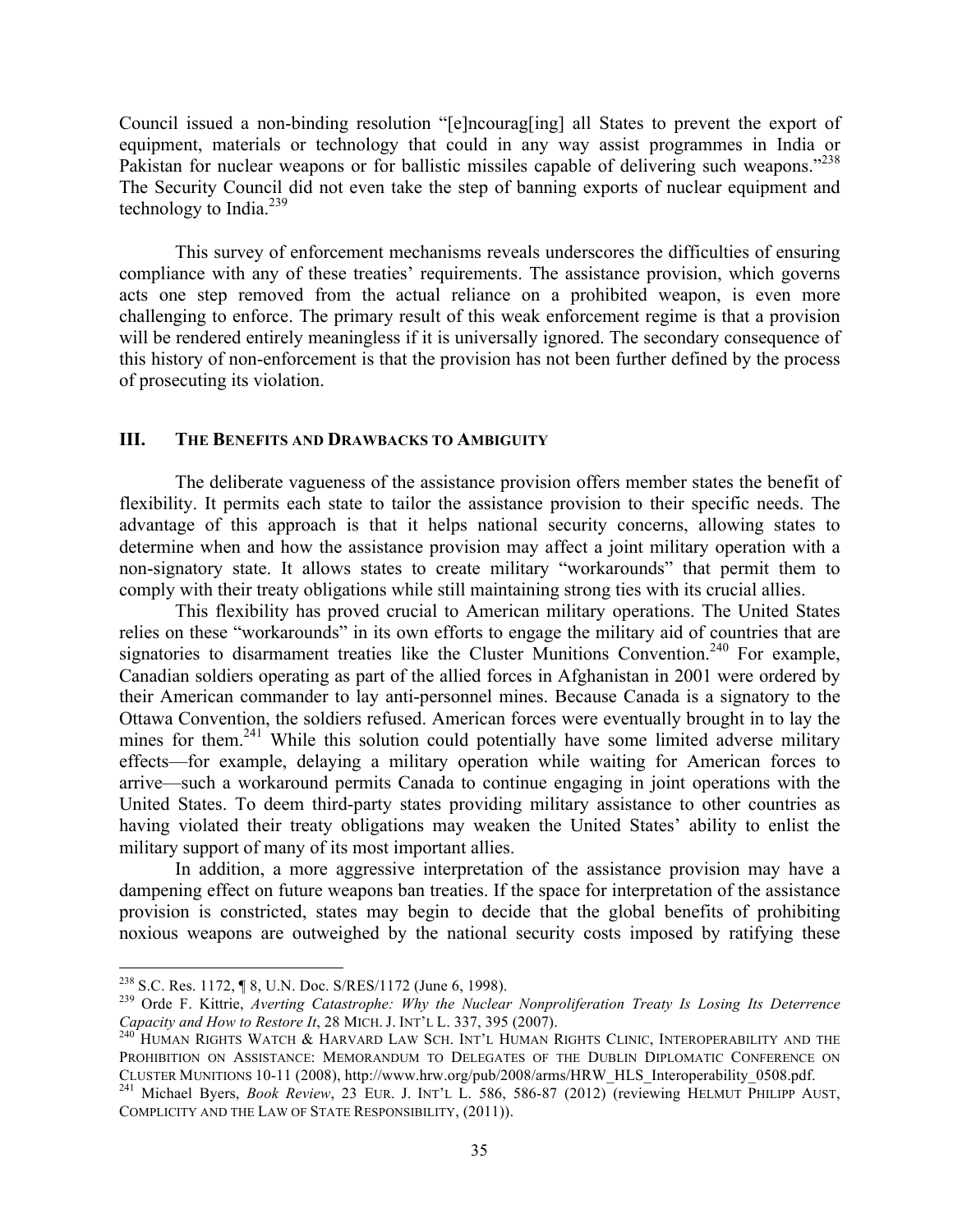Council issued a non-binding resolution "[e]ncourag[ing] all States to prevent the export of equipment, materials or technology that could in any way assist programmes in India or Pakistan for nuclear weapons or for ballistic missiles capable of delivering such weapons."[238] The Security Council did not even take the step of banning exports of nuclear equipment and technology to India.[239]

This survey of enforcement mechanisms reveals underscores the difficulties of ensuring compliance with any of these treaties' requirements. The assistance provision, which governs acts one step removed from the actual reliance on a prohibited weapon, is even more challenging to enforce. The primary result of this weak enforcement regime is that a provision will be rendered entirely meaningless if it is universally ignored. The secondary consequence of this history of non-enforcement is that the provision has not been further defined by the process of prosecuting its violation.

## III. THE BENEFITS AND DRAWBACKS TO AMBIGUITY

The deliberate vagueness of the assistance provision offers member states the benefit of flexibility. It permits each state to tailor the assistance provision to their specific needs. The advantage of this approach is that it helps national security concerns, allowing states to determine when and how the assistance provision may affect a joint military operation with a non-signatory state. It allows states to create military "workarounds" that permit them to comply with their treaty obligations while still maintaining strong ties with its crucial allies.

This flexibility has proved crucial to American military operations. The United States relies on these "workarounds" in its own efforts to engage the military aid of countries that are signatories to disarmament treaties like the Cluster Munitions Convention.[240] For example, Canadian soldiers operating as part of the allied forces in Afghanistan in 2001 were ordered by their American commander to lay anti-personnel mines. Because Canada is a signatory to the Ottawa Convention, the soldiers refused. American forces were eventually brought in to lay the mines for them.[241] While this solution could potentially have some limited adverse military effects—for example, delaying a military operation while waiting for American forces to arrive—such a workaround permits Canada to continue engaging in joint operations with the United States. To deem third-party states providing military assistance to other countries as having violated their treaty obligations may weaken the United States' ability to enlist the military support of many of its most important allies.

In addition, a more aggressive interpretation of the assistance provision may have a dampening effect on future weapons ban treaties. If the space for interpretation of the assistance provision is constricted, states may begin to decide that the global benefits of prohibiting noxious weapons are outweighed by the national security costs imposed by ratifying these

---

[238] S.C. Res. 1172, ¶ 8, U.N. Doc. S/RES/1172 (June 6, 1998).

[239] Orde F. Kittrie, *Averting Catastrophe: Why the Nuclear Nonproliferation Treaty Is Losing Its Deterrence Capacity and How to Restore It*, 28 MICH. J. INT'L L. 337, 395 (2007).

[240] HUMAN RIGHTS WATCH & HARVARD LAW SCH. INT'L HUMAN RIGHTS CLINIC, INTEROPERABILITY AND THE PROHIBITION ON ASSISTANCE: MEMORANDUM TO DELEGATES OF THE DUBLIN DIPLOMATIC CONFERENCE ON CLUSTER MUNITIONS 10-11 (2008), http://www.hrw.org/pub/2008/arms/HRW_HLS_Interoperability_0508.pdf.

[241] Michael Byers, *Book Review*, 23 EUR. J. INT'L L. 586, 586-87 (2012) (reviewing HELMUT PHILIPP AUST, COMPLICITY AND THE LAW OF STATE RESPONSIBILITY, (2011)).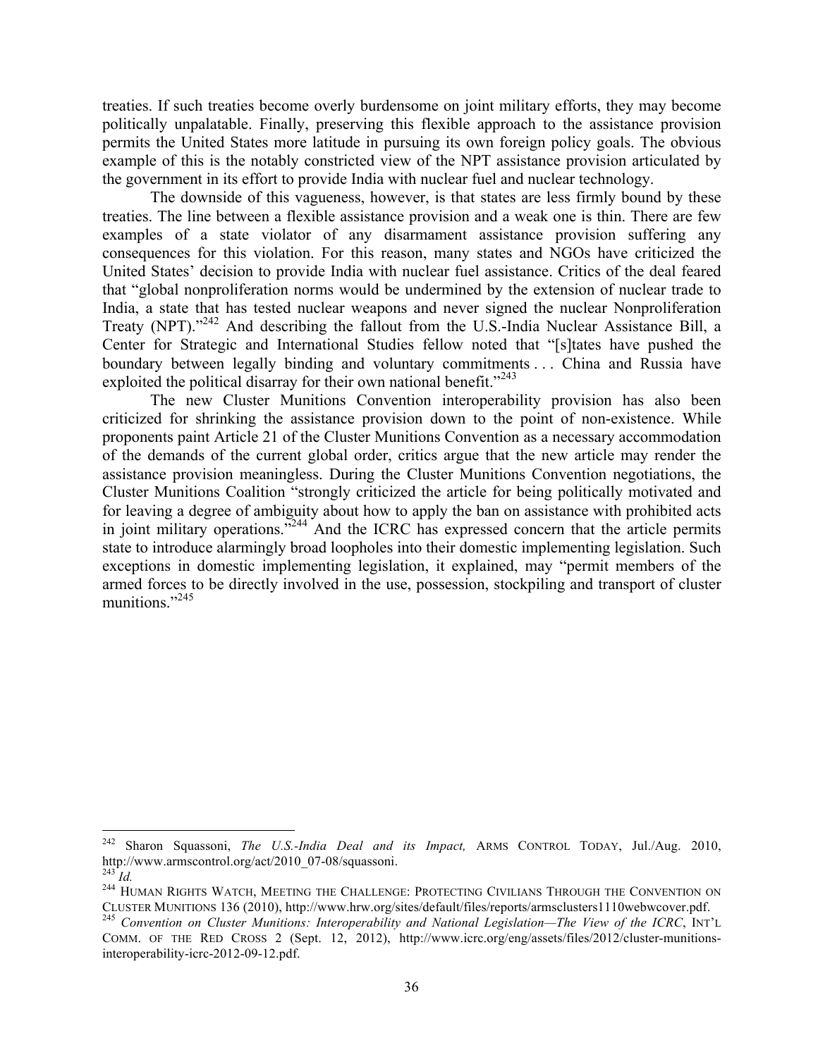treaties. If such treaties become overly burdensome on joint military efforts, they may become politically unpalatable. Finally, preserving this flexible approach to the assistance provision permits the United States more latitude in pursuing its own foreign policy goals. The obvious example of this is the notably constricted view of the NPT assistance provision articulated by the government in its effort to provide India with nuclear fuel and nuclear technology.

The downside of this vagueness, however, is that states are less firmly bound by these treaties. The line between a flexible assistance provision and a weak one is thin. There are few examples of a state violator of any disarmament assistance provision suffering any consequences for this violation. For this reason, many states and NGOs have criticized the United States' decision to provide India with nuclear fuel assistance. Critics of the deal feared that "global nonproliferation norms would be undermined by the extension of nuclear trade to India, a state that has tested nuclear weapons and never signed the nuclear Nonproliferation Treaty (NPT)."[242] And describing the fallout from the U.S.-India Nuclear Assistance Bill, a Center for Strategic and International Studies fellow noted that "[s]tates have pushed the boundary between legally binding and voluntary commitments . . . China and Russia have exploited the political disarray for their own national benefit."[243]

The new Cluster Munitions Convention interoperability provision has also been criticized for shrinking the assistance provision down to the point of non-existence. While proponents paint Article 21 of the Cluster Munitions Convention as a necessary accommodation of the demands of the current global order, critics argue that the new article may render the assistance provision meaningless. During the Cluster Munitions Convention negotiations, the Cluster Munitions Coalition "strongly criticized the article for being politically motivated and for leaving a degree of ambiguity about how to apply the ban on assistance with prohibited acts in joint military operations."[244] And the ICRC has expressed concern that the article permits state to introduce alarmingly broad loopholes into their domestic implementing legislation. Such exceptions in domestic implementing legislation, it explained, may "permit members of the armed forces to be directly involved in the use, possession, stockpiling and transport of cluster munitions."[245]

---

[242] Sharon Squassoni, *The U.S.-India Deal and its Impact,* ARMS CONTROL TODAY, Jul./Aug. 2010, http://www.armscontrol.org/act/2010_07-08/squassoni.

[243] *Id.*

[244] HUMAN RIGHTS WATCH, MEETING THE CHALLENGE: PROTECTING CIVILIANS THROUGH THE CONVENTION ON CLUSTER MUNITIONS 136 (2010), http://www.hrw.org/sites/default/files/reports/armsclusters1110webwcover.pdf.

[245] *Convention on Cluster Munitions: Interoperability and National Legislation—The View of the ICRC*, INT'L COMM. OF THE RED CROSS 2 (Sept. 12, 2012), http://www.icrc.org/eng/assets/files/2012/cluster-munitions-interoperability-icrc-2012-09-12.pdf.